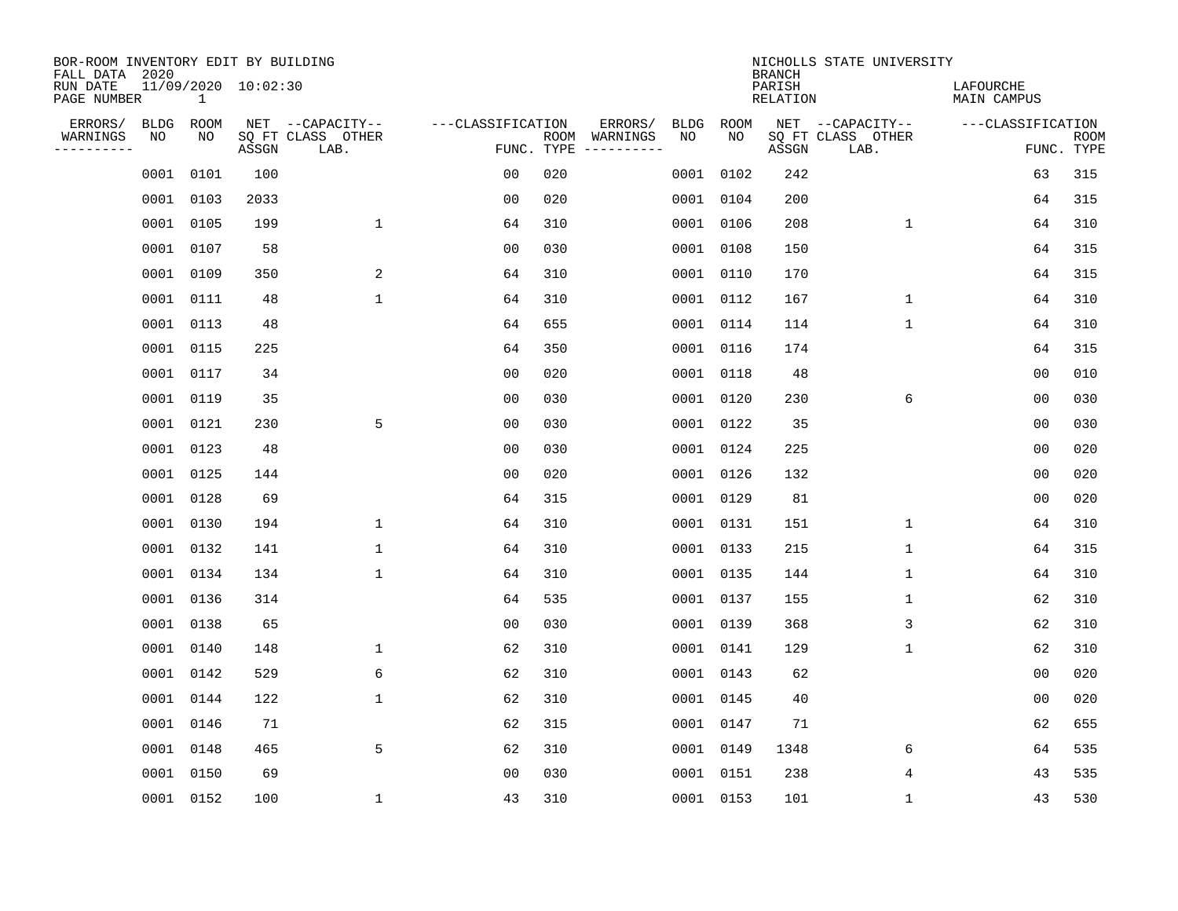BOR-ROOM INVENTORY EDIT BY BUILDING
FALL DATA 2020
RUN DATE 11/09/2020 10:02:30
PAGE NUMBER 1

NICHOLLS STATE UNIVERSITY
BRANCH
PARISH LAFOURCHE
RELATION MAIN CAMPUS

| ERRORS/ WARNINGS | BLDG NO | ROOM NO | NET SQ FT ASSGN | CAPACITY CLASS LAB. | CAPACITY OTHER | CLASSIFICATION FUNC. | ROOM TYPE | ERRORS/ WARNINGS | BLDG NO | ROOM NO | NET SQ FT ASSGN | CAPACITY CLASS LAB. | CAPACITY OTHER | CLASSIFICATION FUNC. | ROOM TYPE |
|---|---|---|---|---|---|---|---|---|---|---|---|---|---|---|---|
| | 0001 | 0101 | 100 | | | 00 | 020 | | 0001 | 0102 | 242 | | | 63 | 315 |
| | 0001 | 0103 | 2033 | | | 00 | 020 | | 0001 | 0104 | 200 | | | 64 | 315 |
| | 0001 | 0105 | 199 | | 1 | 64 | 310 | | 0001 | 0106 | 208 | | 1 | 64 | 310 |
| | 0001 | 0107 | 58 | | | 00 | 030 | | 0001 | 0108 | 150 | | | 64 | 315 |
| | 0001 | 0109 | 350 | | 2 | 64 | 310 | | 0001 | 0110 | 170 | | | 64 | 315 |
| | 0001 | 0111 | 48 | | 1 | 64 | 310 | | 0001 | 0112 | 167 | | 1 | 64 | 310 |
| | 0001 | 0113 | 48 | | | 64 | 655 | | 0001 | 0114 | 114 | | 1 | 64 | 310 |
| | 0001 | 0115 | 225 | | | 64 | 350 | | 0001 | 0116 | 174 | | | 64 | 315 |
| | 0001 | 0117 | 34 | | | 00 | 020 | | 0001 | 0118 | 48 | | | 00 | 010 |
| | 0001 | 0119 | 35 | | | 00 | 030 | | 0001 | 0120 | 230 | | 6 | 00 | 030 |
| | 0001 | 0121 | 230 | | 5 | 00 | 030 | | 0001 | 0122 | 35 | | | 00 | 030 |
| | 0001 | 0123 | 48 | | | 00 | 030 | | 0001 | 0124 | 225 | | | 00 | 020 |
| | 0001 | 0125 | 144 | | | 00 | 020 | | 0001 | 0126 | 132 | | | 00 | 020 |
| | 0001 | 0128 | 69 | | | 64 | 315 | | 0001 | 0129 | 81 | | | 00 | 020 |
| | 0001 | 0130 | 194 | | 1 | 64 | 310 | | 0001 | 0131 | 151 | | 1 | 64 | 310 |
| | 0001 | 0132 | 141 | | 1 | 64 | 310 | | 0001 | 0133 | 215 | | 1 | 64 | 315 |
| | 0001 | 0134 | 134 | | 1 | 64 | 310 | | 0001 | 0135 | 144 | | 1 | 64 | 310 |
| | 0001 | 0136 | 314 | | | 64 | 535 | | 0001 | 0137 | 155 | | 1 | 62 | 310 |
| | 0001 | 0138 | 65 | | | 00 | 030 | | 0001 | 0139 | 368 | | 3 | 62 | 310 |
| | 0001 | 0140 | 148 | | 1 | 62 | 310 | | 0001 | 0141 | 129 | | 1 | 62 | 310 |
| | 0001 | 0142 | 529 | | 6 | 62 | 310 | | 0001 | 0143 | 62 | | | 00 | 020 |
| | 0001 | 0144 | 122 | | 1 | 62 | 310 | | 0001 | 0145 | 40 | | | 00 | 020 |
| | 0001 | 0146 | 71 | | | 62 | 315 | | 0001 | 0147 | 71 | | | 62 | 655 |
| | 0001 | 0148 | 465 | | 5 | 62 | 310 | | 0001 | 0149 | 1348 | | 6 | 64 | 535 |
| | 0001 | 0150 | 69 | | | 00 | 030 | | 0001 | 0151 | 238 | | 4 | 43 | 535 |
| | 0001 | 0152 | 100 | | 1 | 43 | 310 | | 0001 | 0153 | 101 | | 1 | 43 | 530 |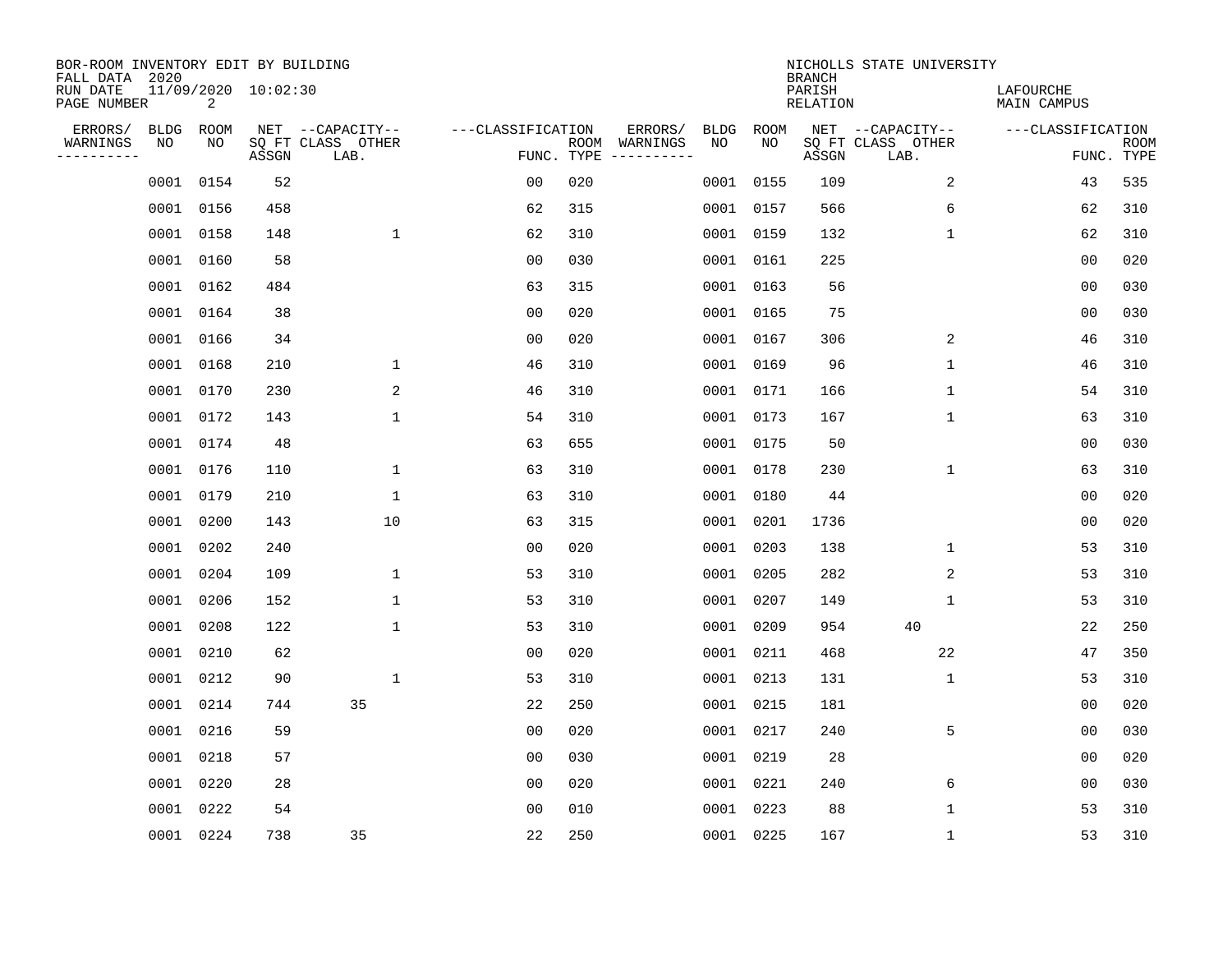BOR-ROOM INVENTORY EDIT BY BUILDING
FALL DATA 2020
RUN DATE 11/09/2020 10:02:30
PAGE NUMBER 2

NICHOLLS STATE UNIVERSITY
BRANCH
PARISH LAFOURCHE
RELATION MAIN CAMPUS

| ERRORS/ WARNINGS | BLDG NO | ROOM NO | NET SQ FT ASSGN | CAPACITY CLASS | CAPACITY LAB. OTHER | CLASSIFICATION FUNC. | ROOM TYPE | ERRORS/ WARNINGS | BLDG NO | ROOM NO | NET SQ FT ASSGN | CAPACITY CLASS | CAPACITY LAB. OTHER | CLASSIFICATION FUNC. | ROOM TYPE |
|---|---|---|---|---|---|---|---|---|---|---|---|---|---|---|---|
| | 0001 | 0154 | 52 | | | 00 | 020 | | 0001 | 0155 | 109 | | 2 | 43 | 535 |
| | 0001 | 0156 | 458 | | | 62 | 315 | | 0001 | 0157 | 566 | | 6 | 62 | 310 |
| | 0001 | 0158 | 148 | | 1 | 62 | 310 | | 0001 | 0159 | 132 | | 1 | 62 | 310 |
| | 0001 | 0160 | 58 | | | 00 | 030 | | 0001 | 0161 | 225 | | | 00 | 020 |
| | 0001 | 0162 | 484 | | | 63 | 315 | | 0001 | 0163 | 56 | | | 00 | 030 |
| | 0001 | 0164 | 38 | | | 00 | 020 | | 0001 | 0165 | 75 | | | 00 | 030 |
| | 0001 | 0166 | 34 | | | 00 | 020 | | 0001 | 0167 | 306 | | 2 | 46 | 310 |
| | 0001 | 0168 | 210 | | 1 | 46 | 310 | | 0001 | 0169 | 96 | | 1 | 46 | 310 |
| | 0001 | 0170 | 230 | | 2 | 46 | 310 | | 0001 | 0171 | 166 | | 1 | 54 | 310 |
| | 0001 | 0172 | 143 | | 1 | 54 | 310 | | 0001 | 0173 | 167 | | 1 | 63 | 310 |
| | 0001 | 0174 | 48 | | | 63 | 655 | | 0001 | 0175 | 50 | | | 00 | 030 |
| | 0001 | 0176 | 110 | | 1 | 63 | 310 | | 0001 | 0178 | 230 | | 1 | 63 | 310 |
| | 0001 | 0179 | 210 | | 1 | 63 | 310 | | 0001 | 0180 | 44 | | | 00 | 020 |
| | 0001 | 0200 | 143 | | 10 | 63 | 315 | | 0001 | 0201 | 1736 | | | 00 | 020 |
| | 0001 | 0202 | 240 | | | 00 | 020 | | 0001 | 0203 | 138 | | 1 | 53 | 310 |
| | 0001 | 0204 | 109 | | 1 | 53 | 310 | | 0001 | 0205 | 282 | | 2 | 53 | 310 |
| | 0001 | 0206 | 152 | | 1 | 53 | 310 | | 0001 | 0207 | 149 | | 1 | 53 | 310 |
| | 0001 | 0208 | 122 | | 1 | 53 | 310 | | 0001 | 0209 | 954 | 40 | | 22 | 250 |
| | 0001 | 0210 | 62 | | | 00 | 020 | | 0001 | 0211 | 468 | | 22 | 47 | 350 |
| | 0001 | 0212 | 90 | | 1 | 53 | 310 | | 0001 | 0213 | 131 | | 1 | 53 | 310 |
| | 0001 | 0214 | 744 | 35 | | 22 | 250 | | 0001 | 0215 | 181 | | | 00 | 020 |
| | 0001 | 0216 | 59 | | | 00 | 020 | | 0001 | 0217 | 240 | | 5 | 00 | 030 |
| | 0001 | 0218 | 57 | | | 00 | 030 | | 0001 | 0219 | 28 | | | 00 | 020 |
| | 0001 | 0220 | 28 | | | 00 | 020 | | 0001 | 0221 | 240 | | 6 | 00 | 030 |
| | 0001 | 0222 | 54 | | | 00 | 010 | | 0001 | 0223 | 88 | | 1 | 53 | 310 |
| | 0001 | 0224 | 738 | 35 | | 22 | 250 | | 0001 | 0225 | 167 | | 1 | 53 | 310 |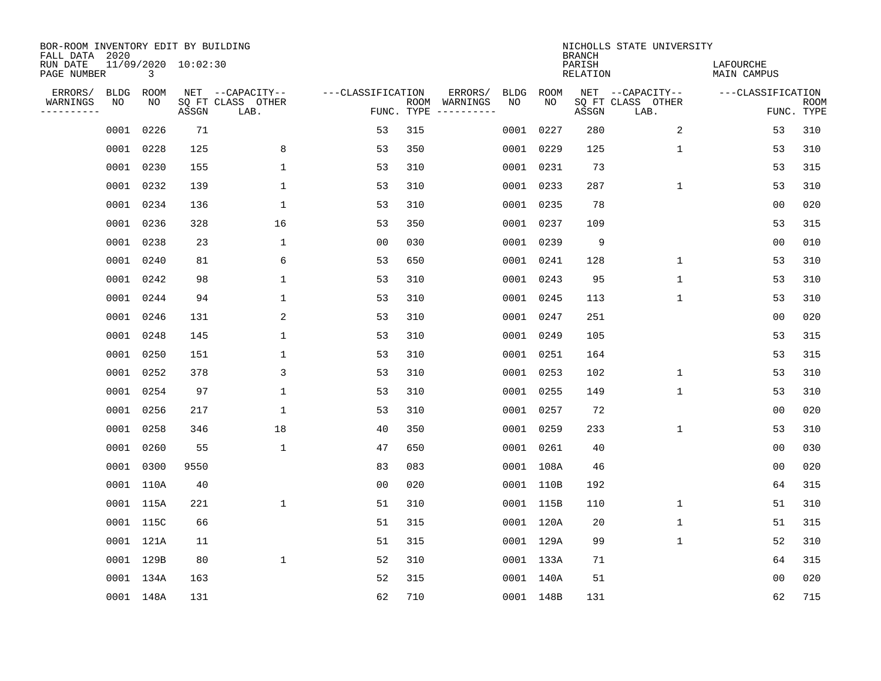BOR-ROOM INVENTORY EDIT BY BUILDING
FALL DATA 2020
RUN DATE 11/09/2020 10:02:30
PAGE NUMBER 3

NICHOLLS STATE UNIVERSITY
BRANCH
PARISH LAFOURCHE
RELATION MAIN CAMPUS

| ERRORS/ WARNINGS | BLDG NO | ROOM NO | NET SQ FT ASSGN | CAPACITY CLASS LAB. | CAPACITY OTHER | CLASSIFICATION FUNC. | ROOM TYPE | ERRORS/ WARNINGS | BLDG NO | ROOM NO | NET SQ FT ASSGN | CAPACITY CLASS LAB. | CAPACITY OTHER | CLASSIFICATION FUNC. | ROOM TYPE |
|---|---|---|---|---|---|---|---|---|---|---|---|---|---|---|---|
| | 0001 | 0226 | 71 | | | 53 | 315 | | 0001 | 0227 | 280 | | 2 | 53 | 310 |
| | 0001 | 0228 | 125 | | 8 | 53 | 350 | | 0001 | 0229 | 125 | | 1 | 53 | 310 |
| | 0001 | 0230 | 155 | | 1 | 53 | 310 | | 0001 | 0231 | 73 | | | 53 | 315 |
| | 0001 | 0232 | 139 | | 1 | 53 | 310 | | 0001 | 0233 | 287 | | 1 | 53 | 310 |
| | 0001 | 0234 | 136 | | 1 | 53 | 310 | | 0001 | 0235 | 78 | | | 00 | 020 |
| | 0001 | 0236 | 328 | | 16 | 53 | 350 | | 0001 | 0237 | 109 | | | 53 | 315 |
| | 0001 | 0238 | 23 | | 1 | 00 | 030 | | 0001 | 0239 | 9 | | | 00 | 010 |
| | 0001 | 0240 | 81 | | 6 | 53 | 650 | | 0001 | 0241 | 128 | | 1 | 53 | 310 |
| | 0001 | 0242 | 98 | | 1 | 53 | 310 | | 0001 | 0243 | 95 | | 1 | 53 | 310 |
| | 0001 | 0244 | 94 | | 1 | 53 | 310 | | 0001 | 0245 | 113 | | 1 | 53 | 310 |
| | 0001 | 0246 | 131 | | 2 | 53 | 310 | | 0001 | 0247 | 251 | | | 00 | 020 |
| | 0001 | 0248 | 145 | | 1 | 53 | 310 | | 0001 | 0249 | 105 | | | 53 | 315 |
| | 0001 | 0250 | 151 | | 1 | 53 | 310 | | 0001 | 0251 | 164 | | | 53 | 315 |
| | 0001 | 0252 | 378 | | 3 | 53 | 310 | | 0001 | 0253 | 102 | | 1 | 53 | 310 |
| | 0001 | 0254 | 97 | | 1 | 53 | 310 | | 0001 | 0255 | 149 | | 1 | 53 | 310 |
| | 0001 | 0256 | 217 | | 1 | 53 | 310 | | 0001 | 0257 | 72 | | | 00 | 020 |
| | 0001 | 0258 | 346 | | 18 | 40 | 350 | | 0001 | 0259 | 233 | | 1 | 53 | 310 |
| | 0001 | 0260 | 55 | | 1 | 47 | 650 | | 0001 | 0261 | 40 | | | 00 | 030 |
| | 0001 | 0300 | 9550 | | | 83 | 083 | | 0001 | 108A | 46 | | | 00 | 020 |
| | 0001 | 110A | 40 | | | 00 | 020 | | 0001 | 110B | 192 | | | 64 | 315 |
| | 0001 | 115A | 221 | | 1 | 51 | 310 | | 0001 | 115B | 110 | | 1 | 51 | 310 |
| | 0001 | 115C | 66 | | | 51 | 315 | | 0001 | 120A | 20 | | 1 | 51 | 315 |
| | 0001 | 121A | 11 | | | 51 | 315 | | 0001 | 129A | 99 | | 1 | 52 | 310 |
| | 0001 | 129B | 80 | | 1 | 52 | 310 | | 0001 | 133A | 71 | | | 64 | 315 |
| | 0001 | 134A | 163 | | | 52 | 315 | | 0001 | 140A | 51 | | | 00 | 020 |
| | 0001 | 148A | 131 | | | 62 | 710 | | 0001 | 148B | 131 | | | 62 | 715 |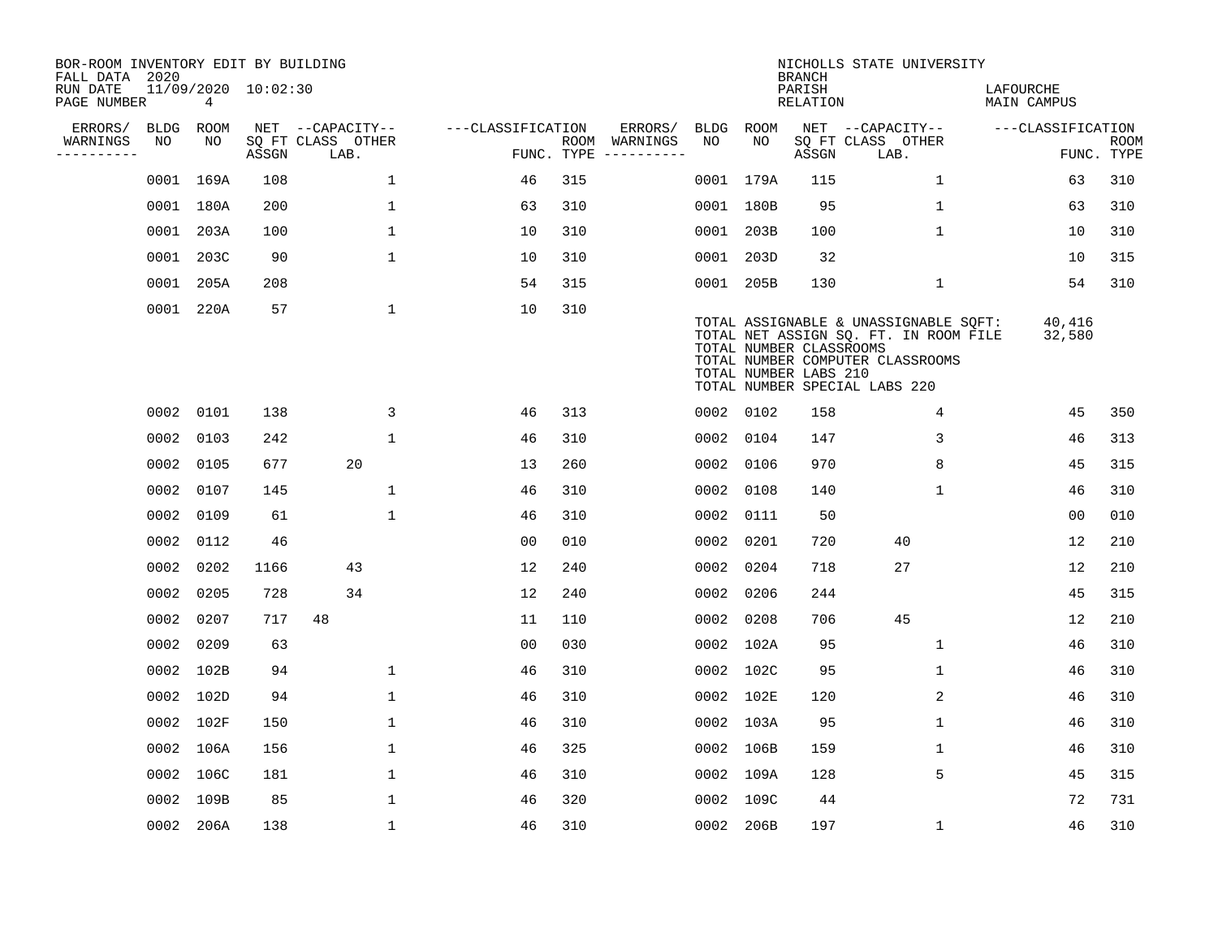BOR-ROOM INVENTORY EDIT BY BUILDING
FALL DATA 2020
RUN DATE 11/09/2020 10:02:30
PAGE NUMBER 4

NICHOLLS STATE UNIVERSITY
BRANCH
PARISH LAFOURCHE
RELATION MAIN CAMPUS

| ERRORS/ WARNINGS | BLDG NO | ROOM NO | NET ASSGN SQ FT | CAPACITY CLASS | CAPACITY LAB. | CAPACITY OTHER | CLASSIFICATION FUNC. | ROOM TYPE | ERRORS/ WARNINGS | BLDG NO | ROOM NO | NET ASSGN SQ FT | CAPACITY CLASS | CAPACITY LAB. | CAPACITY OTHER | CLASSIFICATION FUNC. | ROOM TYPE |
|---|---|---|---|---|---|---|---|---|---|---|---|---|---|---|---|---|---|
| | 0001 | 169A | 108 | | | 1 | 46 | 315 | | 0001 | 179A | 115 | | | 1 | 63 | 310 |
| | 0001 | 180A | 200 | | | 1 | 63 | 310 | | 0001 | 180B | 95 | | | 1 | 63 | 310 |
| | 0001 | 203A | 100 | | | 1 | 10 | 310 | | 0001 | 203B | 100 | | | 1 | 10 | 310 |
| | 0001 | 203C | 90 | | | 1 | 10 | 310 | | 0001 | 203D | 32 | | | | 10 | 315 |
| | 0001 | 205A | 208 | | | | 54 | 315 | | 0001 | 205B | 130 | | | 1 | 54 | 310 |
| | 0001 | 220A | 57 | | | 1 | 10 | 310 | | | | | | | | | |

TOTAL ASSIGNABLE & UNASSIGNABLE SQFT: 40,416
TOTAL NET ASSIGN SQ. FT. IN ROOM FILE 32,580
TOTAL NUMBER CLASSROOMS
TOTAL NUMBER COMPUTER CLASSROOMS
TOTAL NUMBER LABS 210
TOTAL NUMBER SPECIAL LABS 220

| ERRORS/ WARNINGS | BLDG NO | ROOM NO | NET ASSGN SQ FT | CAPACITY CLASS | CAPACITY LAB. | CAPACITY OTHER | CLASSIFICATION FUNC. | ROOM TYPE | ERRORS/ WARNINGS | BLDG NO | ROOM NO | NET ASSGN SQ FT | CAPACITY CLASS | CAPACITY LAB. | CAPACITY OTHER | CLASSIFICATION FUNC. | ROOM TYPE |
|---|---|---|---|---|---|---|---|---|---|---|---|---|---|---|---|---|---|
| | 0002 | 0101 | 138 | | | 3 | 46 | 313 | | 0002 | 0102 | 158 | | | 4 | 45 | 350 |
| | 0002 | 0103 | 242 | | | 1 | 46 | 310 | | 0002 | 0104 | 147 | | | 3 | 46 | 313 |
| | 0002 | 0105 | 677 | | 20 | | 13 | 260 | | 0002 | 0106 | 970 | | | 8 | 45 | 315 |
| | 0002 | 0107 | 145 | | | 1 | 46 | 310 | | 0002 | 0108 | 140 | | | 1 | 46 | 310 |
| | 0002 | 0109 | 61 | | | 1 | 46 | 310 | | 0002 | 0111 | 50 | | | | 00 | 010 |
| | 0002 | 0112 | 46 | | | | 00 | 010 | | 0002 | 0201 | 720 | | 40 | | 12 | 210 |
| | 0002 | 0202 | 1166 | | 43 | | 12 | 240 | | 0002 | 0204 | 718 | | 27 | | 12 | 210 |
| | 0002 | 0205 | 728 | | 34 | | 12 | 240 | | 0002 | 0206 | 244 | | | | 45 | 315 |
| | 0002 | 0207 | 717 | 48 | | | 11 | 110 | | 0002 | 0208 | 706 | | 45 | | 12 | 210 |
| | 0002 | 0209 | 63 | | | | 00 | 030 | | 0002 | 102A | 95 | | | 1 | 46 | 310 |
| | 0002 | 102B | 94 | | | 1 | 46 | 310 | | 0002 | 102C | 95 | | | 1 | 46 | 310 |
| | 0002 | 102D | 94 | | | 1 | 46 | 310 | | 0002 | 102E | 120 | | | 2 | 46 | 310 |
| | 0002 | 102F | 150 | | | 1 | 46 | 310 | | 0002 | 103A | 95 | | | 1 | 46 | 310 |
| | 0002 | 106A | 156 | | | 1 | 46 | 325 | | 0002 | 106B | 159 | | | 1 | 46 | 310 |
| | 0002 | 106C | 181 | | | 1 | 46 | 310 | | 0002 | 109A | 128 | | | 5 | 45 | 315 |
| | 0002 | 109B | 85 | | | 1 | 46 | 320 | | 0002 | 109C | 44 | | | | 72 | 731 |
| | 0002 | 206A | 138 | | | 1 | 46 | 310 | | 0002 | 206B | 197 | | | 1 | 46 | 310 |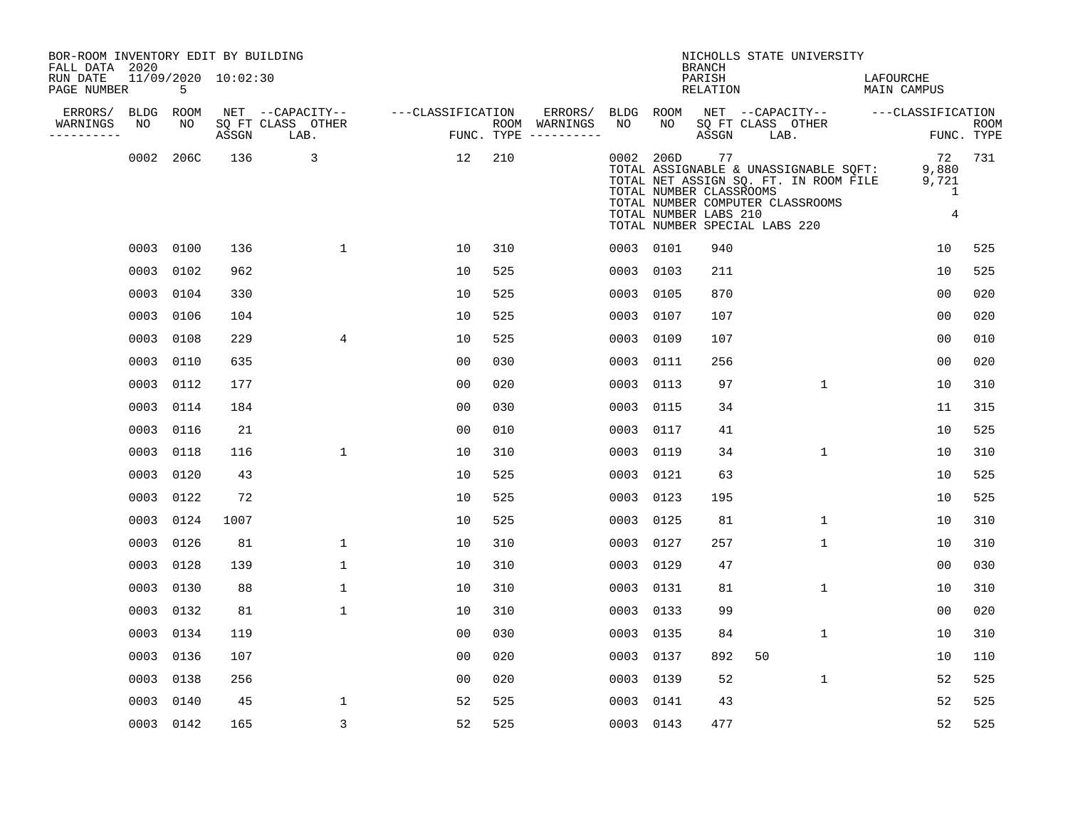BOR-ROOM INVENTORY EDIT BY BUILDING
FALL DATA 2020
RUN DATE 11/09/2020 10:02:30

NICHOLLS STATE UNIVERSITY
BRANCH
PARISH LAFOURCHE
RELATION MAIN CAMPUS

| ERRORS/ WARNINGS | BLDG NO | ROOM NO | NET SQ FT ASSGN | CAPACITY CLASS LAB. | CAPACITY OTHER | CLASSIFICATION FUNC. | ROOM TYPE | ERRORS/ WARNINGS | BLDG NO | ROOM NO | NET SQ FT ASSGN | CAPACITY CLASS LAB. | CAPACITY OTHER | CLASSIFICATION FUNC. | ROOM TYPE |
|---|---|---|---|---|---|---|---|---|---|---|---|---|---|---|---|
| | 0002 | 206C | 136 | 3 | | 12 | 210 | | 0002 | 206D | 77 | | | 72 | 731 |
| | | | | | | | | | TOTAL ASSIGNABLE & UNASSIGNABLE SQFT: | | | | | 9,880 | |
| | | | | | | | | | TOTAL NET ASSIGN SQ. FT. IN ROOM FILE | | | | | 9,721 | |
| | | | | | | | | | TOTAL NUMBER CLASSROOMS | | | | | 1 | |
| | | | | | | | | | TOTAL NUMBER COMPUTER CLASSROOMS | | | | | | |
| | | | | | | | | | TOTAL NUMBER LABS 210 | | | | | 4 | |
| | | | | | | | | | TOTAL NUMBER SPECIAL LABS 220 | | | | | | |
| | 0003 | 0100 | 136 | | 1 | 10 | 310 | | 0003 | 0101 | 940 | | | 10 | 525 |
| | 0003 | 0102 | 962 | | | 10 | 525 | | 0003 | 0103 | 211 | | | 10 | 525 |
| | 0003 | 0104 | 330 | | | 10 | 525 | | 0003 | 0105 | 870 | | | 00 | 020 |
| | 0003 | 0106 | 104 | | | 10 | 525 | | 0003 | 0107 | 107 | | | 00 | 020 |
| | 0003 | 0108 | 229 | | 4 | 10 | 525 | | 0003 | 0109 | 107 | | | 00 | 010 |
| | 0003 | 0110 | 635 | | | 00 | 030 | | 0003 | 0111 | 256 | | | 00 | 020 |
| | 0003 | 0112 | 177 | | | 00 | 020 | | 0003 | 0113 | 97 | | 1 | 10 | 310 |
| | 0003 | 0114 | 184 | | | 00 | 030 | | 0003 | 0115 | 34 | | | 11 | 315 |
| | 0003 | 0116 | 21 | | | 00 | 010 | | 0003 | 0117 | 41 | | | 10 | 525 |
| | 0003 | 0118 | 116 | | 1 | 10 | 310 | | 0003 | 0119 | 34 | | 1 | 10 | 310 |
| | 0003 | 0120 | 43 | | | 10 | 525 | | 0003 | 0121 | 63 | | | 10 | 525 |
| | 0003 | 0122 | 72 | | | 10 | 525 | | 0003 | 0123 | 195 | | | 10 | 525 |
| | 0003 | 0124 | 1007 | | | 10 | 525 | | 0003 | 0125 | 81 | | 1 | 10 | 310 |
| | 0003 | 0126 | 81 | | 1 | 10 | 310 | | 0003 | 0127 | 257 | | 1 | 10 | 310 |
| | 0003 | 0128 | 139 | | 1 | 10 | 310 | | 0003 | 0129 | 47 | | | 00 | 030 |
| | 0003 | 0130 | 88 | | 1 | 10 | 310 | | 0003 | 0131 | 81 | | 1 | 10 | 310 |
| | 0003 | 0132 | 81 | | 1 | 10 | 310 | | 0003 | 0133 | 99 | | | 00 | 020 |
| | 0003 | 0134 | 119 | | | 00 | 030 | | 0003 | 0135 | 84 | | 1 | 10 | 310 |
| | 0003 | 0136 | 107 | | | 00 | 020 | | 0003 | 0137 | 892 | 50 | | 10 | 110 |
| | 0003 | 0138 | 256 | | | 00 | 020 | | 0003 | 0139 | 52 | | 1 | 52 | 525 |
| | 0003 | 0140 | 45 | | 1 | 52 | 525 | | 0003 | 0141 | 43 | | | 52 | 525 |
| | 0003 | 0142 | 165 | | 3 | 52 | 525 | | 0003 | 0143 | 477 | | | 52 | 525 |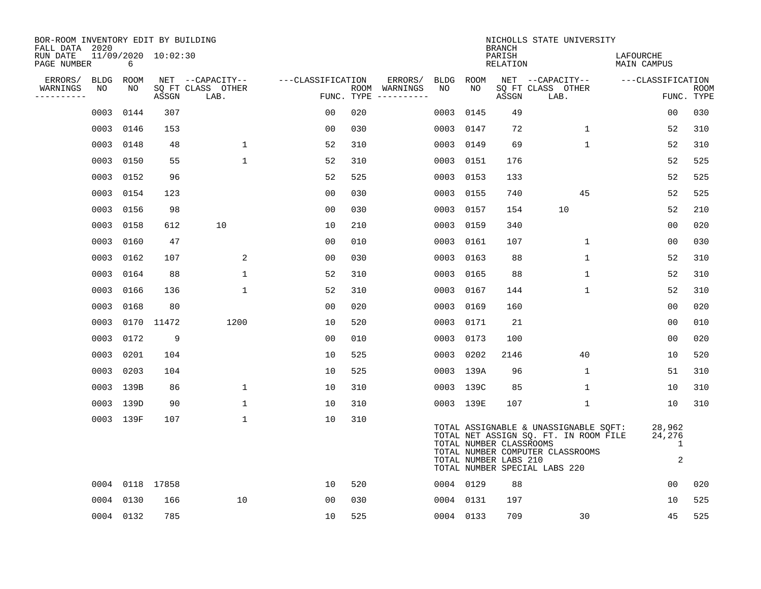BOR-ROOM INVENTORY EDIT BY BUILDING
FALL DATA 2020
RUN DATE 11/09/2020 10:02:30

NICHOLLS STATE UNIVERSITY
BRANCH
PARISH LAFOURCHE
RELATION MAIN CAMPUS

| ERRORS/ WARNINGS | BLDG NO | ROOM NO | NET SQ FT ASSGN | CAPACITY CLASS LAB. | CAPACITY OTHER | CLASSIFICATION FUNC. | ROOM TYPE | ERRORS/ WARNINGS | BLDG NO | ROOM NO | NET SQ FT ASSGN | CAPACITY CLASS LAB. | CAPACITY OTHER | CLASSIFICATION FUNC. | ROOM TYPE |
|---|---|---|---|---|---|---|---|---|---|---|---|---|---|---|---|
| | 0003 | 0144 | 307 | | | 00 | 020 | | 0003 | 0145 | 49 | | | 00 | 030 |
| | 0003 | 0146 | 153 | | | 00 | 030 | | 0003 | 0147 | 72 | | 1 | 52 | 310 |
| | 0003 | 0148 | 48 | | 1 | 52 | 310 | | 0003 | 0149 | 69 | | 1 | 52 | 310 |
| | 0003 | 0150 | 55 | | 1 | 52 | 310 | | 0003 | 0151 | 176 | | | 52 | 525 |
| | 0003 | 0152 | 96 | | | 52 | 525 | | 0003 | 0153 | 133 | | | 52 | 525 |
| | 0003 | 0154 | 123 | | | 00 | 030 | | 0003 | 0155 | 740 | | 45 | 52 | 525 |
| | 0003 | 0156 | 98 | | | 00 | 030 | | 0003 | 0157 | 154 | 10 | | 52 | 210 |
| | 0003 | 0158 | 612 | 10 | | 10 | 210 | | 0003 | 0159 | 340 | | | 00 | 020 |
| | 0003 | 0160 | 47 | | | 00 | 010 | | 0003 | 0161 | 107 | | 1 | 00 | 030 |
| | 0003 | 0162 | 107 | | 2 | 00 | 030 | | 0003 | 0163 | 88 | | 1 | 52 | 310 |
| | 0003 | 0164 | 88 | | 1 | 52 | 310 | | 0003 | 0165 | 88 | | 1 | 52 | 310 |
| | 0003 | 0166 | 136 | | 1 | 52 | 310 | | 0003 | 0167 | 144 | | 1 | 52 | 310 |
| | 0003 | 0168 | 80 | | | 00 | 020 | | 0003 | 0169 | 160 | | | 00 | 020 |
| | 0003 | 0170 | 11472 | | 1200 | 10 | 520 | | 0003 | 0171 | 21 | | | 00 | 010 |
| | 0003 | 0172 | 9 | | | 00 | 010 | | 0003 | 0173 | 100 | | | 00 | 020 |
| | 0003 | 0201 | 104 | | | 10 | 525 | | 0003 | 0202 | 2146 | | 40 | 10 | 520 |
| | 0003 | 0203 | 104 | | | 10 | 525 | | 0003 | 139A | 96 | | 1 | 51 | 310 |
| | 0003 | 139B | 86 | | 1 | 10 | 310 | | 0003 | 139C | 85 | | 1 | 10 | 310 |
| | 0003 | 139D | 90 | | 1 | 10 | 310 | | 0003 | 139E | 107 | | 1 | 10 | 310 |
| | 0003 | 139F | 107 | | 1 | 10 | 310 | | | | | | | | |
| | 0004 | 0118 | 17858 | | | 10 | 520 | | 0004 | 0129 | 88 | | | 00 | 020 |
| | 0004 | 0130 | 166 | | 10 | 00 | 030 | | 0004 | 0131 | 197 | | | 10 | 525 |
| | 0004 | 0132 | 785 | | | 10 | 525 | | 0004 | 0133 | 709 | | 30 | 45 | 525 |

TOTAL ASSIGNABLE & UNASSIGNABLE SQFT: 28,962
TOTAL NET ASSIGN SQ. FT. IN ROOM FILE 24,276
TOTAL NUMBER CLASSROOMS 1
TOTAL NUMBER COMPUTER CLASSROOMS
TOTAL NUMBER LABS 210 2
TOTAL NUMBER SPECIAL LABS 220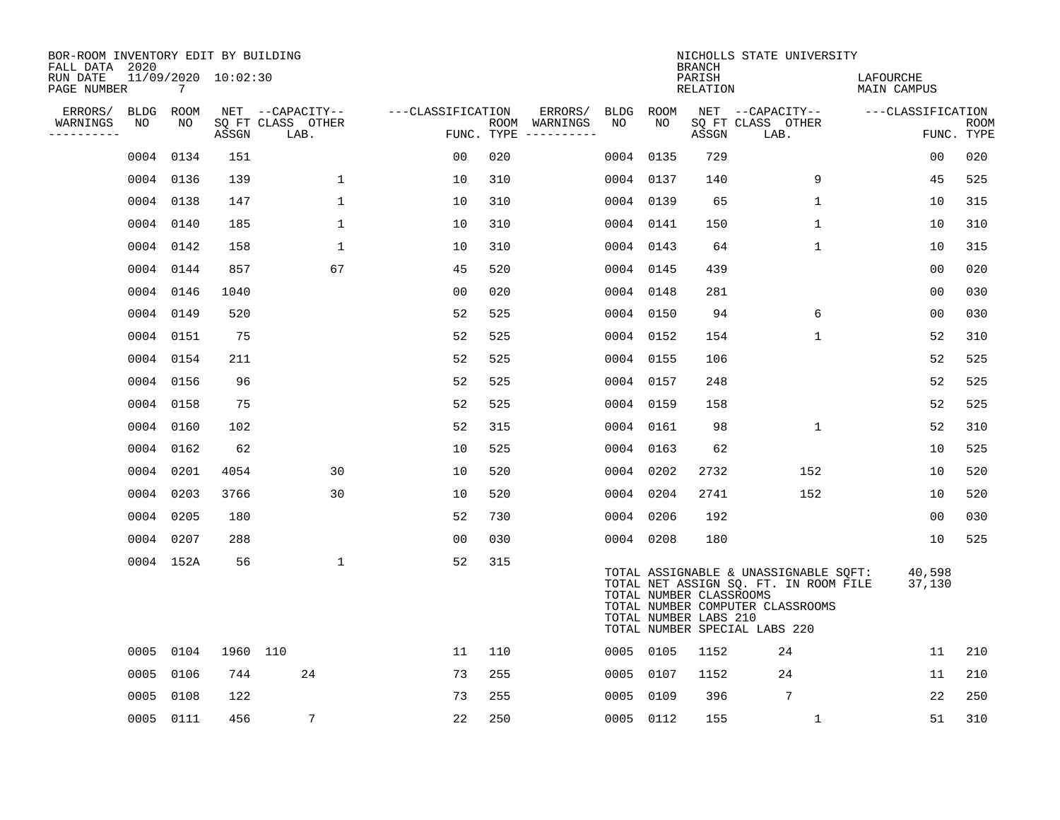BOR-ROOM INVENTORY EDIT BY BUILDING
FALL DATA 2020
RUN DATE 11/09/2020 10:02:30

NICHOLLS STATE UNIVERSITY
BRANCH
PARISH LAFOURCHE
RELATION MAIN CAMPUS

| ERRORS/ WARNINGS | BLDG NO | ROOM NO | NET SQ FT ASSGN | CAPACITY CLASS LAB. | CAPACITY OTHER | CLASSIFICATION FUNC. | ROOM TYPE | ERRORS/ WARNINGS | BLDG NO | ROOM NO | NET SQ FT ASSGN | CAPACITY CLASS LAB. | CAPACITY OTHER | CLASSIFICATION FUNC. | ROOM TYPE |
|---|---|---|---|---|---|---|---|---|---|---|---|---|---|---|---|
| | 0004 | 0134 | 151 | | | 00 | 020 | | 0004 | 0135 | 729 | | | 00 | 020 |
| | 0004 | 0136 | 139 | | 1 | 10 | 310 | | 0004 | 0137 | 140 | | 9 | 45 | 525 |
| | 0004 | 0138 | 147 | | 1 | 10 | 310 | | 0004 | 0139 | 65 | | 1 | 10 | 315 |
| | 0004 | 0140 | 185 | | 1 | 10 | 310 | | 0004 | 0141 | 150 | | 1 | 10 | 310 |
| | 0004 | 0142 | 158 | | 1 | 10 | 310 | | 0004 | 0143 | 64 | | 1 | 10 | 315 |
| | 0004 | 0144 | 857 | | 67 | 45 | 520 | | 0004 | 0145 | 439 | | | 00 | 020 |
| | 0004 | 0146 | 1040 | | | 00 | 020 | | 0004 | 0148 | 281 | | | 00 | 030 |
| | 0004 | 0149 | 520 | | | 52 | 525 | | 0004 | 0150 | 94 | | 6 | 00 | 030 |
| | 0004 | 0151 | 75 | | | 52 | 525 | | 0004 | 0152 | 154 | | 1 | 52 | 310 |
| | 0004 | 0154 | 211 | | | 52 | 525 | | 0004 | 0155 | 106 | | | 52 | 525 |
| | 0004 | 0156 | 96 | | | 52 | 525 | | 0004 | 0157 | 248 | | | 52 | 525 |
| | 0004 | 0158 | 75 | | | 52 | 525 | | 0004 | 0159 | 158 | | | 52 | 525 |
| | 0004 | 0160 | 102 | | | 52 | 315 | | 0004 | 0161 | 98 | | 1 | 52 | 310 |
| | 0004 | 0162 | 62 | | | 10 | 525 | | 0004 | 0163 | 62 | | | 10 | 525 |
| | 0004 | 0201 | 4054 | | 30 | 10 | 520 | | 0004 | 0202 | 2732 | | 152 | 10 | 520 |
| | 0004 | 0203 | 3766 | | 30 | 10 | 520 | | 0004 | 0204 | 2741 | | 152 | 10 | 520 |
| | 0004 | 0205 | 180 | | | 52 | 730 | | 0004 | 0206 | 192 | | | 00 | 030 |
| | 0004 | 0207 | 288 | | | 00 | 030 | | 0004 | 0208 | 180 | | | 10 | 525 |
| | 0004 | 152A | 56 | | 1 | 52 | 315 | | | | | | | | |

TOTAL ASSIGNABLE & UNASSIGNABLE SQFT: 40,598
TOTAL NET ASSIGN SQ. FT. IN ROOM FILE 37,130
TOTAL NUMBER CLASSROOMS
TOTAL NUMBER COMPUTER CLASSROOMS
TOTAL NUMBER LABS 210
TOTAL NUMBER SPECIAL LABS 220

| ERRORS/ WARNINGS | BLDG NO | ROOM NO | NET SQ FT ASSGN | CAPACITY CLASS LAB. | CAPACITY OTHER | CLASSIFICATION FUNC. | ROOM TYPE | ERRORS/ WARNINGS | BLDG NO | ROOM NO | NET SQ FT ASSGN | CAPACITY CLASS LAB. | CAPACITY OTHER | CLASSIFICATION FUNC. | ROOM TYPE |
|---|---|---|---|---|---|---|---|---|---|---|---|---|---|---|---|
| | 0005 | 0104 | 1960 | 110 | | 11 | 110 | | 0005 | 0105 | 1152 | 24 | | 11 | 210 |
| | 0005 | 0106 | 744 | 24 | | 73 | 255 | | 0005 | 0107 | 1152 | 24 | | 11 | 210 |
| | 0005 | 0108 | 122 | | | 73 | 255 | | 0005 | 0109 | 396 | 7 | | 22 | 250 |
| | 0005 | 0111 | 456 | 7 | | 22 | 250 | | 0005 | 0112 | 155 | | 1 | 51 | 310 |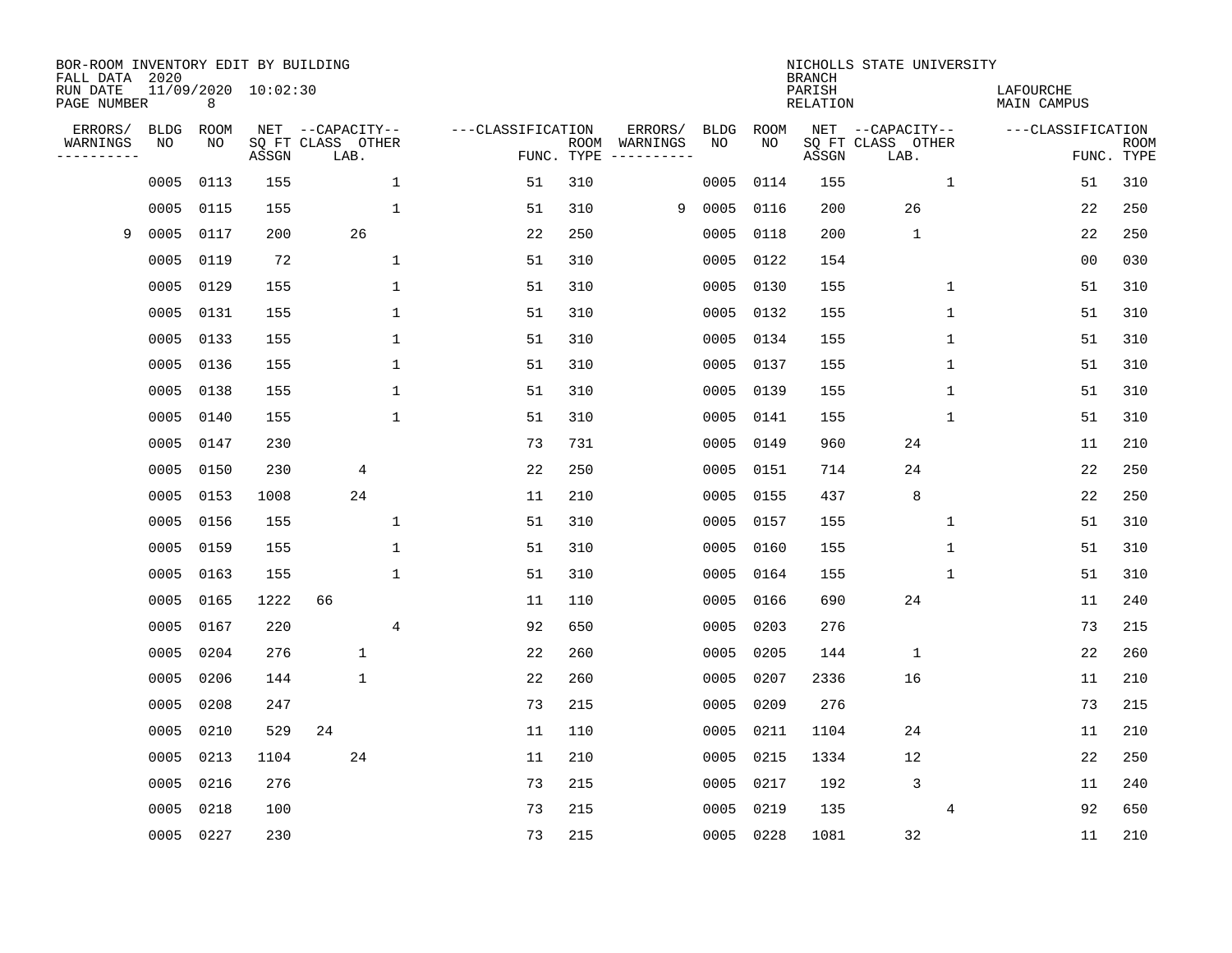BOR-ROOM INVENTORY EDIT BY BUILDING
FALL DATA 2020
RUN DATE 11/09/2020 10:02:30

NICHOLLS STATE UNIVERSITY
BRANCH
PARISH LAFOURCHE
RELATION MAIN CAMPUS

| ERRORS/ WARNINGS | BLDG NO | ROOM NO | NET SQ FT ASSGN | CAPACITY CLASS | CAPACITY LAB. | CAPACITY OTHER | CLASSIFICATION FUNC. | ROOM TYPE | ERRORS/ WARNINGS | BLDG NO | ROOM NO | NET SQ FT ASSGN | CAPACITY CLASS | CAPACITY LAB. | CAPACITY OTHER | CLASSIFICATION FUNC. | ROOM TYPE |
|---|---|---|---|---|---|---|---|---|---|---|---|---|---|---|---|---|---|
| | 0005 | 0113 | 155 | | | 1 | 51 | 310 | | 0005 | 0114 | 155 | | | 1 | 51 | 310 |
| | 0005 | 0115 | 155 | | | 1 | 51 | 310 | 9 | 0005 | 0116 | 200 | | 26 | | 22 | 250 |
| 9 | 0005 | 0117 | 200 | | 26 | | 22 | 250 | | 0005 | 0118 | 200 | | 1 | | 22 | 250 |
| | 0005 | 0119 | 72 | | | 1 | 51 | 310 | | 0005 | 0122 | 154 | | | | 00 | 030 |
| | 0005 | 0129 | 155 | | | 1 | 51 | 310 | | 0005 | 0130 | 155 | | | 1 | 51 | 310 |
| | 0005 | 0131 | 155 | | | 1 | 51 | 310 | | 0005 | 0132 | 155 | | | 1 | 51 | 310 |
| | 0005 | 0133 | 155 | | | 1 | 51 | 310 | | 0005 | 0134 | 155 | | | 1 | 51 | 310 |
| | 0005 | 0136 | 155 | | | 1 | 51 | 310 | | 0005 | 0137 | 155 | | | 1 | 51 | 310 |
| | 0005 | 0138 | 155 | | | 1 | 51 | 310 | | 0005 | 0139 | 155 | | | 1 | 51 | 310 |
| | 0005 | 0140 | 155 | | | 1 | 51 | 310 | | 0005 | 0141 | 155 | | | 1 | 51 | 310 |
| | 0005 | 0147 | 230 | | | | 73 | 731 | | 0005 | 0149 | 960 | | 24 | | 11 | 210 |
| | 0005 | 0150 | 230 | | 4 | | 22 | 250 | | 0005 | 0151 | 714 | | 24 | | 22 | 250 |
| | 0005 | 0153 | 1008 | | 24 | | 11 | 210 | | 0005 | 0155 | 437 | | 8 | | 22 | 250 |
| | 0005 | 0156 | 155 | | | 1 | 51 | 310 | | 0005 | 0157 | 155 | | | 1 | 51 | 310 |
| | 0005 | 0159 | 155 | | | 1 | 51 | 310 | | 0005 | 0160 | 155 | | | 1 | 51 | 310 |
| | 0005 | 0163 | 155 | | | 1 | 51 | 310 | | 0005 | 0164 | 155 | | | 1 | 51 | 310 |
| | 0005 | 0165 | 1222 | 66 | | | 11 | 110 | | 0005 | 0166 | 690 | | 24 | | 11 | 240 |
| | 0005 | 0167 | 220 | | | 4 | 92 | 650 | | 0005 | 0203 | 276 | | | | 73 | 215 |
| | 0005 | 0204 | 276 | | 1 | | 22 | 260 | | 0005 | 0205 | 144 | | 1 | | 22 | 260 |
| | 0005 | 0206 | 144 | | 1 | | 22 | 260 | | 0005 | 0207 | 2336 | | 16 | | 11 | 210 |
| | 0005 | 0208 | 247 | | | | 73 | 215 | | 0005 | 0209 | 276 | | | | 73 | 215 |
| | 0005 | 0210 | 529 | 24 | | | 11 | 110 | | 0005 | 0211 | 1104 | | 24 | | 11 | 210 |
| | 0005 | 0213 | 1104 | | 24 | | 11 | 210 | | 0005 | 0215 | 1334 | | 12 | | 22 | 250 |
| | 0005 | 0216 | 276 | | | | 73 | 215 | | 0005 | 0217 | 192 | | 3 | | 11 | 240 |
| | 0005 | 0218 | 100 | | | | 73 | 215 | | 0005 | 0219 | 135 | | | 4 | 92 | 650 |
| | 0005 | 0227 | 230 | | | | 73 | 215 | | 0005 | 0228 | 1081 | | 32 | | 11 | 210 |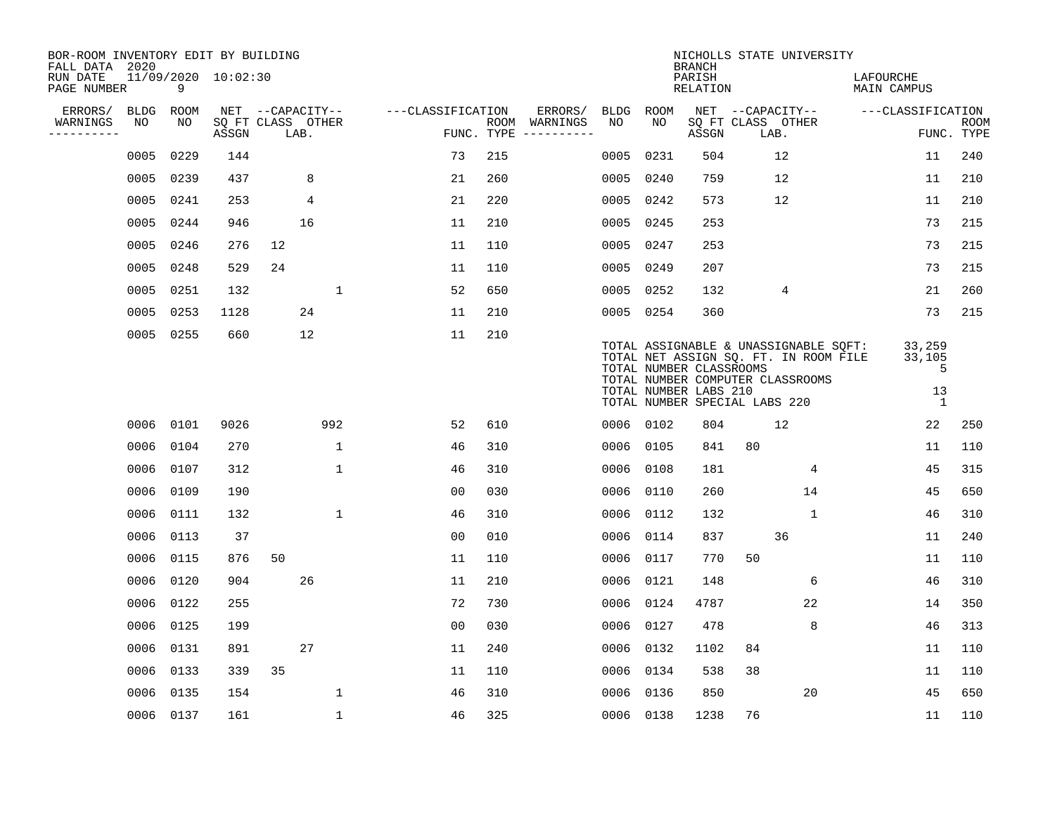BOR-ROOM INVENTORY EDIT BY BUILDING
FALL DATA 2020
RUN DATE 11/09/2020 10:02:30

NICHOLLS STATE UNIVERSITY
BRANCH
PARISH LAFOURCHE
RELATION MAIN CAMPUS

| ERRORS/ WARNINGS | BLDG NO | ROOM NO | NET SQ FT ASSGN | CAPACITY CLASS | CAPACITY LAB. | CAPACITY OTHER | CLASSIFICATION FUNC. | ROOM TYPE | ERRORS/ WARNINGS | BLDG NO | ROOM NO | NET SQ FT ASSGN | CAPACITY CLASS | CAPACITY LAB. | CAPACITY OTHER | CLASSIFICATION FUNC. | ROOM TYPE |
|---|---|---|---|---|---|---|---|---|---|---|---|---|---|---|---|---|---|
| | 0005 | 0229 | 144 | | | | 73 | 215 | | 0005 | 0231 | 504 | | 12 | | 11 | 240 |
| | 0005 | 0239 | 437 | | 8 | | 21 | 260 | | 0005 | 0240 | 759 | | 12 | | 11 | 210 |
| | 0005 | 0241 | 253 | | 4 | | 21 | 220 | | 0005 | 0242 | 573 | | 12 | | 11 | 210 |
| | 0005 | 0244 | 946 | | 16 | | 11 | 210 | | 0005 | 0245 | 253 | | | | 73 | 215 |
| | 0005 | 0246 | 276 | 12 | | | 11 | 110 | | 0005 | 0247 | 253 | | | | 73 | 215 |
| | 0005 | 0248 | 529 | 24 | | | 11 | 110 | | 0005 | 0249 | 207 | | | | 73 | 215 |
| | 0005 | 0251 | 132 | | | 1 | 52 | 650 | | 0005 | 0252 | 132 | | 4 | | 21 | 260 |
| | 0005 | 0253 | 1128 | | 24 | | 11 | 210 | | 0005 | 0254 | 360 | | | | 73 | 215 |
| | 0005 | 0255 | 660 | | 12 | | 11 | 210 | | | | | | | | | |

TOTAL ASSIGNABLE & UNASSIGNABLE SQFT: 33,259
TOTAL NET ASSIGN SQ. FT. IN ROOM FILE 33,105
TOTAL NUMBER CLASSROOMS 5
TOTAL NUMBER COMPUTER CLASSROOMS
TOTAL NUMBER LABS 210 13
TOTAL NUMBER SPECIAL LABS 220 1

| ERRORS/ WARNINGS | BLDG NO | ROOM NO | NET SQ FT ASSGN | CAPACITY CLASS | CAPACITY LAB. | CAPACITY OTHER | CLASSIFICATION FUNC. | ROOM TYPE | ERRORS/ WARNINGS | BLDG NO | ROOM NO | NET SQ FT ASSGN | CAPACITY CLASS | CAPACITY LAB. | CAPACITY OTHER | CLASSIFICATION FUNC. | ROOM TYPE |
|---|---|---|---|---|---|---|---|---|---|---|---|---|---|---|---|---|---|
| | 0006 | 0101 | 9026 | | | 992 | 52 | 610 | | 0006 | 0102 | 804 | | 12 | | 22 | 250 |
| | 0006 | 0104 | 270 | | | 1 | 46 | 310 | | 0006 | 0105 | 841 | 80 | | | 11 | 110 |
| | 0006 | 0107 | 312 | | | 1 | 46 | 310 | | 0006 | 0108 | 181 | | | 4 | 45 | 315 |
| | 0006 | 0109 | 190 | | | | 00 | 030 | | 0006 | 0110 | 260 | | | 14 | 45 | 650 |
| | 0006 | 0111 | 132 | | | 1 | 46 | 310 | | 0006 | 0112 | 132 | | | 1 | 46 | 310 |
| | 0006 | 0113 | 37 | | | | 00 | 010 | | 0006 | 0114 | 837 | | 36 | | 11 | 240 |
| | 0006 | 0115 | 876 | 50 | | | 11 | 110 | | 0006 | 0117 | 770 | 50 | | | 11 | 110 |
| | 0006 | 0120 | 904 | | 26 | | 11 | 210 | | 0006 | 0121 | 148 | | | 6 | 46 | 310 |
| | 0006 | 0122 | 255 | | | | 72 | 730 | | 0006 | 0124 | 4787 | | | 22 | 14 | 350 |
| | 0006 | 0125 | 199 | | | | 00 | 030 | | 0006 | 0127 | 478 | | | 8 | 46 | 313 |
| | 0006 | 0131 | 891 | | 27 | | 11 | 240 | | 0006 | 0132 | 1102 | 84 | | | 11 | 110 |
| | 0006 | 0133 | 339 | 35 | | | 11 | 110 | | 0006 | 0134 | 538 | 38 | | | 11 | 110 |
| | 0006 | 0135 | 154 | | | 1 | 46 | 310 | | 0006 | 0136 | 850 | | | 20 | 45 | 650 |
| | 0006 | 0137 | 161 | | | 1 | 46 | 325 | | 0006 | 0138 | 1238 | 76 | | | 11 | 110 |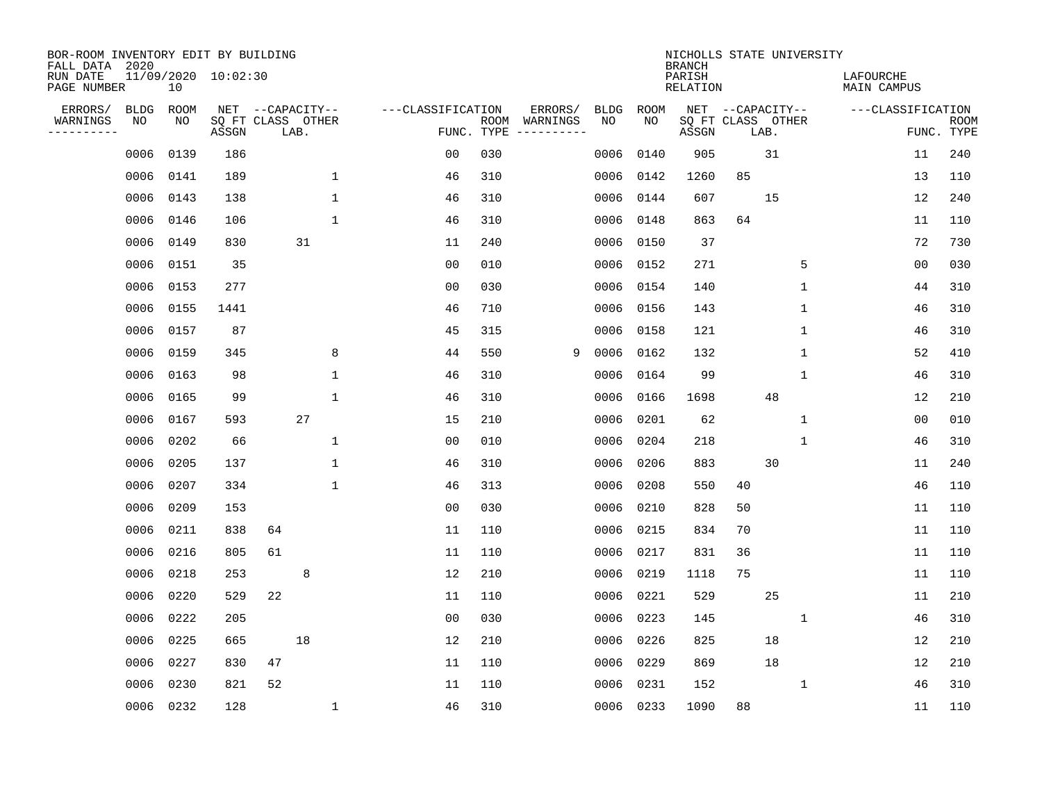BOR-ROOM INVENTORY EDIT BY BUILDING
FALL DATA 2020
RUN DATE 11/09/2020 10:02:30
PAGE NUMBER 10

NICHOLLS STATE UNIVERSITY
BRANCH
PARISH LAFOURCHE
RELATION MAIN CAMPUS

| ERRORS/ WARNINGS | BLDG NO | ROOM NO | NET SQ FT ASSGN | CAPACITY CLASS | CAPACITY LAB. | CAPACITY OTHER | FUNC. | ROOM TYPE | ERRORS/ WARNINGS | BLDG NO | ROOM NO | NET SQ FT ASSGN | CAPACITY CLASS | CAPACITY LAB. | CAPACITY OTHER | FUNC. | ROOM TYPE |
|---|---|---|---|---|---|---|---|---|---|---|---|---|---|---|---|---|---|
| | 0006 | 0139 | 186 | | | | 00 | 030 | | 0006 | 0140 | 905 | | 31 | | 11 | 240 |
| | 0006 | 0141 | 189 | | | 1 | 46 | 310 | | 0006 | 0142 | 1260 | 85 | | | 13 | 110 |
| | 0006 | 0143 | 138 | | | 1 | 46 | 310 | | 0006 | 0144 | 607 | | 15 | | 12 | 240 |
| | 0006 | 0146 | 106 | | | 1 | 46 | 310 | | 0006 | 0148 | 863 | 64 | | | 11 | 110 |
| | 0006 | 0149 | 830 | | 31 | | 11 | 240 | | 0006 | 0150 | 37 | | | | 72 | 730 |
| | 0006 | 0151 | 35 | | | | 00 | 010 | | 0006 | 0152 | 271 | | | 5 | 00 | 030 |
| | 0006 | 0153 | 277 | | | | 00 | 030 | | 0006 | 0154 | 140 | | | 1 | 44 | 310 |
| | 0006 | 0155 | 1441 | | | | 46 | 710 | | 0006 | 0156 | 143 | | | 1 | 46 | 310 |
| | 0006 | 0157 | 87 | | | | 45 | 315 | | 0006 | 0158 | 121 | | | 1 | 46 | 310 |
| | 0006 | 0159 | 345 | | | 8 | 44 | 550 | 9 | 0006 | 0162 | 132 | | | 1 | 52 | 410 |
| | 0006 | 0163 | 98 | | | 1 | 46 | 310 | | 0006 | 0164 | 99 | | | 1 | 46 | 310 |
| | 0006 | 0165 | 99 | | | 1 | 46 | 310 | | 0006 | 0166 | 1698 | | 48 | | 12 | 210 |
| | 0006 | 0167 | 593 | | 27 | | 15 | 210 | | 0006 | 0201 | 62 | | | 1 | 00 | 010 |
| | 0006 | 0202 | 66 | | | 1 | 00 | 010 | | 0006 | 0204 | 218 | | | 1 | 46 | 310 |
| | 0006 | 0205 | 137 | | | 1 | 46 | 310 | | 0006 | 0206 | 883 | | 30 | | 11 | 240 |
| | 0006 | 0207 | 334 | | | 1 | 46 | 313 | | 0006 | 0208 | 550 | 40 | | | 46 | 110 |
| | 0006 | 0209 | 153 | | | | 00 | 030 | | 0006 | 0210 | 828 | 50 | | | 11 | 110 |
| | 0006 | 0211 | 838 | 64 | | | 11 | 110 | | 0006 | 0215 | 834 | 70 | | | 11 | 110 |
| | 0006 | 0216 | 805 | 61 | | | 11 | 110 | | 0006 | 0217 | 831 | 36 | | | 11 | 110 |
| | 0006 | 0218 | 253 | | 8 | | 12 | 210 | | 0006 | 0219 | 1118 | 75 | | | 11 | 110 |
| | 0006 | 0220 | 529 | 22 | | | 11 | 110 | | 0006 | 0221 | 529 | | 25 | | 11 | 210 |
| | 0006 | 0222 | 205 | | | | 00 | 030 | | 0006 | 0223 | 145 | | | 1 | 46 | 310 |
| | 0006 | 0225 | 665 | | 18 | | 12 | 210 | | 0006 | 0226 | 825 | | 18 | | 12 | 210 |
| | 0006 | 0227 | 830 | 47 | | | 11 | 110 | | 0006 | 0229 | 869 | | 18 | | 12 | 210 |
| | 0006 | 0230 | 821 | 52 | | | 11 | 110 | | 0006 | 0231 | 152 | | | 1 | 46 | 310 |
| | 0006 | 0232 | 128 | | | 1 | 46 | 310 | | 0006 | 0233 | 1090 | 88 | | | 11 | 110 |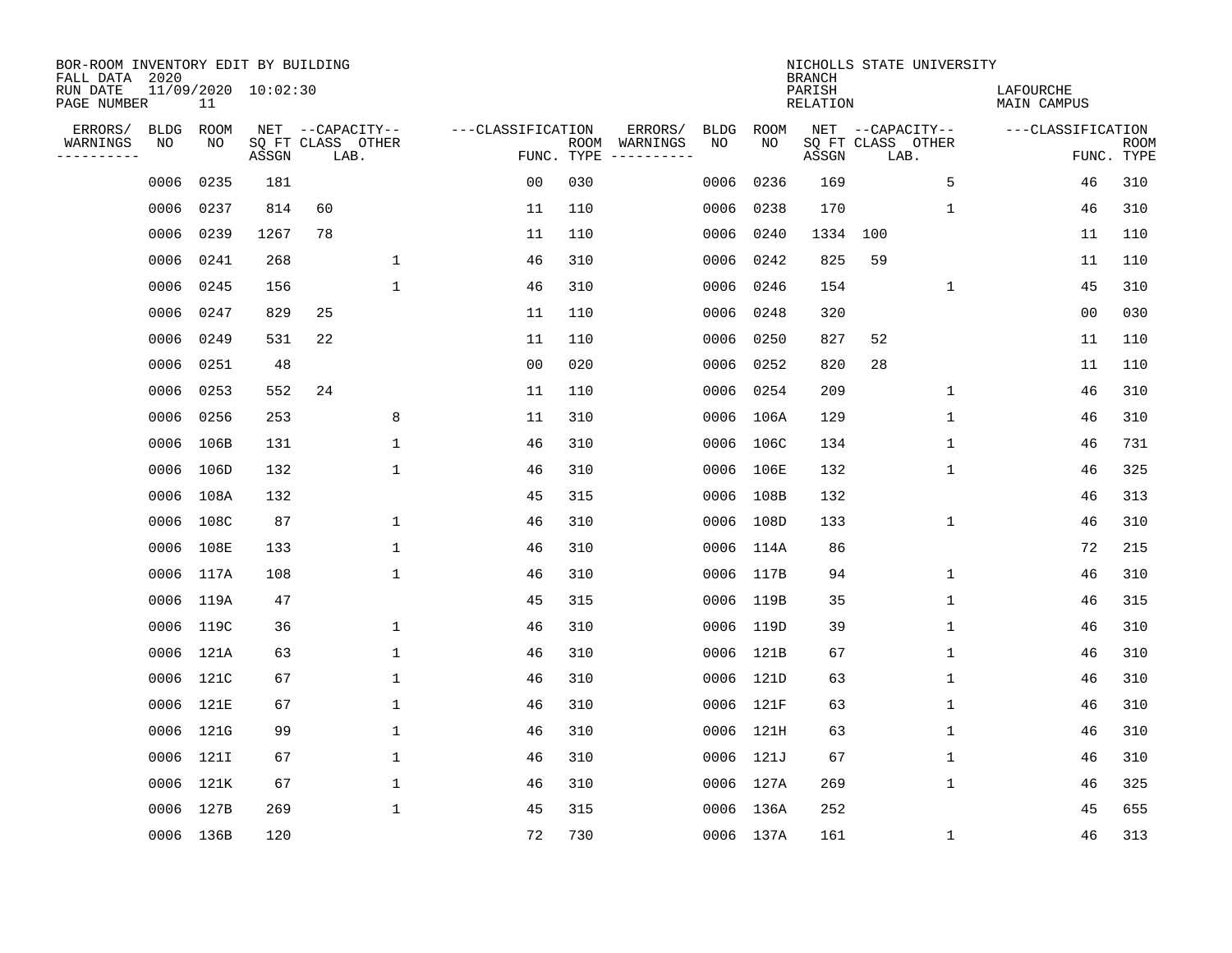BOR-ROOM INVENTORY EDIT BY BUILDING
FALL DATA 2020
RUN DATE 11/09/2020 10:02:30
PAGE NUMBER 11

NICHOLLS STATE UNIVERSITY
BRANCH
PARISH LAFOURCHE
RELATION MAIN CAMPUS

| ERRORS/ WARNINGS | BLDG NO | ROOM NO | NET SQ FT ASSGN | CAPACITY CLASS LAB. | CAPACITY OTHER | CLASSIFICATION FUNC. | ROOM TYPE | ERRORS/ WARNINGS | BLDG NO | ROOM NO | NET SQ FT ASSGN | CAPACITY CLASS LAB. | CAPACITY OTHER | CLASSIFICATION FUNC. | ROOM TYPE |
|---|---|---|---|---|---|---|---|---|---|---|---|---|---|---|---|
| | 0006 | 0235 | 181 | | | 00 | 030 | | 0006 | 0236 | 169 | | 5 | 46 | 310 |
| | 0006 | 0237 | 814 | 60 | | 11 | 110 | | 0006 | 0238 | 170 | | 1 | 46 | 310 |
| | 0006 | 0239 | 1267 | 78 | | 11 | 110 | | 0006 | 0240 | 1334 | 100 | | 11 | 110 |
| | 0006 | 0241 | 268 | | 1 | 46 | 310 | | 0006 | 0242 | 825 | 59 | | 11 | 110 |
| | 0006 | 0245 | 156 | | 1 | 46 | 310 | | 0006 | 0246 | 154 | | 1 | 45 | 310 |
| | 0006 | 0247 | 829 | 25 | | 11 | 110 | | 0006 | 0248 | 320 | | | 00 | 030 |
| | 0006 | 0249 | 531 | 22 | | 11 | 110 | | 0006 | 0250 | 827 | 52 | | 11 | 110 |
| | 0006 | 0251 | 48 | | | 00 | 020 | | 0006 | 0252 | 820 | 28 | | 11 | 110 |
| | 0006 | 0253 | 552 | 24 | | 11 | 110 | | 0006 | 0254 | 209 | | 1 | 46 | 310 |
| | 0006 | 0256 | 253 | | 8 | 11 | 310 | | 0006 | 106A | 129 | | 1 | 46 | 310 |
| | 0006 | 106B | 131 | | 1 | 46 | 310 | | 0006 | 106C | 134 | | 1 | 46 | 731 |
| | 0006 | 106D | 132 | | 1 | 46 | 310 | | 0006 | 106E | 132 | | 1 | 46 | 325 |
| | 0006 | 108A | 132 | | | 45 | 315 | | 0006 | 108B | 132 | | | 46 | 313 |
| | 0006 | 108C | 87 | | 1 | 46 | 310 | | 0006 | 108D | 133 | | 1 | 46 | 310 |
| | 0006 | 108E | 133 | | 1 | 46 | 310 | | 0006 | 114A | 86 | | | 72 | 215 |
| | 0006 | 117A | 108 | | 1 | 46 | 310 | | 0006 | 117B | 94 | | 1 | 46 | 310 |
| | 0006 | 119A | 47 | | | 45 | 315 | | 0006 | 119B | 35 | | 1 | 46 | 315 |
| | 0006 | 119C | 36 | | 1 | 46 | 310 | | 0006 | 119D | 39 | | 1 | 46 | 310 |
| | 0006 | 121A | 63 | | 1 | 46 | 310 | | 0006 | 121B | 67 | | 1 | 46 | 310 |
| | 0006 | 121C | 67 | | 1 | 46 | 310 | | 0006 | 121D | 63 | | 1 | 46 | 310 |
| | 0006 | 121E | 67 | | 1 | 46 | 310 | | 0006 | 121F | 63 | | 1 | 46 | 310 |
| | 0006 | 121G | 99 | | 1 | 46 | 310 | | 0006 | 121H | 63 | | 1 | 46 | 310 |
| | 0006 | 121I | 67 | | 1 | 46 | 310 | | 0006 | 121J | 67 | | 1 | 46 | 310 |
| | 0006 | 121K | 67 | | 1 | 46 | 310 | | 0006 | 127A | 269 | | 1 | 46 | 325 |
| | 0006 | 127B | 269 | | 1 | 45 | 315 | | 0006 | 136A | 252 | | | 45 | 655 |
| | 0006 | 136B | 120 | | | 72 | 730 | | 0006 | 137A | 161 | | 1 | 46 | 313 |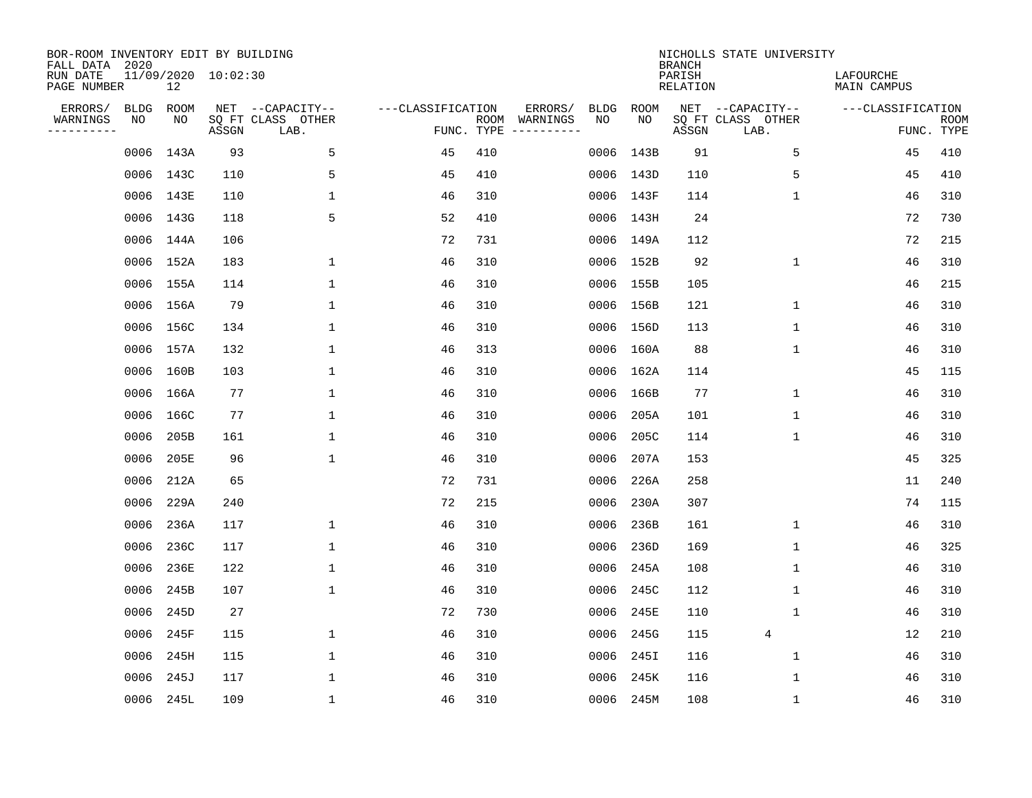BOR-ROOM INVENTORY EDIT BY BUILDING
FALL DATA 2020
RUN DATE 11/09/2020 10:02:30
PAGE NUMBER 12

NICHOLLS STATE UNIVERSITY
BRANCH
PARISH LAFOURCHE
RELATION MAIN CAMPUS

| ERRORS/ WARNINGS | BLDG NO | ROOM NO | NET SQ FT ASSGN | CAPACITY CLASS LAB. | CAPACITY OTHER | CLASSIFICATION FUNC. | ROOM TYPE | ERRORS/ WARNINGS | BLDG NO | ROOM NO | NET SQ FT ASSGN | CAPACITY CLASS LAB. | CAPACITY OTHER | CLASSIFICATION FUNC. | ROOM TYPE |
|---|---|---|---|---|---|---|---|---|---|---|---|---|---|---|---|
| | 0006 | 143A | 93 | | 5 | 45 | 410 | | 0006 | 143B | 91 | | 5 | 45 | 410 |
| | 0006 | 143C | 110 | | 5 | 45 | 410 | | 0006 | 143D | 110 | | 5 | 45 | 410 |
| | 0006 | 143E | 110 | | 1 | 46 | 310 | | 0006 | 143F | 114 | | 1 | 46 | 310 |
| | 0006 | 143G | 118 | | 5 | 52 | 410 | | 0006 | 143H | 24 | | | 72 | 730 |
| | 0006 | 144A | 106 | | | 72 | 731 | | 0006 | 149A | 112 | | | 72 | 215 |
| | 0006 | 152A | 183 | | 1 | 46 | 310 | | 0006 | 152B | 92 | | 1 | 46 | 310 |
| | 0006 | 155A | 114 | | 1 | 46 | 310 | | 0006 | 155B | 105 | | | 46 | 215 |
| | 0006 | 156A | 79 | | 1 | 46 | 310 | | 0006 | 156B | 121 | | 1 | 46 | 310 |
| | 0006 | 156C | 134 | | 1 | 46 | 310 | | 0006 | 156D | 113 | | 1 | 46 | 310 |
| | 0006 | 157A | 132 | | 1 | 46 | 313 | | 0006 | 160A | 88 | | 1 | 46 | 310 |
| | 0006 | 160B | 103 | | 1 | 46 | 310 | | 0006 | 162A | 114 | | | 45 | 115 |
| | 0006 | 166A | 77 | | 1 | 46 | 310 | | 0006 | 166B | 77 | | 1 | 46 | 310 |
| | 0006 | 166C | 77 | | 1 | 46 | 310 | | 0006 | 205A | 101 | | 1 | 46 | 310 |
| | 0006 | 205B | 161 | | 1 | 46 | 310 | | 0006 | 205C | 114 | | 1 | 46 | 310 |
| | 0006 | 205E | 96 | | 1 | 46 | 310 | | 0006 | 207A | 153 | | | 45 | 325 |
| | 0006 | 212A | 65 | | | 72 | 731 | | 0006 | 226A | 258 | | | 11 | 240 |
| | 0006 | 229A | 240 | | | 72 | 215 | | 0006 | 230A | 307 | | | 74 | 115 |
| | 0006 | 236A | 117 | | 1 | 46 | 310 | | 0006 | 236B | 161 | | 1 | 46 | 310 |
| | 0006 | 236C | 117 | | 1 | 46 | 310 | | 0006 | 236D | 169 | | 1 | 46 | 325 |
| | 0006 | 236E | 122 | | 1 | 46 | 310 | | 0006 | 245A | 108 | | 1 | 46 | 310 |
| | 0006 | 245B | 107 | | 1 | 46 | 310 | | 0006 | 245C | 112 | | 1 | 46 | 310 |
| | 0006 | 245D | 27 | | | 72 | 730 | | 0006 | 245E | 110 | | 1 | 46 | 310 |
| | 0006 | 245F | 115 | | 1 | 46 | 310 | | 0006 | 245G | 115 | 4 | | 12 | 210 |
| | 0006 | 245H | 115 | | 1 | 46 | 310 | | 0006 | 245I | 116 | | 1 | 46 | 310 |
| | 0006 | 245J | 117 | | 1 | 46 | 310 | | 0006 | 245K | 116 | | 1 | 46 | 310 |
| | 0006 | 245L | 109 | | 1 | 46 | 310 | | 0006 | 245M | 108 | | 1 | 46 | 310 |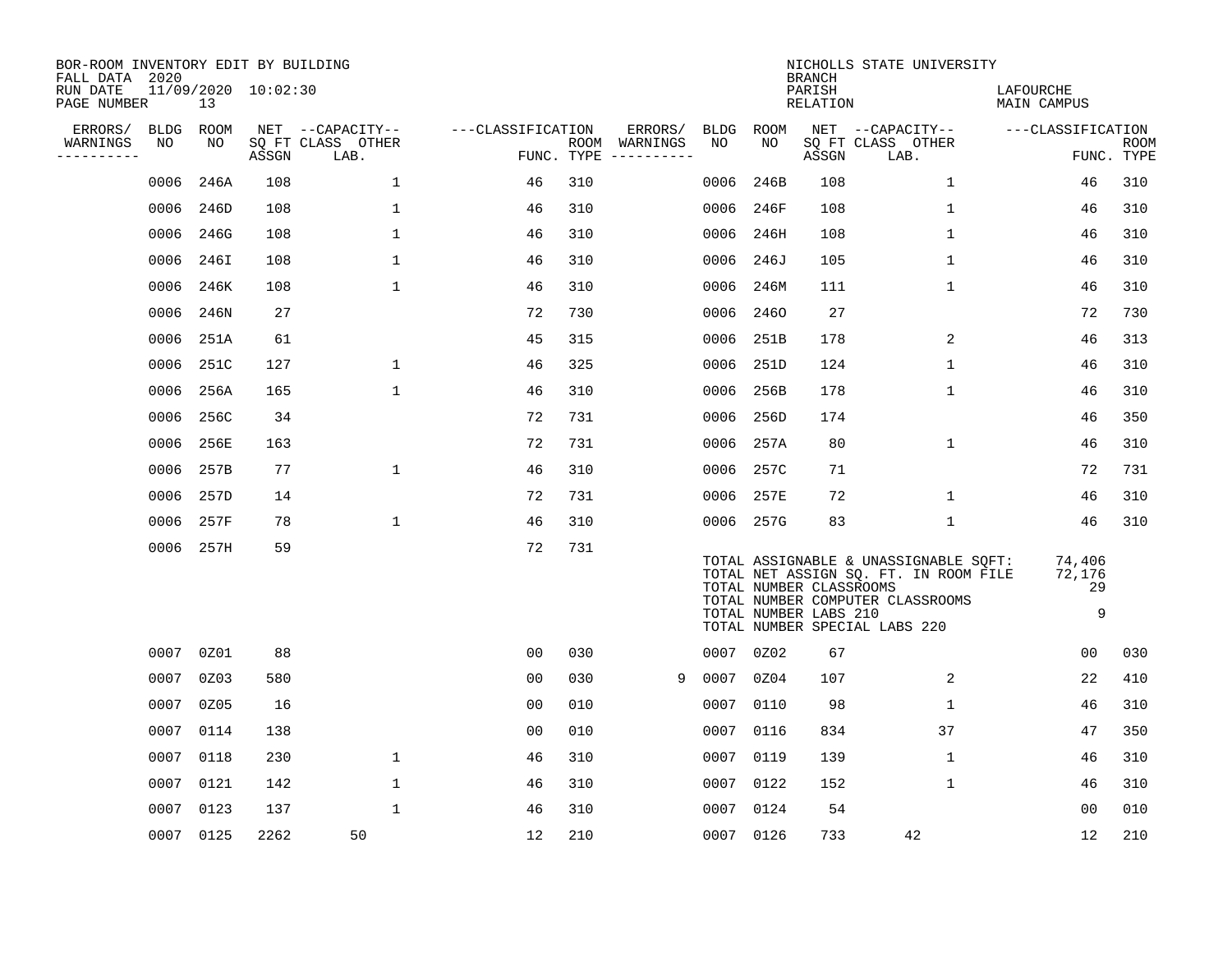BOR-ROOM INVENTORY EDIT BY BUILDING
FALL DATA 2020
RUN DATE 11/09/2020 10:02:30
PAGE NUMBER 13

NICHOLLS STATE UNIVERSITY
BRANCH
PARISH LAFOURCHE
RELATION MAIN CAMPUS

| ERRORS/ WARNINGS | BLDG NO | ROOM NO | NET SQ FT ASSGN | CAPACITY CLASS LAB. | CAPACITY OTHER | CLASSIFICATION FUNC. | ROOM TYPE | ERRORS/ WARNINGS | BLDG NO | ROOM NO | NET SQ FT ASSGN | CAPACITY CLASS LAB. | CAPACITY OTHER | CLASSIFICATION FUNC. | ROOM TYPE |
|---|---|---|---|---|---|---|---|---|---|---|---|---|---|---|---|
| | 0006 | 246A | 108 | | 1 | 46 | 310 | | 0006 | 246B | 108 | | 1 | 46 | 310 |
| | 0006 | 246D | 108 | | 1 | 46 | 310 | | 0006 | 246F | 108 | | 1 | 46 | 310 |
| | 0006 | 246G | 108 | | 1 | 46 | 310 | | 0006 | 246H | 108 | | 1 | 46 | 310 |
| | 0006 | 246I | 108 | | 1 | 46 | 310 | | 0006 | 246J | 105 | | 1 | 46 | 310 |
| | 0006 | 246K | 108 | | 1 | 46 | 310 | | 0006 | 246M | 111 | | 1 | 46 | 310 |
| | 0006 | 246N | 27 | | | 72 | 730 | | 0006 | 246O | 27 | | | 72 | 730 |
| | 0006 | 251A | 61 | | | 45 | 315 | | 0006 | 251B | 178 | | 2 | 46 | 313 |
| | 0006 | 251C | 127 | | 1 | 46 | 325 | | 0006 | 251D | 124 | | 1 | 46 | 310 |
| | 0006 | 256A | 165 | | 1 | 46 | 310 | | 0006 | 256B | 178 | | 1 | 46 | 310 |
| | 0006 | 256C | 34 | | | 72 | 731 | | 0006 | 256D | 174 | | | 46 | 350 |
| | 0006 | 256E | 163 | | | 72 | 731 | | 0006 | 257A | 80 | | 1 | 46 | 310 |
| | 0006 | 257B | 77 | | 1 | 46 | 310 | | 0006 | 257C | 71 | | | 72 | 731 |
| | 0006 | 257D | 14 | | | 72 | 731 | | 0006 | 257E | 72 | | 1 | 46 | 310 |
| | 0006 | 257F | 78 | | 1 | 46 | 310 | | 0006 | 257G | 83 | | 1 | 46 | 310 |
| | 0006 | 257H | 59 | | | 72 | 731 | | | | | | | | |

| | |
|---|---|
| TOTAL ASSIGNABLE & UNASSIGNABLE SQFT: | 74,406 |
| TOTAL NET ASSIGN SQ. FT. IN ROOM FILE | 72,176 |
| TOTAL NUMBER CLASSROOMS | 29 |
| TOTAL NUMBER COMPUTER CLASSROOMS | |
| TOTAL NUMBER LABS 210 | 9 |
| TOTAL NUMBER SPECIAL LABS 220 | |

| ERRORS/ WARNINGS | BLDG NO | ROOM NO | NET SQ FT ASSGN | CAPACITY CLASS LAB. | CAPACITY OTHER | CLASSIFICATION FUNC. | ROOM TYPE | ERRORS/ WARNINGS | BLDG NO | ROOM NO | NET SQ FT ASSGN | CAPACITY CLASS LAB. | CAPACITY OTHER | CLASSIFICATION FUNC. | ROOM TYPE |
|---|---|---|---|---|---|---|---|---|---|---|---|---|---|---|---|
| | 0007 | 0Z01 | 88 | | | 00 | 030 | | 0007 | 0Z02 | 67 | | | 00 | 030 |
| | 0007 | 0Z03 | 580 | | | 00 | 030 | 9 | 0007 | 0Z04 | 107 | | 2 | 22 | 410 |
| | 0007 | 0Z05 | 16 | | | 00 | 010 | | 0007 | 0110 | 98 | | 1 | 46 | 310 |
| | 0007 | 0114 | 138 | | | 00 | 010 | | 0007 | 0116 | 834 | | 37 | 47 | 350 |
| | 0007 | 0118 | 230 | | 1 | 46 | 310 | | 0007 | 0119 | 139 | | 1 | 46 | 310 |
| | 0007 | 0121 | 142 | | 1 | 46 | 310 | | 0007 | 0122 | 152 | | 1 | 46 | 310 |
| | 0007 | 0123 | 137 | | 1 | 46 | 310 | | 0007 | 0124 | 54 | | | 00 | 010 |
| | 0007 | 0125 | 2262 | 50 | | 12 | 210 | | 0007 | 0126 | 733 | 42 | | 12 | 210 |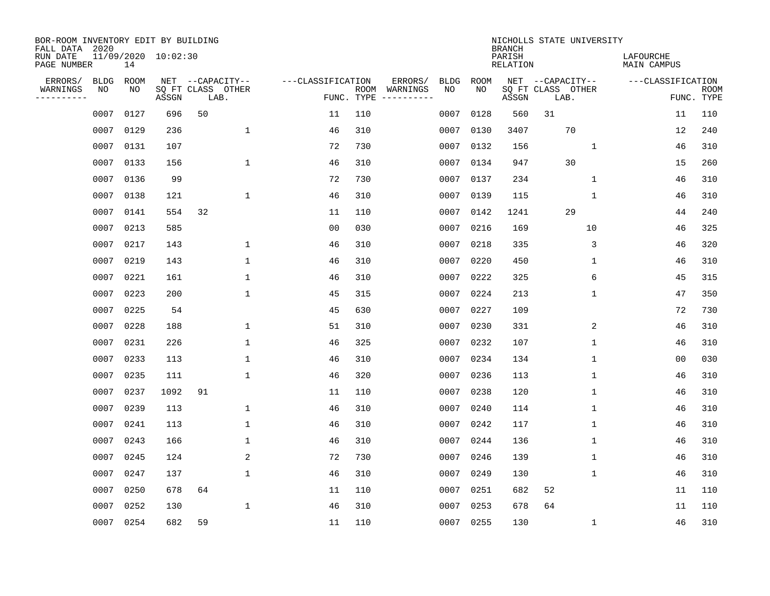BOR-ROOM INVENTORY EDIT BY BUILDING
FALL DATA 2020
RUN DATE 11/09/2020 10:02:30
PAGE NUMBER 14

NICHOLLS STATE UNIVERSITY
BRANCH
PARISH LAFOURCHE
RELATION MAIN CAMPUS

| ERRORS/ WARNINGS | BLDG NO | ROOM NO | NET SQ FT ASSGN | CAPACITY CLASS | CAPACITY LAB. | CAPACITY OTHER | CLASSIFICATION FUNC. | ROOM TYPE | ERRORS/ WARNINGS | BLDG NO | ROOM NO | NET SQ FT ASSGN | CAPACITY CLASS | CAPACITY LAB. | CAPACITY OTHER | CLASSIFICATION FUNC. | ROOM TYPE |
|---|---|---|---|---|---|---|---|---|---|---|---|---|---|---|---|---|---|
| | 0007 | 0127 | 696 | 50 | | | 11 | 110 | | 0007 | 0128 | 560 | 31 | | | 11 | 110 |
| | 0007 | 0129 | 236 | | | 1 | 46 | 310 | | 0007 | 0130 | 3407 | | 70 | | 12 | 240 |
| | 0007 | 0131 | 107 | | | | 72 | 730 | | 0007 | 0132 | 156 | | | 1 | 46 | 310 |
| | 0007 | 0133 | 156 | | | 1 | 46 | 310 | | 0007 | 0134 | 947 | | 30 | | 15 | 260 |
| | 0007 | 0136 | 99 | | | | 72 | 730 | | 0007 | 0137 | 234 | | | 1 | 46 | 310 |
| | 0007 | 0138 | 121 | | | 1 | 46 | 310 | | 0007 | 0139 | 115 | | | 1 | 46 | 310 |
| | 0007 | 0141 | 554 | 32 | | | 11 | 110 | | 0007 | 0142 | 1241 | | 29 | | 44 | 240 |
| | 0007 | 0213 | 585 | | | | 00 | 030 | | 0007 | 0216 | 169 | | | 10 | 46 | 325 |
| | 0007 | 0217 | 143 | | | 1 | 46 | 310 | | 0007 | 0218 | 335 | | | 3 | 46 | 320 |
| | 0007 | 0219 | 143 | | | 1 | 46 | 310 | | 0007 | 0220 | 450 | | | 1 | 46 | 310 |
| | 0007 | 0221 | 161 | | | 1 | 46 | 310 | | 0007 | 0222 | 325 | | | 6 | 45 | 315 |
| | 0007 | 0223 | 200 | | | 1 | 45 | 315 | | 0007 | 0224 | 213 | | | 1 | 47 | 350 |
| | 0007 | 0225 | 54 | | | | 45 | 630 | | 0007 | 0227 | 109 | | | | 72 | 730 |
| | 0007 | 0228 | 188 | | | 1 | 51 | 310 | | 0007 | 0230 | 331 | | | 2 | 46 | 310 |
| | 0007 | 0231 | 226 | | | 1 | 46 | 325 | | 0007 | 0232 | 107 | | | 1 | 46 | 310 |
| | 0007 | 0233 | 113 | | | 1 | 46 | 310 | | 0007 | 0234 | 134 | | | 1 | 00 | 030 |
| | 0007 | 0235 | 111 | | | 1 | 46 | 320 | | 0007 | 0236 | 113 | | | 1 | 46 | 310 |
| | 0007 | 0237 | 1092 | 91 | | | 11 | 110 | | 0007 | 0238 | 120 | | | 1 | 46 | 310 |
| | 0007 | 0239 | 113 | | | 1 | 46 | 310 | | 0007 | 0240 | 114 | | | 1 | 46 | 310 |
| | 0007 | 0241 | 113 | | | 1 | 46 | 310 | | 0007 | 0242 | 117 | | | 1 | 46 | 310 |
| | 0007 | 0243 | 166 | | | 1 | 46 | 310 | | 0007 | 0244 | 136 | | | 1 | 46 | 310 |
| | 0007 | 0245 | 124 | | | 2 | 72 | 730 | | 0007 | 0246 | 139 | | | 1 | 46 | 310 |
| | 0007 | 0247 | 137 | | | 1 | 46 | 310 | | 0007 | 0249 | 130 | | | 1 | 46 | 310 |
| | 0007 | 0250 | 678 | 64 | | | 11 | 110 | | 0007 | 0251 | 682 | 52 | | | 11 | 110 |
| | 0007 | 0252 | 130 | | | 1 | 46 | 310 | | 0007 | 0253 | 678 | 64 | | | 11 | 110 |
| | 0007 | 0254 | 682 | 59 | | | 11 | 110 | | 0007 | 0255 | 130 | | | 1 | 46 | 310 |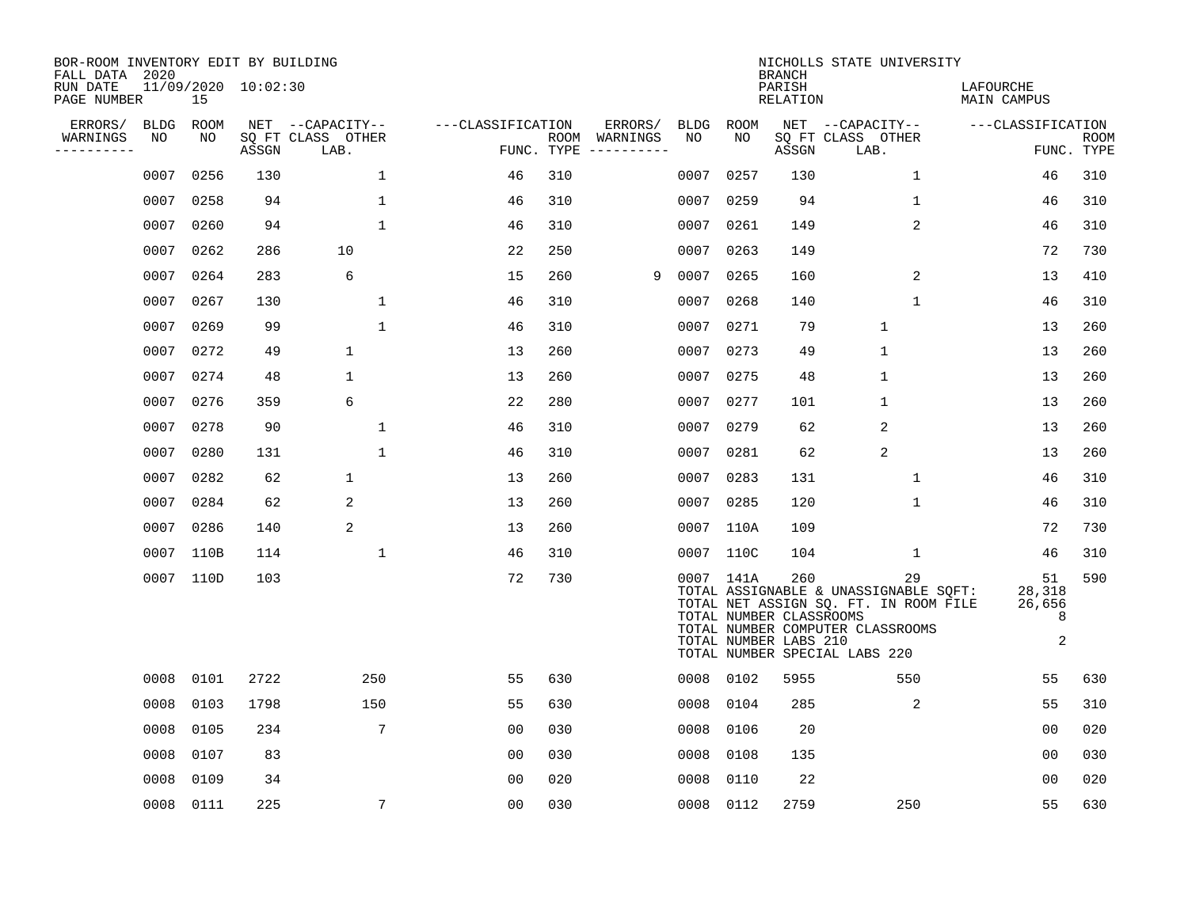BOR-ROOM INVENTORY EDIT BY BUILDING
FALL DATA 2020
RUN DATE 11/09/2020 10:02:30
PAGE NUMBER 15

NICHOLLS STATE UNIVERSITY
BRANCH
PARISH LAFOURCHE
RELATION MAIN CAMPUS

| ERRORS/ WARNINGS | BLDG NO | ROOM NO | NET SQ FT ASSGN | CAPACITY CLASS LAB. | CAPACITY OTHER | CLASSIFICATION FUNC. | ROOM TYPE | ERRORS/ WARNINGS | BLDG NO | ROOM NO | NET SQ FT ASSGN | CAPACITY CLASS LAB. | CAPACITY OTHER | CLASSIFICATION FUNC. | ROOM TYPE |
|---|---|---|---|---|---|---|---|---|---|---|---|---|---|---|---|
| | 0007 | 0256 | 130 | | 1 | 46 | 310 | | 0007 | 0257 | 130 | | 1 | 46 | 310 |
| | 0007 | 0258 | 94 | | 1 | 46 | 310 | | 0007 | 0259 | 94 | | 1 | 46 | 310 |
| | 0007 | 0260 | 94 | | 1 | 46 | 310 | | 0007 | 0261 | 149 | | 2 | 46 | 310 |
| | 0007 | 0262 | 286 | 10 | | 22 | 250 | | 0007 | 0263 | 149 | | | 72 | 730 |
| | 0007 | 0264 | 283 | 6 | | 15 | 260 | 9 | 0007 | 0265 | 160 | | 2 | 13 | 410 |
| | 0007 | 0267 | 130 | | 1 | 46 | 310 | | 0007 | 0268 | 140 | | 1 | 46 | 310 |
| | 0007 | 0269 | 99 | | 1 | 46 | 310 | | 0007 | 0271 | 79 | 1 | | 13 | 260 |
| | 0007 | 0272 | 49 | 1 | | 13 | 260 | | 0007 | 0273 | 49 | 1 | | 13 | 260 |
| | 0007 | 0274 | 48 | 1 | | 13 | 260 | | 0007 | 0275 | 48 | 1 | | 13 | 260 |
| | 0007 | 0276 | 359 | 6 | | 22 | 280 | | 0007 | 0277 | 101 | 1 | | 13 | 260 |
| | 0007 | 0278 | 90 | | 1 | 46 | 310 | | 0007 | 0279 | 62 | 2 | | 13 | 260 |
| | 0007 | 0280 | 131 | | 1 | 46 | 310 | | 0007 | 0281 | 62 | 2 | | 13 | 260 |
| | 0007 | 0282 | 62 | 1 | | 13 | 260 | | 0007 | 0283 | 131 | | 1 | 46 | 310 |
| | 0007 | 0284 | 62 | 2 | | 13 | 260 | | 0007 | 0285 | 120 | | 1 | 46 | 310 |
| | 0007 | 0286 | 140 | 2 | | 13 | 260 | | 0007 | 110A | 109 | | | 72 | 730 |
| | 0007 | 110B | 114 | | 1 | 46 | 310 | | 0007 | 110C | 104 | | 1 | 46 | 310 |
| | 0007 | 110D | 103 | | | 72 | 730 | | 0007 | 141A | 260 | | 29 | 51 | 590 |

TOTAL ASSIGNABLE & UNASSIGNABLE SQFT: 28,318
TOTAL NET ASSIGN SQ. FT. IN ROOM FILE 26,656
TOTAL NUMBER CLASSROOMS 8
TOTAL NUMBER COMPUTER CLASSROOMS
TOTAL NUMBER LABS 210 2
TOTAL NUMBER SPECIAL LABS 220

| ERRORS/ WARNINGS | BLDG NO | ROOM NO | NET SQ FT ASSGN | CAPACITY CLASS LAB. | CAPACITY OTHER | CLASSIFICATION FUNC. | ROOM TYPE | ERRORS/ WARNINGS | BLDG NO | ROOM NO | NET SQ FT ASSGN | CAPACITY CLASS LAB. | CAPACITY OTHER | CLASSIFICATION FUNC. | ROOM TYPE |
|---|---|---|---|---|---|---|---|---|---|---|---|---|---|---|---|
| | 0008 | 0101 | 2722 | | 250 | 55 | 630 | | 0008 | 0102 | 5955 | | 550 | 55 | 630 |
| | 0008 | 0103 | 1798 | | 150 | 55 | 630 | | 0008 | 0104 | 285 | | 2 | 55 | 310 |
| | 0008 | 0105 | 234 | | 7 | 00 | 030 | | 0008 | 0106 | 20 | | | 00 | 020 |
| | 0008 | 0107 | 83 | | | 00 | 030 | | 0008 | 0108 | 135 | | | 00 | 030 |
| | 0008 | 0109 | 34 | | | 00 | 020 | | 0008 | 0110 | 22 | | | 00 | 020 |
| | 0008 | 0111 | 225 | | 7 | 00 | 030 | | 0008 | 0112 | 2759 | | 250 | 55 | 630 |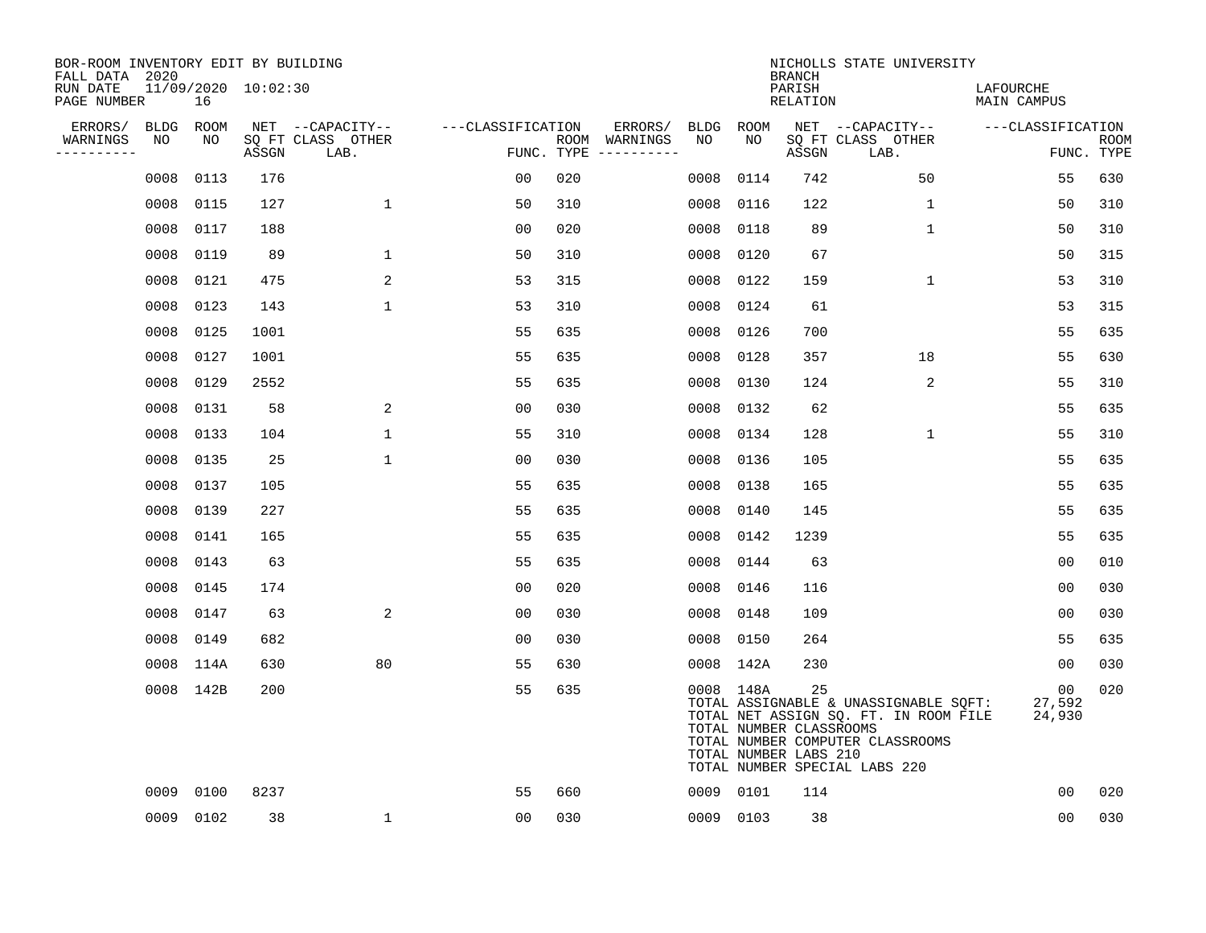BOR-ROOM INVENTORY EDIT BY BUILDING
FALL DATA 2020
RUN DATE 11/09/2020 10:02:30
PAGE NUMBER 16

NICHOLLS STATE UNIVERSITY
BRANCH
PARISH LAFOURCHE
RELATION MAIN CAMPUS

| ERRORS/ WARNINGS | BLDG NO | ROOM NO | NET SQ FT ASSGN | --CAPACITY-- CLASS LAB. | OTHER | ---CLASSIFICATION FUNC. | ROOM TYPE | ERRORS/ WARNINGS | BLDG NO | ROOM NO | NET SQ FT ASSGN | --CAPACITY-- CLASS LAB. | OTHER | ---CLASSIFICATION FUNC. | ROOM TYPE |
|---|---|---|---|---|---|---|---|---|---|---|---|---|---|---|---|
| | 0008 | 0113 | 176 | | | 00 | 020 | | 0008 | 0114 | 742 | | 50 | 55 | 630 |
| | 0008 | 0115 | 127 | | 1 | 50 | 310 | | 0008 | 0116 | 122 | | 1 | 50 | 310 |
| | 0008 | 0117 | 188 | | | 00 | 020 | | 0008 | 0118 | 89 | | 1 | 50 | 310 |
| | 0008 | 0119 | 89 | | 1 | 50 | 310 | | 0008 | 0120 | 67 | | | 50 | 315 |
| | 0008 | 0121 | 475 | | 2 | 53 | 315 | | 0008 | 0122 | 159 | | 1 | 53 | 310 |
| | 0008 | 0123 | 143 | | 1 | 53 | 310 | | 0008 | 0124 | 61 | | | 53 | 315 |
| | 0008 | 0125 | 1001 | | | 55 | 635 | | 0008 | 0126 | 700 | | | 55 | 635 |
| | 0008 | 0127 | 1001 | | | 55 | 635 | | 0008 | 0128 | 357 | | 18 | 55 | 630 |
| | 0008 | 0129 | 2552 | | | 55 | 635 | | 0008 | 0130 | 124 | | 2 | 55 | 310 |
| | 0008 | 0131 | 58 | | 2 | 00 | 030 | | 0008 | 0132 | 62 | | | 55 | 635 |
| | 0008 | 0133 | 104 | | 1 | 55 | 310 | | 0008 | 0134 | 128 | | 1 | 55 | 310 |
| | 0008 | 0135 | 25 | | 1 | 00 | 030 | | 0008 | 0136 | 105 | | | 55 | 635 |
| | 0008 | 0137 | 105 | | | 55 | 635 | | 0008 | 0138 | 165 | | | 55 | 635 |
| | 0008 | 0139 | 227 | | | 55 | 635 | | 0008 | 0140 | 145 | | | 55 | 635 |
| | 0008 | 0141 | 165 | | | 55 | 635 | | 0008 | 0142 | 1239 | | | 55 | 635 |
| | 0008 | 0143 | 63 | | | 55 | 635 | | 0008 | 0144 | 63 | | | 00 | 010 |
| | 0008 | 0145 | 174 | | | 00 | 020 | | 0008 | 0146 | 116 | | | 00 | 030 |
| | 0008 | 0147 | 63 | | 2 | 00 | 030 | | 0008 | 0148 | 109 | | | 00 | 030 |
| | 0008 | 0149 | 682 | | | 00 | 030 | | 0008 | 0150 | 264 | | | 55 | 635 |
| | 0008 | 114A | 630 | | 80 | 55 | 630 | | 0008 | 142A | 230 | | | 00 | 030 |
| | 0008 | 142B | 200 | | | 55 | 635 | | 0008 | 148A | 25 | | | 00 | 020 |
| | 0009 | 0100 | 8237 | | | 55 | 660 | | 0009 | 0101 | 114 | | | 00 | 020 |
| | 0009 | 0102 | 38 | | 1 | 00 | 030 | | 0009 | 0103 | 38 | | | 00 | 030 |

TOTAL ASSIGNABLE & UNASSIGNABLE SQFT: 27,592
TOTAL NET ASSIGN SQ. FT. IN ROOM FILE 24,930
TOTAL NUMBER CLASSROOMS
TOTAL NUMBER COMPUTER CLASSROOMS
TOTAL NUMBER LABS 210
TOTAL NUMBER SPECIAL LABS 220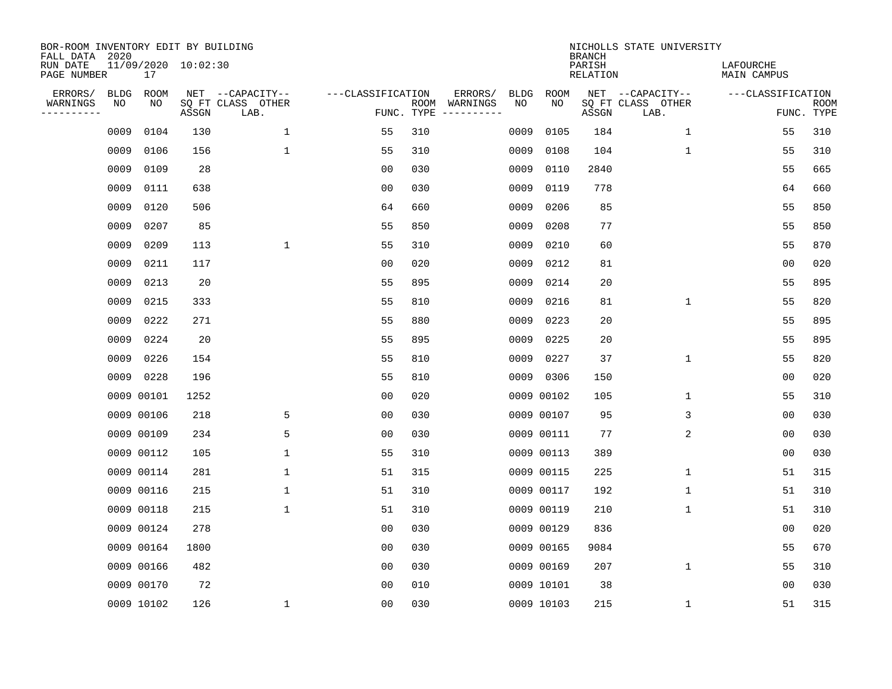BOR-ROOM INVENTORY EDIT BY BUILDING
FALL DATA 2020
RUN DATE 11/09/2020 10:02:30
PAGE NUMBER 17

NICHOLLS STATE UNIVERSITY
BRANCH
PARISH LAFOURCHE
RELATION MAIN CAMPUS

| ERRORS/ WARNINGS | BLDG NO | ROOM NO | NET SQ FT ASSGN | CAPACITY CLASS LAB. | CAPACITY OTHER | CLASSIFICATION FUNC. | ROOM TYPE | ERRORS/ WARNINGS | BLDG NO | ROOM NO | NET SQ FT ASSGN | CAPACITY CLASS LAB. | CAPACITY OTHER | CLASSIFICATION FUNC. | ROOM TYPE |
|---|---|---|---|---|---|---|---|---|---|---|---|---|---|---|---|
| | 0009 | 0104 | 130 | | 1 | 55 | 310 | | 0009 | 0105 | 184 | | 1 | 55 | 310 |
| | 0009 | 0106 | 156 | | 1 | 55 | 310 | | 0009 | 0108 | 104 | | 1 | 55 | 310 |
| | 0009 | 0109 | 28 | | | 00 | 030 | | 0009 | 0110 | 2840 | | | 55 | 665 |
| | 0009 | 0111 | 638 | | | 00 | 030 | | 0009 | 0119 | 778 | | | 64 | 660 |
| | 0009 | 0120 | 506 | | | 64 | 660 | | 0009 | 0206 | 85 | | | 55 | 850 |
| | 0009 | 0207 | 85 | | | 55 | 850 | | 0009 | 0208 | 77 | | | 55 | 850 |
| | 0009 | 0209 | 113 | | 1 | 55 | 310 | | 0009 | 0210 | 60 | | | 55 | 870 |
| | 0009 | 0211 | 117 | | | 00 | 020 | | 0009 | 0212 | 81 | | | 00 | 020 |
| | 0009 | 0213 | 20 | | | 55 | 895 | | 0009 | 0214 | 20 | | | 55 | 895 |
| | 0009 | 0215 | 333 | | | 55 | 810 | | 0009 | 0216 | 81 | | 1 | 55 | 820 |
| | 0009 | 0222 | 271 | | | 55 | 880 | | 0009 | 0223 | 20 | | | 55 | 895 |
| | 0009 | 0224 | 20 | | | 55 | 895 | | 0009 | 0225 | 20 | | | 55 | 895 |
| | 0009 | 0226 | 154 | | | 55 | 810 | | 0009 | 0227 | 37 | | 1 | 55 | 820 |
| | 0009 | 0228 | 196 | | | 55 | 810 | | 0009 | 0306 | 150 | | | 00 | 020 |
| | 0009 | 00101 | 1252 | | | 00 | 020 | | 0009 | 00102 | 105 | | 1 | 55 | 310 |
| | 0009 | 00106 | 218 | | 5 | 00 | 030 | | 0009 | 00107 | 95 | | 3 | 00 | 030 |
| | 0009 | 00109 | 234 | | 5 | 00 | 030 | | 0009 | 00111 | 77 | | 2 | 00 | 030 |
| | 0009 | 00112 | 105 | | 1 | 55 | 310 | | 0009 | 00113 | 389 | | | 00 | 030 |
| | 0009 | 00114 | 281 | | 1 | 51 | 315 | | 0009 | 00115 | 225 | | 1 | 51 | 315 |
| | 0009 | 00116 | 215 | | 1 | 51 | 310 | | 0009 | 00117 | 192 | | 1 | 51 | 310 |
| | 0009 | 00118 | 215 | | 1 | 51 | 310 | | 0009 | 00119 | 210 | | 1 | 51 | 310 |
| | 0009 | 00124 | 278 | | | 00 | 030 | | 0009 | 00129 | 836 | | | 00 | 020 |
| | 0009 | 00164 | 1800 | | | 00 | 030 | | 0009 | 00165 | 9084 | | | 55 | 670 |
| | 0009 | 00166 | 482 | | | 00 | 030 | | 0009 | 00169 | 207 | | 1 | 55 | 310 |
| | 0009 | 00170 | 72 | | | 00 | 010 | | 0009 | 10101 | 38 | | | 00 | 030 |
| | 0009 | 10102 | 126 | | 1 | 00 | 030 | | 0009 | 10103 | 215 | | 1 | 51 | 315 |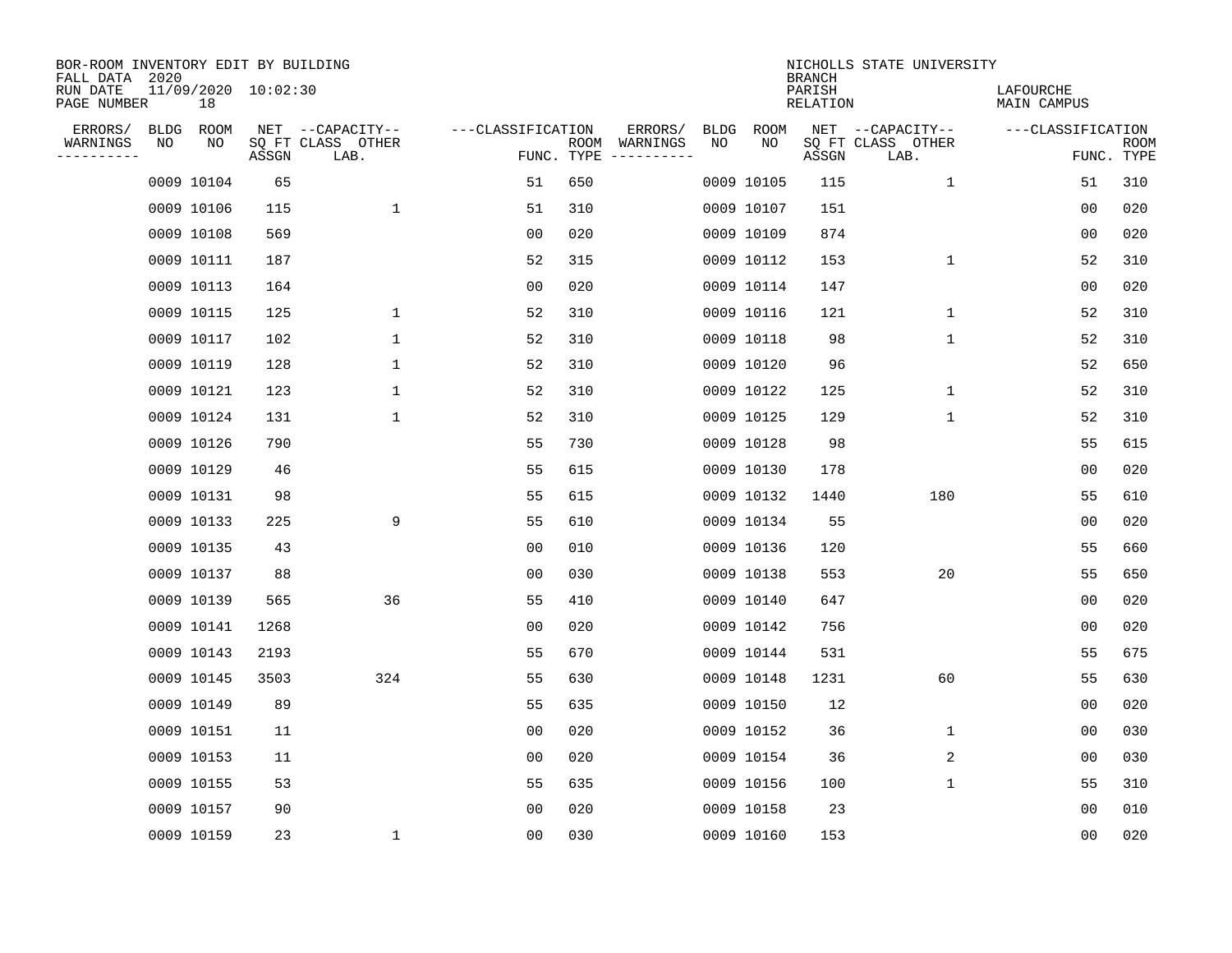BOR-ROOM INVENTORY EDIT BY BUILDING
FALL DATA 2020
RUN DATE 11/09/2020 10:02:30
PAGE NUMBER 18

NICHOLLS STATE UNIVERSITY
BRANCH
PARISH LAFOURCHE
RELATION MAIN CAMPUS

| ERRORS/ WARNINGS | BLDG NO | ROOM NO | NET SQ FT ASSGN | CAPACITY CLASS LAB. | CAPACITY OTHER | CLASSIFICATION FUNC. | ROOM TYPE | ERRORS/ WARNINGS | BLDG NO | ROOM NO | NET SQ FT ASSGN | CAPACITY CLASS LAB. | CAPACITY OTHER | CLASSIFICATION FUNC. | ROOM TYPE |
|---|---|---|---|---|---|---|---|---|---|---|---|---|---|---|---|
| | 0009 | 10104 | 65 | | | 51 | 650 | | 0009 | 10105 | 115 | | 1 | 51 | 310 |
| | 0009 | 10106 | 115 | | 1 | 51 | 310 | | 0009 | 10107 | 151 | | | 00 | 020 |
| | 0009 | 10108 | 569 | | | 00 | 020 | | 0009 | 10109 | 874 | | | 00 | 020 |
| | 0009 | 10111 | 187 | | | 52 | 315 | | 0009 | 10112 | 153 | | 1 | 52 | 310 |
| | 0009 | 10113 | 164 | | | 00 | 020 | | 0009 | 10114 | 147 | | | 00 | 020 |
| | 0009 | 10115 | 125 | | 1 | 52 | 310 | | 0009 | 10116 | 121 | | 1 | 52 | 310 |
| | 0009 | 10117 | 102 | | 1 | 52 | 310 | | 0009 | 10118 | 98 | | 1 | 52 | 310 |
| | 0009 | 10119 | 128 | | 1 | 52 | 310 | | 0009 | 10120 | 96 | | | 52 | 650 |
| | 0009 | 10121 | 123 | | 1 | 52 | 310 | | 0009 | 10122 | 125 | | 1 | 52 | 310 |
| | 0009 | 10124 | 131 | | 1 | 52 | 310 | | 0009 | 10125 | 129 | | 1 | 52 | 310 |
| | 0009 | 10126 | 790 | | | 55 | 730 | | 0009 | 10128 | 98 | | | 55 | 615 |
| | 0009 | 10129 | 46 | | | 55 | 615 | | 0009 | 10130 | 178 | | | 00 | 020 |
| | 0009 | 10131 | 98 | | | 55 | 615 | | 0009 | 10132 | 1440 | | 180 | 55 | 610 |
| | 0009 | 10133 | 225 | | 9 | 55 | 610 | | 0009 | 10134 | 55 | | | 00 | 020 |
| | 0009 | 10135 | 43 | | | 00 | 010 | | 0009 | 10136 | 120 | | | 55 | 660 |
| | 0009 | 10137 | 88 | | | 00 | 030 | | 0009 | 10138 | 553 | | 20 | 55 | 650 |
| | 0009 | 10139 | 565 | | 36 | 55 | 410 | | 0009 | 10140 | 647 | | | 00 | 020 |
| | 0009 | 10141 | 1268 | | | 00 | 020 | | 0009 | 10142 | 756 | | | 00 | 020 |
| | 0009 | 10143 | 2193 | | | 55 | 670 | | 0009 | 10144 | 531 | | | 55 | 675 |
| | 0009 | 10145 | 3503 | | 324 | 55 | 630 | | 0009 | 10148 | 1231 | | 60 | 55 | 630 |
| | 0009 | 10149 | 89 | | | 55 | 635 | | 0009 | 10150 | 12 | | | 00 | 020 |
| | 0009 | 10151 | 11 | | | 00 | 020 | | 0009 | 10152 | 36 | | 1 | 00 | 030 |
| | 0009 | 10153 | 11 | | | 00 | 020 | | 0009 | 10154 | 36 | | 2 | 00 | 030 |
| | 0009 | 10155 | 53 | | | 55 | 635 | | 0009 | 10156 | 100 | | 1 | 55 | 310 |
| | 0009 | 10157 | 90 | | | 00 | 020 | | 0009 | 10158 | 23 | | | 00 | 010 |
| | 0009 | 10159 | 23 | | 1 | 00 | 030 | | 0009 | 10160 | 153 | | | 00 | 020 |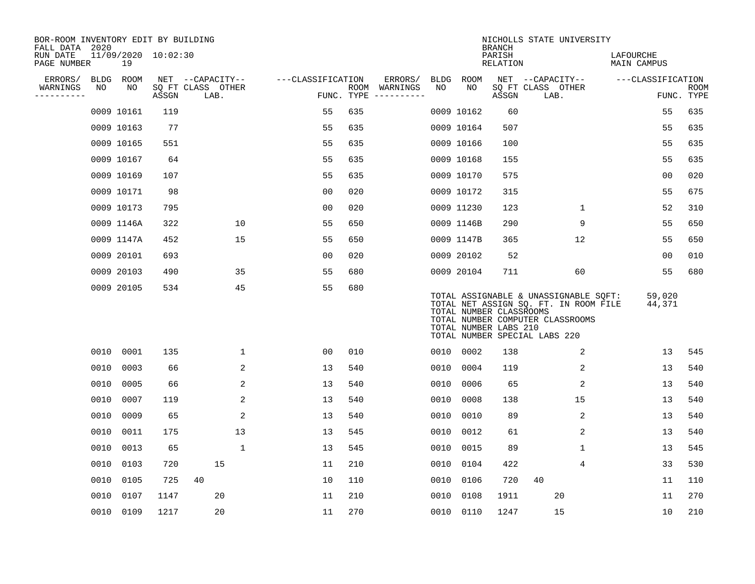BOR-ROOM INVENTORY EDIT BY BUILDING
FALL DATA 2020
RUN DATE 11/09/2020 10:02:30
PAGE NUMBER 19

NICHOLLS STATE UNIVERSITY
BRANCH
PARISH LAFOURCHE
RELATION MAIN CAMPUS

| ERRORS/ WARNINGS | BLDG NO | ROOM NO | NET SQ FT ASSGN | CAPACITY CLASS | CAPACITY LAB. | CAPACITY OTHER | CLASSIFICATION FUNC. | ROOM TYPE | ERRORS/ WARNINGS | BLDG NO | ROOM NO | NET SQ FT ASSGN | CAPACITY CLASS | CAPACITY LAB. | CAPACITY OTHER | CLASSIFICATION FUNC. | ROOM TYPE |
|---|---|---|---|---|---|---|---|---|---|---|---|---|---|---|---|---|---|
| | 0009 | 10161 | 119 | | | | 55 | 635 | | 0009 | 10162 | 60 | | | | 55 | 635 |
| | 0009 | 10163 | 77 | | | | 55 | 635 | | 0009 | 10164 | 507 | | | | 55 | 635 |
| | 0009 | 10165 | 551 | | | | 55 | 635 | | 0009 | 10166 | 100 | | | | 55 | 635 |
| | 0009 | 10167 | 64 | | | | 55 | 635 | | 0009 | 10168 | 155 | | | | 55 | 635 |
| | 0009 | 10169 | 107 | | | | 55 | 635 | | 0009 | 10170 | 575 | | | | 00 | 020 |
| | 0009 | 10171 | 98 | | | | 00 | 020 | | 0009 | 10172 | 315 | | | | 55 | 675 |
| | 0009 | 10173 | 795 | | | | 00 | 020 | | 0009 | 11230 | 123 | | | 1 | 52 | 310 |
| | 0009 | 1146A | 322 | | | 10 | 55 | 650 | | 0009 | 1146B | 290 | | | 9 | 55 | 650 |
| | 0009 | 1147A | 452 | | | 15 | 55 | 650 | | 0009 | 1147B | 365 | | | 12 | 55 | 650 |
| | 0009 | 20101 | 693 | | | | 00 | 020 | | 0009 | 20102 | 52 | | | | 00 | 010 |
| | 0009 | 20103 | 490 | | | 35 | 55 | 680 | | 0009 | 20104 | 711 | | | 60 | 55 | 680 |
| | 0009 | 20105 | 534 | | | 45 | 55 | 680 | | | | | | | | | |

TOTAL ASSIGNABLE & UNASSIGNABLE SQFT: 59,020
TOTAL NET ASSIGN SQ. FT. IN ROOM FILE 44,371
TOTAL NUMBER CLASSROOMS
TOTAL NUMBER COMPUTER CLASSROOMS
TOTAL NUMBER LABS 210
TOTAL NUMBER SPECIAL LABS 220

| ERRORS/ WARNINGS | BLDG NO | ROOM NO | NET SQ FT ASSGN | CAPACITY CLASS | CAPACITY LAB. | CAPACITY OTHER | CLASSIFICATION FUNC. | ROOM TYPE | ERRORS/ WARNINGS | BLDG NO | ROOM NO | NET SQ FT ASSGN | CAPACITY CLASS | CAPACITY LAB. | CAPACITY OTHER | CLASSIFICATION FUNC. | ROOM TYPE |
|---|---|---|---|---|---|---|---|---|---|---|---|---|---|---|---|---|---|
| | 0010 | 0001 | 135 | | | 1 | 00 | 010 | | 0010 | 0002 | 138 | | | 2 | 13 | 545 |
| | 0010 | 0003 | 66 | | | 2 | 13 | 540 | | 0010 | 0004 | 119 | | | 2 | 13 | 540 |
| | 0010 | 0005 | 66 | | | 2 | 13 | 540 | | 0010 | 0006 | 65 | | | 2 | 13 | 540 |
| | 0010 | 0007 | 119 | | | 2 | 13 | 540 | | 0010 | 0008 | 138 | | | 15 | 13 | 540 |
| | 0010 | 0009 | 65 | | | 2 | 13 | 540 | | 0010 | 0010 | 89 | | | 2 | 13 | 540 |
| | 0010 | 0011 | 175 | | | 13 | 13 | 545 | | 0010 | 0012 | 61 | | | 2 | 13 | 540 |
| | 0010 | 0013 | 65 | | | 1 | 13 | 545 | | 0010 | 0015 | 89 | | | 1 | 13 | 545 |
| | 0010 | 0103 | 720 | | 15 | | 11 | 210 | | 0010 | 0104 | 422 | | | 4 | 33 | 530 |
| | 0010 | 0105 | 725 | 40 | | | 10 | 110 | | 0010 | 0106 | 720 | 40 | | | 11 | 110 |
| | 0010 | 0107 | 1147 | | 20 | | 11 | 210 | | 0010 | 0108 | 1911 | | 20 | | 11 | 270 |
| | 0010 | 0109 | 1217 | | 20 | | 11 | 270 | | 0010 | 0110 | 1247 | | 15 | | 10 | 210 |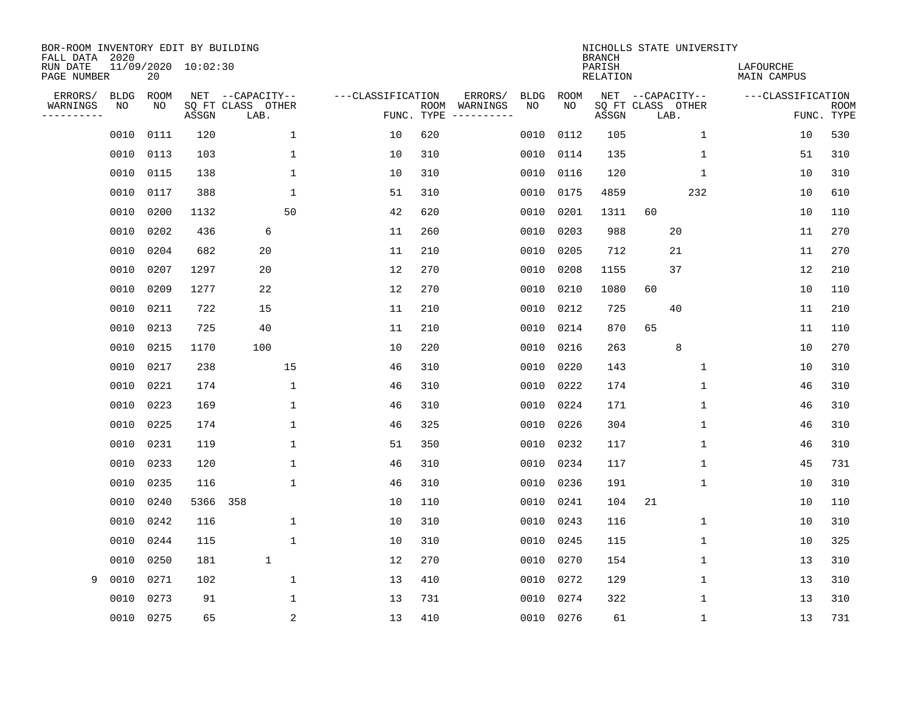BOR-ROOM INVENTORY EDIT BY BUILDING
FALL DATA 2020
RUN DATE 11/09/2020 10:02:30
PAGE NUMBER 20

NICHOLLS STATE UNIVERSITY
BRANCH
PARISH LAFOURCHE
RELATION MAIN CAMPUS

| ERRORS/ WARNINGS | BLDG NO | ROOM NO | NET SQ FT ASSGN | CAPACITY CLASS | CAPACITY LAB. | CAPACITY OTHER | CLASSIFICATION FUNC. | ROOM TYPE | ERRORS/ WARNINGS | BLDG NO | ROOM NO | NET SQ FT ASSGN | CAPACITY CLASS | CAPACITY LAB. | CAPACITY OTHER | CLASSIFICATION FUNC. | ROOM TYPE |
|---|---|---|---|---|---|---|---|---|---|---|---|---|---|---|---|---|---|
| | 0010 | 0111 | 120 | | | 1 | 10 | 620 | | 0010 | 0112 | 105 | | | 1 | 10 | 530 |
| | 0010 | 0113 | 103 | | | 1 | 10 | 310 | | 0010 | 0114 | 135 | | | 1 | 51 | 310 |
| | 0010 | 0115 | 138 | | | 1 | 10 | 310 | | 0010 | 0116 | 120 | | | 1 | 10 | 310 |
| | 0010 | 0117 | 388 | | | 1 | 51 | 310 | | 0010 | 0175 | 4859 | | | 232 | 10 | 610 |
| | 0010 | 0200 | 1132 | | | 50 | 42 | 620 | | 0010 | 0201 | 1311 | 60 | | | 10 | 110 |
| | 0010 | 0202 | 436 | | 6 | | 11 | 260 | | 0010 | 0203 | 988 | | 20 | | 11 | 270 |
| | 0010 | 0204 | 682 | | 20 | | 11 | 210 | | 0010 | 0205 | 712 | | 21 | | 11 | 270 |
| | 0010 | 0207 | 1297 | | 20 | | 12 | 270 | | 0010 | 0208 | 1155 | | 37 | | 12 | 210 |
| | 0010 | 0209 | 1277 | | 22 | | 12 | 270 | | 0010 | 0210 | 1080 | 60 | | | 10 | 110 |
| | 0010 | 0211 | 722 | | 15 | | 11 | 210 | | 0010 | 0212 | 725 | | 40 | | 11 | 210 |
| | 0010 | 0213 | 725 | | 40 | | 11 | 210 | | 0010 | 0214 | 870 | 65 | | | 11 | 110 |
| | 0010 | 0215 | 1170 | | 100 | | 10 | 220 | | 0010 | 0216 | 263 | | 8 | | 10 | 270 |
| | 0010 | 0217 | 238 | | | 15 | 46 | 310 | | 0010 | 0220 | 143 | | | 1 | 10 | 310 |
| | 0010 | 0221 | 174 | | | 1 | 46 | 310 | | 0010 | 0222 | 174 | | | 1 | 46 | 310 |
| | 0010 | 0223 | 169 | | | 1 | 46 | 310 | | 0010 | 0224 | 171 | | | 1 | 46 | 310 |
| | 0010 | 0225 | 174 | | | 1 | 46 | 325 | | 0010 | 0226 | 304 | | | 1 | 46 | 310 |
| | 0010 | 0231 | 119 | | | 1 | 51 | 350 | | 0010 | 0232 | 117 | | | 1 | 46 | 310 |
| | 0010 | 0233 | 120 | | | 1 | 46 | 310 | | 0010 | 0234 | 117 | | | 1 | 45 | 731 |
| | 0010 | 0235 | 116 | | | 1 | 46 | 310 | | 0010 | 0236 | 191 | | | 1 | 10 | 310 |
| | 0010 | 0240 | 5366 | 358 | | | 10 | 110 | | 0010 | 0241 | 104 | 21 | | | 10 | 110 |
| | 0010 | 0242 | 116 | | | 1 | 10 | 310 | | 0010 | 0243 | 116 | | | 1 | 10 | 310 |
| | 0010 | 0244 | 115 | | | 1 | 10 | 310 | | 0010 | 0245 | 115 | | | 1 | 10 | 325 |
| | 0010 | 0250 | 181 | | 1 | | 12 | 270 | | 0010 | 0270 | 154 | | | 1 | 13 | 310 |
| 9 | 0010 | 0271 | 102 | | | 1 | 13 | 410 | | 0010 | 0272 | 129 | | | 1 | 13 | 310 |
| | 0010 | 0273 | 91 | | | 1 | 13 | 731 | | 0010 | 0274 | 322 | | | 1 | 13 | 310 |
| | 0010 | 0275 | 65 | | | 2 | 13 | 410 | | 0010 | 0276 | 61 | | | 1 | 13 | 731 |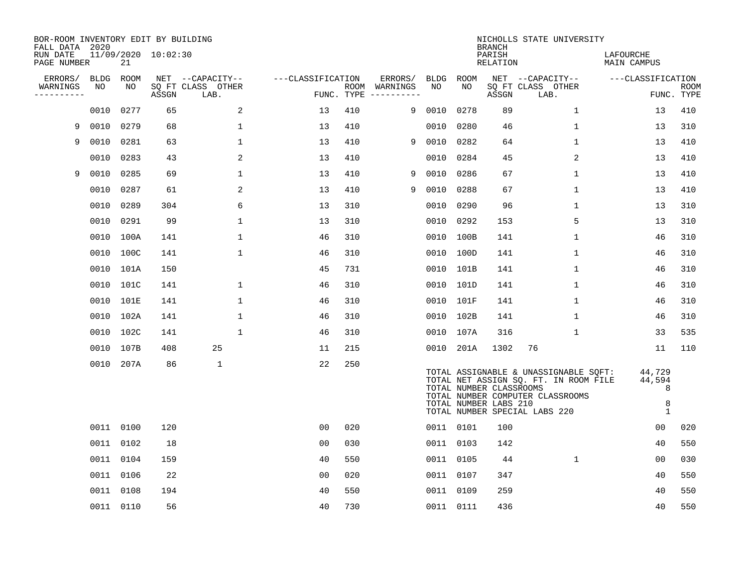BOR-ROOM INVENTORY EDIT BY BUILDING
FALL DATA 2020
RUN DATE 11/09/2020 10:02:30
PAGE NUMBER 21

NICHOLLS STATE UNIVERSITY
BRANCH
PARISH LAFOURCHE
RELATION MAIN CAMPUS

| ERRORS/ WARNINGS | BLDG NO | ROOM NO | NET SQ FT ASSGN | CAPACITY CLASS | CAPACITY OTHER LAB. | CLASSIFICATION FUNC. | ROOM TYPE | ERRORS/ WARNINGS | BLDG NO | ROOM NO | NET SQ FT ASSGN | CAPACITY CLASS | CAPACITY OTHER LAB. | CLASSIFICATION FUNC. | ROOM TYPE |
|---|---|---|---|---|---|---|---|---|---|---|---|---|---|---|---|
| | 0010 | 0277 | 65 | | 2 | 13 | 410 | 9 | 0010 | 0278 | 89 | | 1 | 13 | 410 |
| 9 | 0010 | 0279 | 68 | | 1 | 13 | 410 | | 0010 | 0280 | 46 | | 1 | 13 | 310 |
| 9 | 0010 | 0281 | 63 | | 1 | 13 | 410 | 9 | 0010 | 0282 | 64 | | 1 | 13 | 410 |
| | 0010 | 0283 | 43 | | 2 | 13 | 410 | | 0010 | 0284 | 45 | | 2 | 13 | 410 |
| 9 | 0010 | 0285 | 69 | | 1 | 13 | 410 | 9 | 0010 | 0286 | 67 | | 1 | 13 | 410 |
| | 0010 | 0287 | 61 | | 2 | 13 | 410 | 9 | 0010 | 0288 | 67 | | 1 | 13 | 410 |
| | 0010 | 0289 | 304 | | 6 | 13 | 310 | | 0010 | 0290 | 96 | | 1 | 13 | 310 |
| | 0010 | 0291 | 99 | | 1 | 13 | 310 | | 0010 | 0292 | 153 | | 5 | 13 | 310 |
| | 0010 | 100A | 141 | | 1 | 46 | 310 | | 0010 | 100B | 141 | | 1 | 46 | 310 |
| | 0010 | 100C | 141 | | 1 | 46 | 310 | | 0010 | 100D | 141 | | 1 | 46 | 310 |
| | 0010 | 101A | 150 | | | 45 | 731 | | 0010 | 101B | 141 | | 1 | 46 | 310 |
| | 0010 | 101C | 141 | | 1 | 46 | 310 | | 0010 | 101D | 141 | | 1 | 46 | 310 |
| | 0010 | 101E | 141 | | 1 | 46 | 310 | | 0010 | 101F | 141 | | 1 | 46 | 310 |
| | 0010 | 102A | 141 | | 1 | 46 | 310 | | 0010 | 102B | 141 | | 1 | 46 | 310 |
| | 0010 | 102C | 141 | | 1 | 46 | 310 | | 0010 | 107A | 316 | | 1 | 33 | 535 |
| | 0010 | 107B | 408 | 25 | | 11 | 215 | | 0010 | 201A | 1302 | 76 | | 11 | 110 |
| | 0010 | 207A | 86 | 1 | | 22 | 250 | | | | | | | | |

| | |
|---|---|
| TOTAL ASSIGNABLE & UNASSIGNABLE SQFT: | 44,729 |
| TOTAL NET ASSIGN SQ. FT. IN ROOM FILE | 44,594 |
| TOTAL NUMBER CLASSROOMS | 8 |
| TOTAL NUMBER COMPUTER CLASSROOMS | |
| TOTAL NUMBER LABS 210 | 8 |
| TOTAL NUMBER SPECIAL LABS 220 | 1 |

| ERRORS/ WARNINGS | BLDG NO | ROOM NO | NET SQ FT ASSGN | CAPACITY CLASS | CAPACITY OTHER LAB. | CLASSIFICATION FUNC. | ROOM TYPE | ERRORS/ WARNINGS | BLDG NO | ROOM NO | NET SQ FT ASSGN | CAPACITY CLASS | CAPACITY OTHER LAB. | CLASSIFICATION FUNC. | ROOM TYPE |
|---|---|---|---|---|---|---|---|---|---|---|---|---|---|---|---|
| | 0011 | 0100 | 120 | | | 00 | 020 | | 0011 | 0101 | 100 | | | 00 | 020 |
| | 0011 | 0102 | 18 | | | 00 | 030 | | 0011 | 0103 | 142 | | | 40 | 550 |
| | 0011 | 0104 | 159 | | | 40 | 550 | | 0011 | 0105 | 44 | | 1 | 00 | 030 |
| | 0011 | 0106 | 22 | | | 00 | 020 | | 0011 | 0107 | 347 | | | 40 | 550 |
| | 0011 | 0108 | 194 | | | 40 | 550 | | 0011 | 0109 | 259 | | | 40 | 550 |
| | 0011 | 0110 | 56 | | | 40 | 730 | | 0011 | 0111 | 436 | | | 40 | 550 |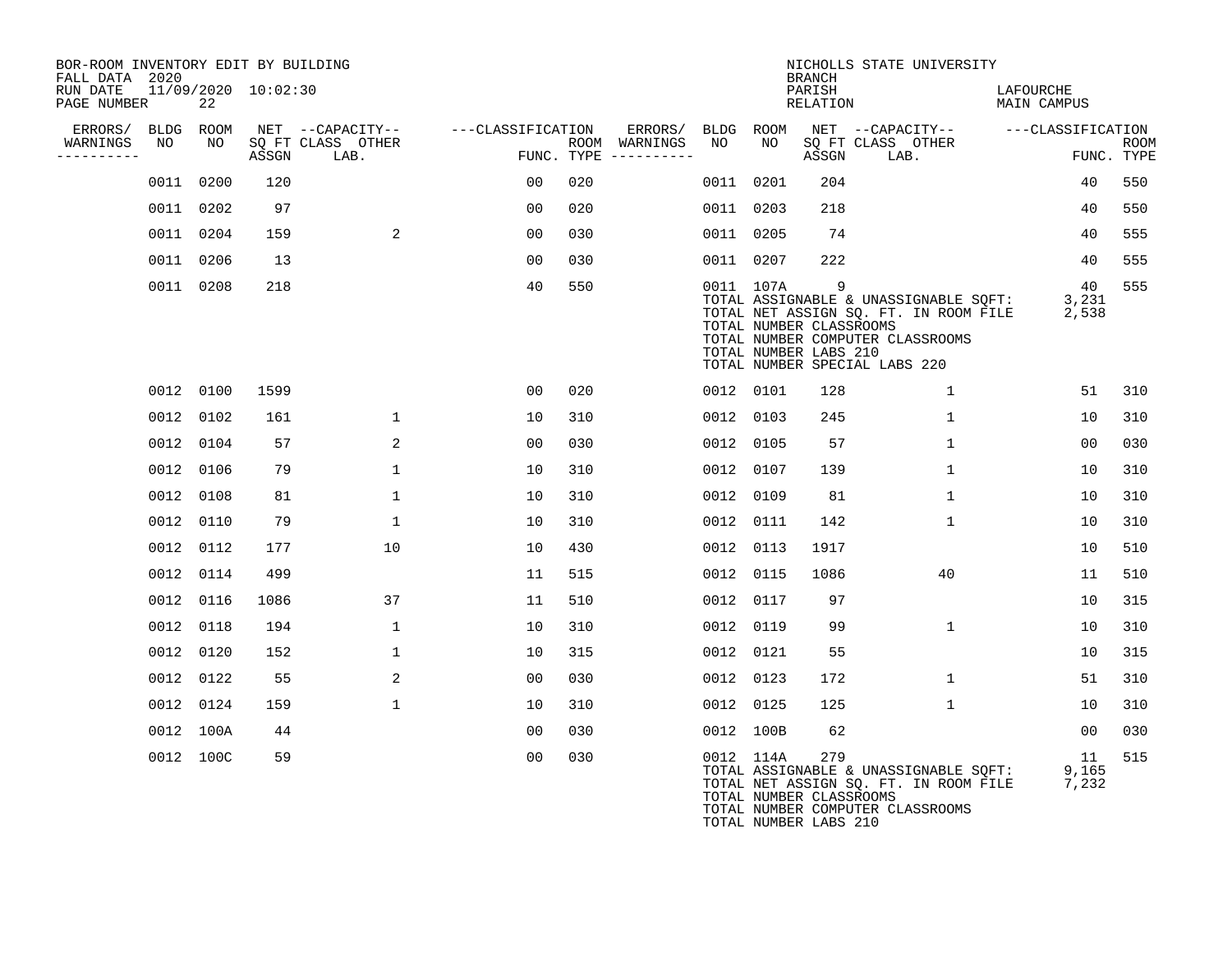BOR-ROOM INVENTORY EDIT BY BUILDING
FALL DATA 2020
RUN DATE 11/09/2020 10:02:30
PAGE NUMBER 22

NICHOLLS STATE UNIVERSITY
BRANCH
PARISH LAFOURCHE
RELATION MAIN CAMPUS

| ERRORS/ WARNINGS | BLDG NO | ROOM NO | NET SQ FT ASSGN | CAPACITY CLASS LAB. | CAPACITY OTHER | CLASSIFICATION FUNC. | ROOM TYPE | ERRORS/ WARNINGS | BLDG NO | ROOM NO | NET SQ FT ASSGN | CAPACITY CLASS LAB. | CAPACITY OTHER | CLASSIFICATION FUNC. | ROOM TYPE |
|---|---|---|---|---|---|---|---|---|---|---|---|---|---|---|---|
| | 0011 | 0200 | 120 | | | 00 | 020 | | 0011 | 0201 | 204 | | | 40 | 550 |
| | 0011 | 0202 | 97 | | | 00 | 020 | | 0011 | 0203 | 218 | | | 40 | 550 |
| | 0011 | 0204 | 159 | | 2 | 00 | 030 | | 0011 | 0205 | 74 | | | 40 | 555 |
| | 0011 | 0206 | 13 | | | 00 | 030 | | 0011 | 0207 | 222 | | | 40 | 555 |
| | 0011 | 0208 | 218 | | | 40 | 550 | | 0011 | 107A | 9 | | | 40 | 555 |

TOTAL ASSIGNABLE & UNASSIGNABLE SQFT: 3,231
TOTAL NET ASSIGN SQ. FT. IN ROOM FILE 2,538
TOTAL NUMBER CLASSROOMS
TOTAL NUMBER COMPUTER CLASSROOMS
TOTAL NUMBER LABS 210
TOTAL NUMBER SPECIAL LABS 220

| ERRORS/ WARNINGS | BLDG NO | ROOM NO | NET SQ FT ASSGN | CAPACITY CLASS LAB. | CAPACITY OTHER | CLASSIFICATION FUNC. | ROOM TYPE | ERRORS/ WARNINGS | BLDG NO | ROOM NO | NET SQ FT ASSGN | CAPACITY CLASS LAB. | CAPACITY OTHER | CLASSIFICATION FUNC. | ROOM TYPE |
|---|---|---|---|---|---|---|---|---|---|---|---|---|---|---|---|
| | 0012 | 0100 | 1599 | | | 00 | 020 | | 0012 | 0101 | 128 | | 1 | 51 | 310 |
| | 0012 | 0102 | 161 | | 1 | 10 | 310 | | 0012 | 0103 | 245 | | 1 | 10 | 310 |
| | 0012 | 0104 | 57 | | 2 | 00 | 030 | | 0012 | 0105 | 57 | | 1 | 00 | 030 |
| | 0012 | 0106 | 79 | | 1 | 10 | 310 | | 0012 | 0107 | 139 | | 1 | 10 | 310 |
| | 0012 | 0108 | 81 | | 1 | 10 | 310 | | 0012 | 0109 | 81 | | 1 | 10 | 310 |
| | 0012 | 0110 | 79 | | 1 | 10 | 310 | | 0012 | 0111 | 142 | | 1 | 10 | 310 |
| | 0012 | 0112 | 177 | | 10 | 10 | 430 | | 0012 | 0113 | 1917 | | | 10 | 510 |
| | 0012 | 0114 | 499 | | | 11 | 515 | | 0012 | 0115 | 1086 | | 40 | 11 | 510 |
| | 0012 | 0116 | 1086 | | 37 | 11 | 510 | | 0012 | 0117 | 97 | | | 10 | 315 |
| | 0012 | 0118 | 194 | | 1 | 10 | 310 | | 0012 | 0119 | 99 | | 1 | 10 | 310 |
| | 0012 | 0120 | 152 | | 1 | 10 | 315 | | 0012 | 0121 | 55 | | | 10 | 315 |
| | 0012 | 0122 | 55 | | 2 | 00 | 030 | | 0012 | 0123 | 172 | | 1 | 51 | 310 |
| | 0012 | 0124 | 159 | | 1 | 10 | 310 | | 0012 | 0125 | 125 | | 1 | 10 | 310 |
| | 0012 | 100A | 44 | | | 00 | 030 | | 0012 | 100B | 62 | | | 00 | 030 |
| | 0012 | 100C | 59 | | | 00 | 030 | | 0012 | 114A | 279 | | | 11 | 515 |

TOTAL ASSIGNABLE & UNASSIGNABLE SQFT: 9,165
TOTAL NET ASSIGN SQ. FT. IN ROOM FILE 7,232
TOTAL NUMBER CLASSROOMS
TOTAL NUMBER COMPUTER CLASSROOMS
TOTAL NUMBER LABS 210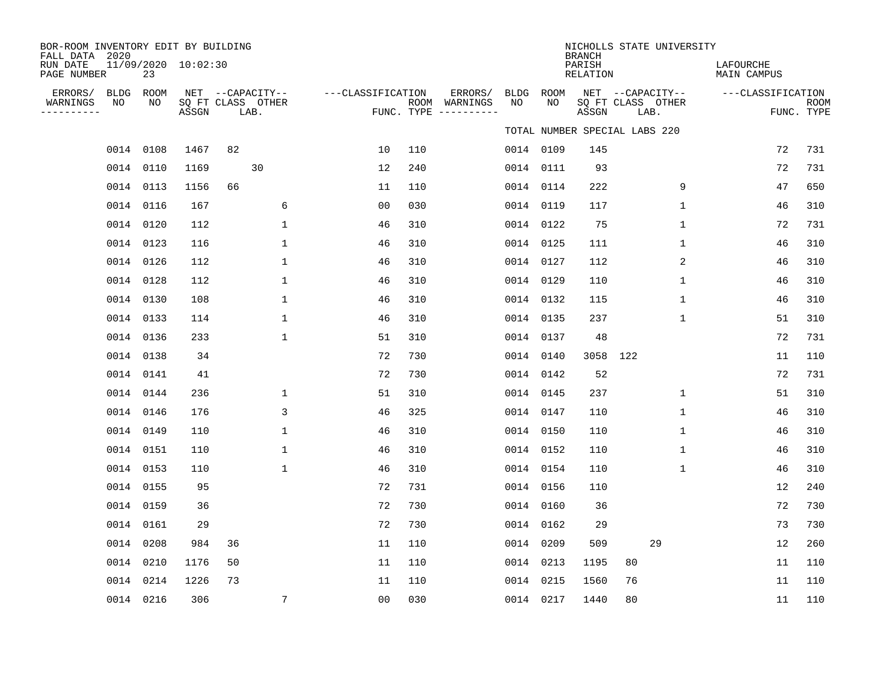BOR-ROOM INVENTORY EDIT BY BUILDING
FALL DATA 2020
RUN DATE 11/09/2020 10:02:30
PAGE NUMBER 23

NICHOLLS STATE UNIVERSITY
BRANCH
PARISH LAFOURCHE
RELATION MAIN CAMPUS

TOTAL NUMBER SPECIAL LABS 220

| ERRORS/ WARNINGS | BLDG NO | ROOM NO | NET SQ FT ASSGN | CAPACITY CLASS | CAPACITY LAB. | CAPACITY OTHER | CLASSIFICATION FUNC. | ROOM TYPE | ERRORS/ WARNINGS | BLDG NO | ROOM NO | NET SQ FT ASSGN | CAPACITY CLASS | CAPACITY LAB. | CAPACITY OTHER | CLASSIFICATION FUNC. | ROOM TYPE |
|---|---|---|---|---|---|---|---|---|---|---|---|---|---|---|---|---|---|
| | 0014 | 0108 | 1467 | 82 | | | 10 | 110 | | 0014 | 0109 | 145 | | | | 72 | 731 |
| | 0014 | 0110 | 1169 | | 30 | | 12 | 240 | | 0014 | 0111 | 93 | | | | 72 | 731 |
| | 0014 | 0113 | 1156 | 66 | | | 11 | 110 | | 0014 | 0114 | 222 | | | 9 | 47 | 650 |
| | 0014 | 0116 | 167 | | | 6 | 00 | 030 | | 0014 | 0119 | 117 | | | 1 | 46 | 310 |
| | 0014 | 0120 | 112 | | | 1 | 46 | 310 | | 0014 | 0122 | 75 | | | 1 | 72 | 731 |
| | 0014 | 0123 | 116 | | | 1 | 46 | 310 | | 0014 | 0125 | 111 | | | 1 | 46 | 310 |
| | 0014 | 0126 | 112 | | | 1 | 46 | 310 | | 0014 | 0127 | 112 | | | 2 | 46 | 310 |
| | 0014 | 0128 | 112 | | | 1 | 46 | 310 | | 0014 | 0129 | 110 | | | 1 | 46 | 310 |
| | 0014 | 0130 | 108 | | | 1 | 46 | 310 | | 0014 | 0132 | 115 | | | 1 | 46 | 310 |
| | 0014 | 0133 | 114 | | | 1 | 46 | 310 | | 0014 | 0135 | 237 | | | 1 | 51 | 310 |
| | 0014 | 0136 | 233 | | | 1 | 51 | 310 | | 0014 | 0137 | 48 | | | | 72 | 731 |
| | 0014 | 0138 | 34 | | | | 72 | 730 | | 0014 | 0140 | 3058 | 122 | | | 11 | 110 |
| | 0014 | 0141 | 41 | | | | 72 | 730 | | 0014 | 0142 | 52 | | | | 72 | 731 |
| | 0014 | 0144 | 236 | | | 1 | 51 | 310 | | 0014 | 0145 | 237 | | | 1 | 51 | 310 |
| | 0014 | 0146 | 176 | | | 3 | 46 | 325 | | 0014 | 0147 | 110 | | | 1 | 46 | 310 |
| | 0014 | 0149 | 110 | | | 1 | 46 | 310 | | 0014 | 0150 | 110 | | | 1 | 46 | 310 |
| | 0014 | 0151 | 110 | | | 1 | 46 | 310 | | 0014 | 0152 | 110 | | | 1 | 46 | 310 |
| | 0014 | 0153 | 110 | | | 1 | 46 | 310 | | 0014 | 0154 | 110 | | | 1 | 46 | 310 |
| | 0014 | 0155 | 95 | | | | 72 | 731 | | 0014 | 0156 | 110 | | | | 12 | 240 |
| | 0014 | 0159 | 36 | | | | 72 | 730 | | 0014 | 0160 | 36 | | | | 72 | 730 |
| | 0014 | 0161 | 29 | | | | 72 | 730 | | 0014 | 0162 | 29 | | | | 73 | 730 |
| | 0014 | 0208 | 984 | 36 | | | 11 | 110 | | 0014 | 0209 | 509 | | 29 | | 12 | 260 |
| | 0014 | 0210 | 1176 | 50 | | | 11 | 110 | | 0014 | 0213 | 1195 | 80 | | | 11 | 110 |
| | 0014 | 0214 | 1226 | 73 | | | 11 | 110 | | 0014 | 0215 | 1560 | 76 | | | 11 | 110 |
| | 0014 | 0216 | 306 | | | 7 | 00 | 030 | | 0014 | 0217 | 1440 | 80 | | | 11 | 110 |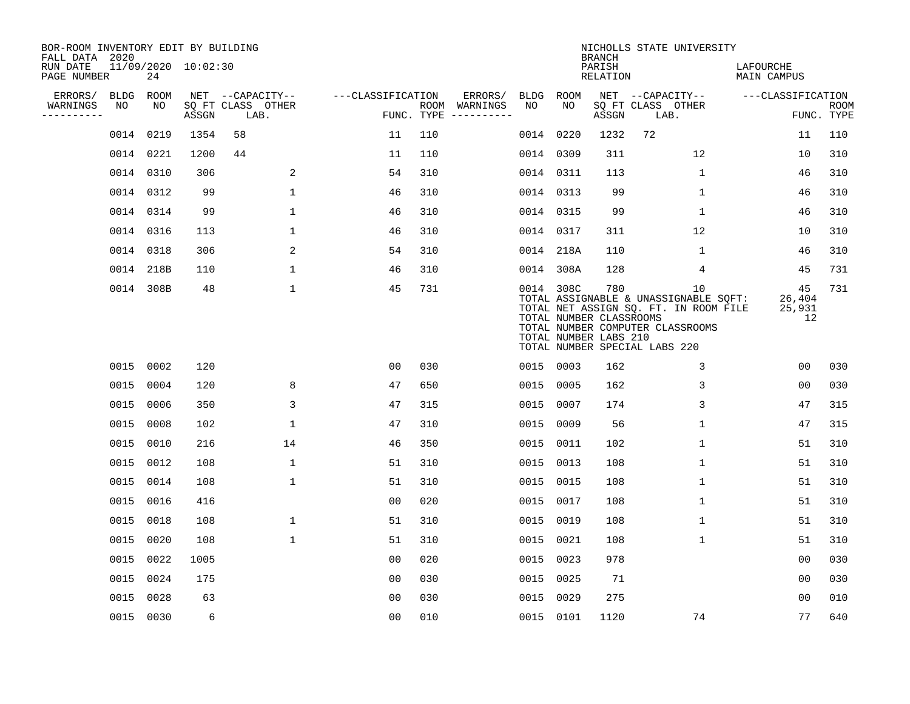BOR-ROOM INVENTORY EDIT BY BUILDING
FALL DATA 2020
RUN DATE 11/09/2020 10:02:30
PAGE NUMBER 24

NICHOLLS STATE UNIVERSITY
BRANCH
PARISH LAFOURCHE
RELATION MAIN CAMPUS

| ERRORS/ WARNINGS | BLDG NO | ROOM NO | NET SQ FT ASSGN | CAPACITY CLASS | CAPACITY OTHER LAB. | CLASSIFICATION FUNC. | ROOM TYPE | ERRORS/ WARNINGS | BLDG NO | ROOM NO | NET SQ FT ASSGN | CAPACITY CLASS | CAPACITY OTHER LAB. | CLASSIFICATION FUNC. | ROOM TYPE |
|---|---|---|---|---|---|---|---|---|---|---|---|---|---|---|---|
| | 0014 | 0219 | 1354 | 58 | | 11 | 110 | | 0014 | 0220 | 1232 | 72 | | 11 | 110 |
| | 0014 | 0221 | 1200 | 44 | | 11 | 110 | | 0014 | 0309 | 311 | | 12 | 10 | 310 |
| | 0014 | 0310 | 306 | | 2 | 54 | 310 | | 0014 | 0311 | 113 | | 1 | 46 | 310 |
| | 0014 | 0312 | 99 | | 1 | 46 | 310 | | 0014 | 0313 | 99 | | 1 | 46 | 310 |
| | 0014 | 0314 | 99 | | 1 | 46 | 310 | | 0014 | 0315 | 99 | | 1 | 46 | 310 |
| | 0014 | 0316 | 113 | | 1 | 46 | 310 | | 0014 | 0317 | 311 | | 12 | 10 | 310 |
| | 0014 | 0318 | 306 | | 2 | 54 | 310 | | 0014 | 218A | 110 | | 1 | 46 | 310 |
| | 0014 | 218B | 110 | | 1 | 46 | 310 | | 0014 | 308A | 128 | | 4 | 45 | 731 |
| | 0014 | 308B | 48 | | 1 | 45 | 731 | | 0014 | 308C | 780 | | 10 | 45 | 731 |

TOTAL ASSIGNABLE & UNASSIGNABLE SQFT: 26,404
TOTAL NET ASSIGN SQ. FT. IN ROOM FILE 25,931
TOTAL NUMBER CLASSROOMS 12
TOTAL NUMBER COMPUTER CLASSROOMS
TOTAL NUMBER LABS 210
TOTAL NUMBER SPECIAL LABS 220

| ERRORS/ WARNINGS | BLDG NO | ROOM NO | NET SQ FT ASSGN | CAPACITY CLASS | CAPACITY OTHER LAB. | CLASSIFICATION FUNC. | ROOM TYPE | ERRORS/ WARNINGS | BLDG NO | ROOM NO | NET SQ FT ASSGN | CAPACITY CLASS | CAPACITY OTHER LAB. | CLASSIFICATION FUNC. | ROOM TYPE |
|---|---|---|---|---|---|---|---|---|---|---|---|---|---|---|---|
| | 0015 | 0002 | 120 | | | 00 | 030 | | 0015 | 0003 | 162 | | 3 | 00 | 030 |
| | 0015 | 0004 | 120 | | 8 | 47 | 650 | | 0015 | 0005 | 162 | | 3 | 00 | 030 |
| | 0015 | 0006 | 350 | | 3 | 47 | 315 | | 0015 | 0007 | 174 | | 3 | 47 | 315 |
| | 0015 | 0008 | 102 | | 1 | 47 | 310 | | 0015 | 0009 | 56 | | 1 | 47 | 315 |
| | 0015 | 0010 | 216 | | 14 | 46 | 350 | | 0015 | 0011 | 102 | | 1 | 51 | 310 |
| | 0015 | 0012 | 108 | | 1 | 51 | 310 | | 0015 | 0013 | 108 | | 1 | 51 | 310 |
| | 0015 | 0014 | 108 | | 1 | 51 | 310 | | 0015 | 0015 | 108 | | 1 | 51 | 310 |
| | 0015 | 0016 | 416 | | | 00 | 020 | | 0015 | 0017 | 108 | | 1 | 51 | 310 |
| | 0015 | 0018 | 108 | | 1 | 51 | 310 | | 0015 | 0019 | 108 | | 1 | 51 | 310 |
| | 0015 | 0020 | 108 | | 1 | 51 | 310 | | 0015 | 0021 | 108 | | 1 | 51 | 310 |
| | 0015 | 0022 | 1005 | | | 00 | 020 | | 0015 | 0023 | 978 | | | 00 | 030 |
| | 0015 | 0024 | 175 | | | 00 | 030 | | 0015 | 0025 | 71 | | | 00 | 030 |
| | 0015 | 0028 | 63 | | | 00 | 030 | | 0015 | 0029 | 275 | | | 00 | 010 |
| | 0015 | 0030 | 6 | | | 00 | 010 | | 0015 | 0101 | 1120 | | 74 | 77 | 640 |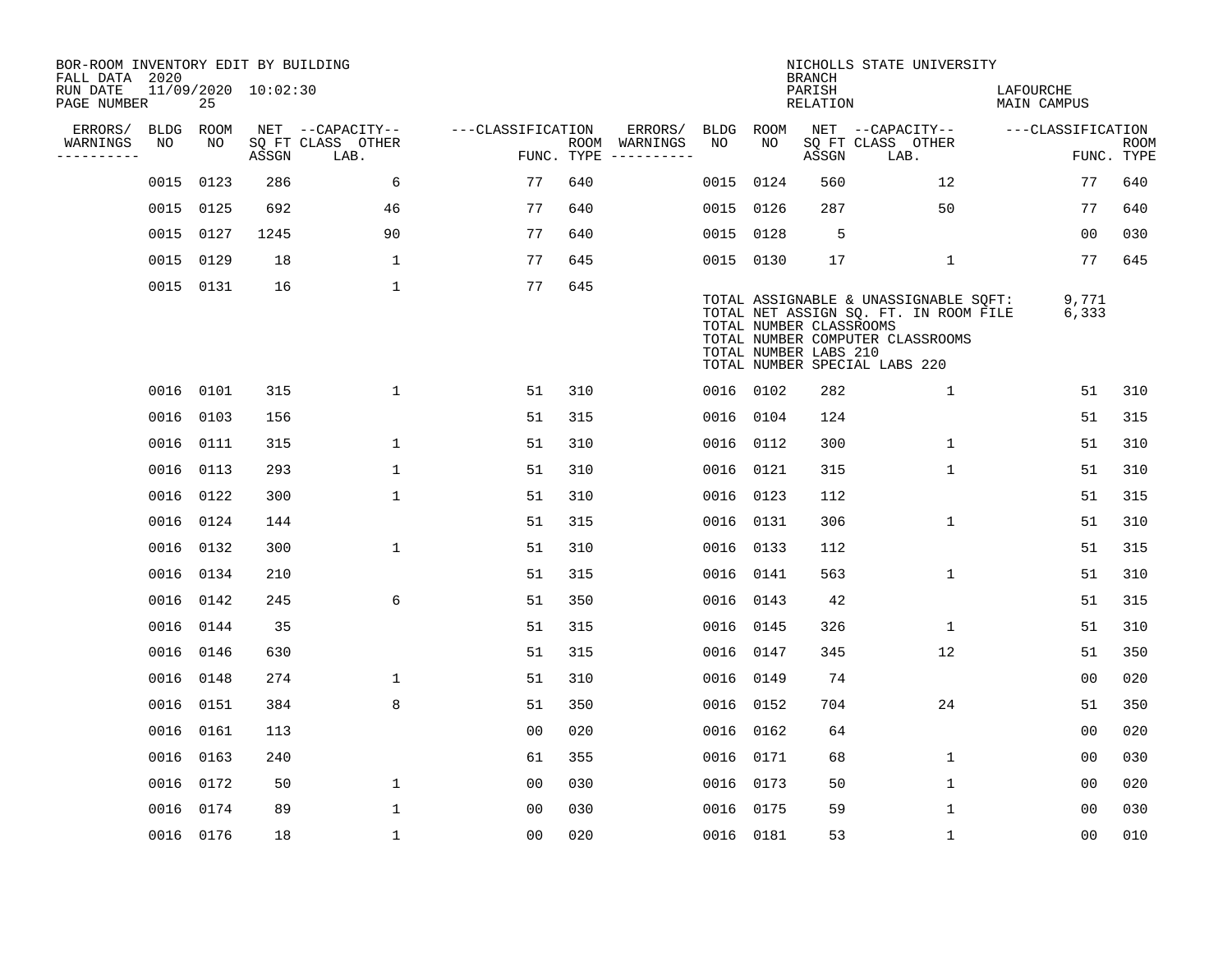BOR-ROOM INVENTORY EDIT BY BUILDING
FALL DATA 2020
RUN DATE 11/09/2020 10:02:30
PAGE NUMBER 25

NICHOLLS STATE UNIVERSITY
BRANCH
PARISH LAFOURCHE
RELATION MAIN CAMPUS

| ERRORS/ WARNINGS | BLDG NO | ROOM NO | NET SQ FT ASSGN | CAPACITY CLASS LAB. | CAPACITY OTHER | CLASSIFICATION FUNC. | ROOM TYPE | ERRORS/ WARNINGS | BLDG NO | ROOM NO | NET SQ FT ASSGN | CAPACITY CLASS LAB. | CAPACITY OTHER | CLASSIFICATION FUNC. | ROOM TYPE |
|---|---|---|---|---|---|---|---|---|---|---|---|---|---|---|---|
| | 0015 | 0123 | 286 | | 6 | 77 | 640 | | 0015 | 0124 | 560 | | 12 | 77 | 640 |
| | 0015 | 0125 | 692 | | 46 | 77 | 640 | | 0015 | 0126 | 287 | | 50 | 77 | 640 |
| | 0015 | 0127 | 1245 | | 90 | 77 | 640 | | 0015 | 0128 | 5 | | | 00 | 030 |
| | 0015 | 0129 | 18 | | 1 | 77 | 645 | | 0015 | 0130 | 17 | | 1 | 77 | 645 |
| | 0015 | 0131 | 16 | | 1 | 77 | 645 | | | | | | | | |

TOTAL ASSIGNABLE & UNASSIGNABLE SQFT: 9,771
TOTAL NET ASSIGN SQ. FT. IN ROOM FILE 6,333
TOTAL NUMBER CLASSROOMS
TOTAL NUMBER COMPUTER CLASSROOMS
TOTAL NUMBER LABS 210
TOTAL NUMBER SPECIAL LABS 220

| ERRORS/ WARNINGS | BLDG NO | ROOM NO | NET SQ FT ASSGN | CAPACITY CLASS LAB. | CAPACITY OTHER | CLASSIFICATION FUNC. | ROOM TYPE | ERRORS/ WARNINGS | BLDG NO | ROOM NO | NET SQ FT ASSGN | CAPACITY CLASS LAB. | CAPACITY OTHER | CLASSIFICATION FUNC. | ROOM TYPE |
|---|---|---|---|---|---|---|---|---|---|---|---|---|---|---|---|
| | 0016 | 0101 | 315 | | 1 | 51 | 310 | | 0016 | 0102 | 282 | | 1 | 51 | 310 |
| | 0016 | 0103 | 156 | | | 51 | 315 | | 0016 | 0104 | 124 | | | 51 | 315 |
| | 0016 | 0111 | 315 | | 1 | 51 | 310 | | 0016 | 0112 | 300 | | 1 | 51 | 310 |
| | 0016 | 0113 | 293 | | 1 | 51 | 310 | | 0016 | 0121 | 315 | | 1 | 51 | 310 |
| | 0016 | 0122 | 300 | | 1 | 51 | 310 | | 0016 | 0123 | 112 | | | 51 | 315 |
| | 0016 | 0124 | 144 | | | 51 | 315 | | 0016 | 0131 | 306 | | 1 | 51 | 310 |
| | 0016 | 0132 | 300 | | 1 | 51 | 310 | | 0016 | 0133 | 112 | | | 51 | 315 |
| | 0016 | 0134 | 210 | | | 51 | 315 | | 0016 | 0141 | 563 | | 1 | 51 | 310 |
| | 0016 | 0142 | 245 | | 6 | 51 | 350 | | 0016 | 0143 | 42 | | | 51 | 315 |
| | 0016 | 0144 | 35 | | | 51 | 315 | | 0016 | 0145 | 326 | | 1 | 51 | 310 |
| | 0016 | 0146 | 630 | | | 51 | 315 | | 0016 | 0147 | 345 | | 12 | 51 | 350 |
| | 0016 | 0148 | 274 | | 1 | 51 | 310 | | 0016 | 0149 | 74 | | | 00 | 020 |
| | 0016 | 0151 | 384 | | 8 | 51 | 350 | | 0016 | 0152 | 704 | | 24 | 51 | 350 |
| | 0016 | 0161 | 113 | | | 00 | 020 | | 0016 | 0162 | 64 | | | 00 | 020 |
| | 0016 | 0163 | 240 | | | 61 | 355 | | 0016 | 0171 | 68 | | 1 | 00 | 030 |
| | 0016 | 0172 | 50 | | 1 | 00 | 030 | | 0016 | 0173 | 50 | | 1 | 00 | 020 |
| | 0016 | 0174 | 89 | | 1 | 00 | 030 | | 0016 | 0175 | 59 | | 1 | 00 | 030 |
| | 0016 | 0176 | 18 | | 1 | 00 | 020 | | 0016 | 0181 | 53 | | 1 | 00 | 010 |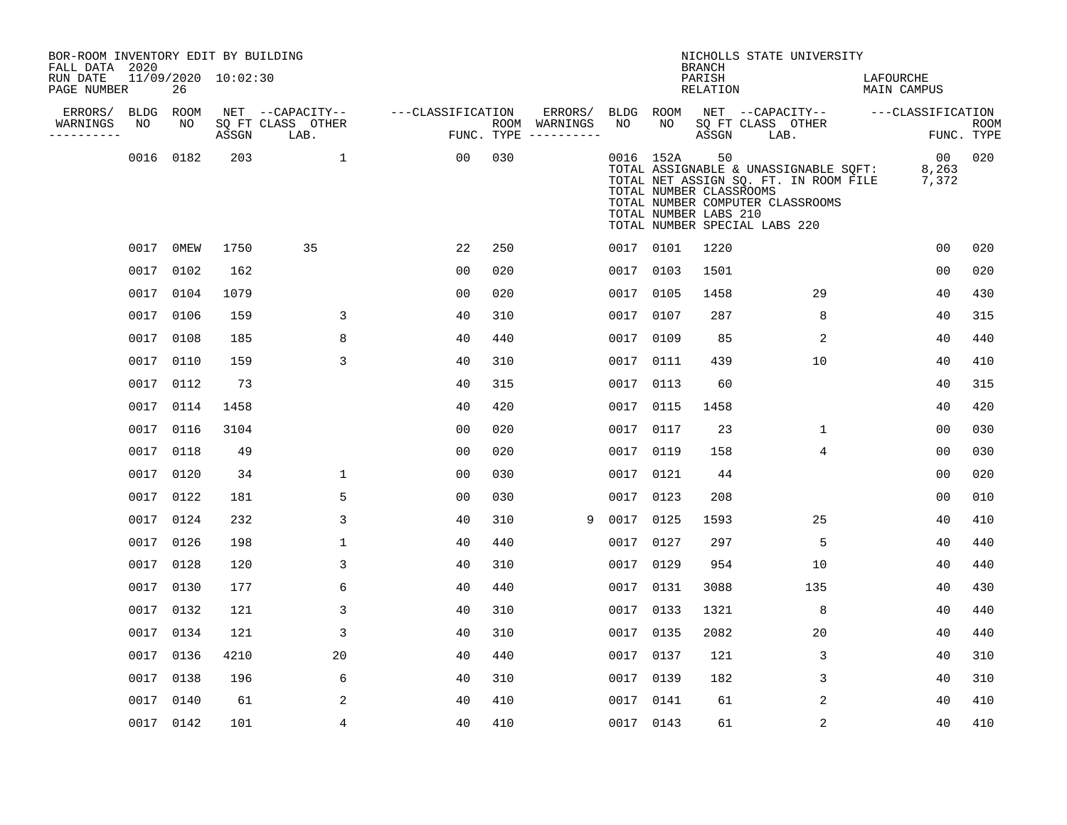BOR-ROOM INVENTORY EDIT BY BUILDING
FALL DATA 2020
RUN DATE 11/09/2020 10:02:30
PAGE NUMBER 26

NICHOLLS STATE UNIVERSITY
BRANCH
PARISH LAFOURCHE
RELATION MAIN CAMPUS

| ERRORS/ WARNINGS | BLDG NO | ROOM NO | NET ASSGN SQ FT | CAPACITY-- CLASS LAB. | OTHER | CLASSIFICATION FUNC. | ROOM TYPE | ERRORS/ WARNINGS | BLDG NO | ROOM NO | NET ASSGN SQ FT | CAPACITY-- CLASS LAB. | OTHER | CLASSIFICATION FUNC. | ROOM TYPE |
|---|---|---|---|---|---|---|---|---|---|---|---|---|---|---|---|
| | 0016 | 0182 | 203 | | 1 | 00 | 030 | | 0016 | 152A | 50 | | | 00 | 020 |
| | | | | | | | | | TOTAL ASSIGNABLE & UNASSIGNABLE SQFT: | | | | | 8,263 | |
| | | | | | | | | | TOTAL NET ASSIGN SQ. FT. IN ROOM FILE | | | | | 7,372 | |
| | | | | | | | | | TOTAL NUMBER CLASSROOMS | | | | | | |
| | | | | | | | | | TOTAL NUMBER COMPUTER CLASSROOMS | | | | | | |
| | | | | | | | | | TOTAL NUMBER LABS 210 | | | | | | |
| | | | | | | | | | TOTAL NUMBER SPECIAL LABS 220 | | | | | | |
| | 0017 | 0MEW | 1750 | 35 | | 22 | 250 | | 0017 | 0101 | 1220 | | | 00 | 020 |
| | 0017 | 0102 | 162 | | | 00 | 020 | | 0017 | 0103 | 1501 | | | 00 | 020 |
| | 0017 | 0104 | 1079 | | | 00 | 020 | | 0017 | 0105 | 1458 | | 29 | 40 | 430 |
| | 0017 | 0106 | 159 | | 3 | 40 | 310 | | 0017 | 0107 | 287 | | 8 | 40 | 315 |
| | 0017 | 0108 | 185 | | 8 | 40 | 440 | | 0017 | 0109 | 85 | | 2 | 40 | 440 |
| | 0017 | 0110 | 159 | | 3 | 40 | 310 | | 0017 | 0111 | 439 | | 10 | 40 | 410 |
| | 0017 | 0112 | 73 | | | 40 | 315 | | 0017 | 0113 | 60 | | | 40 | 315 |
| | 0017 | 0114 | 1458 | | | 40 | 420 | | 0017 | 0115 | 1458 | | | 40 | 420 |
| | 0017 | 0116 | 3104 | | | 00 | 020 | | 0017 | 0117 | 23 | | 1 | 00 | 030 |
| | 0017 | 0118 | 49 | | | 00 | 020 | | 0017 | 0119 | 158 | | 4 | 00 | 030 |
| | 0017 | 0120 | 34 | | 1 | 00 | 030 | | 0017 | 0121 | 44 | | | 00 | 020 |
| | 0017 | 0122 | 181 | | 5 | 00 | 030 | | 0017 | 0123 | 208 | | | 00 | 010 |
| | 0017 | 0124 | 232 | | 3 | 40 | 310 | 9 | 0017 | 0125 | 1593 | | 25 | 40 | 410 |
| | 0017 | 0126 | 198 | | 1 | 40 | 440 | | 0017 | 0127 | 297 | | 5 | 40 | 440 |
| | 0017 | 0128 | 120 | | 3 | 40 | 310 | | 0017 | 0129 | 954 | | 10 | 40 | 440 |
| | 0017 | 0130 | 177 | | 6 | 40 | 440 | | 0017 | 0131 | 3088 | | 135 | 40 | 430 |
| | 0017 | 0132 | 121 | | 3 | 40 | 310 | | 0017 | 0133 | 1321 | | 8 | 40 | 440 |
| | 0017 | 0134 | 121 | | 3 | 40 | 310 | | 0017 | 0135 | 2082 | | 20 | 40 | 440 |
| | 0017 | 0136 | 4210 | | 20 | 40 | 440 | | 0017 | 0137 | 121 | | 3 | 40 | 310 |
| | 0017 | 0138 | 196 | | 6 | 40 | 310 | | 0017 | 0139 | 182 | | 3 | 40 | 310 |
| | 0017 | 0140 | 61 | | 2 | 40 | 410 | | 0017 | 0141 | 61 | | 2 | 40 | 410 |
| | 0017 | 0142 | 101 | | 4 | 40 | 410 | | 0017 | 0143 | 61 | | 2 | 40 | 410 |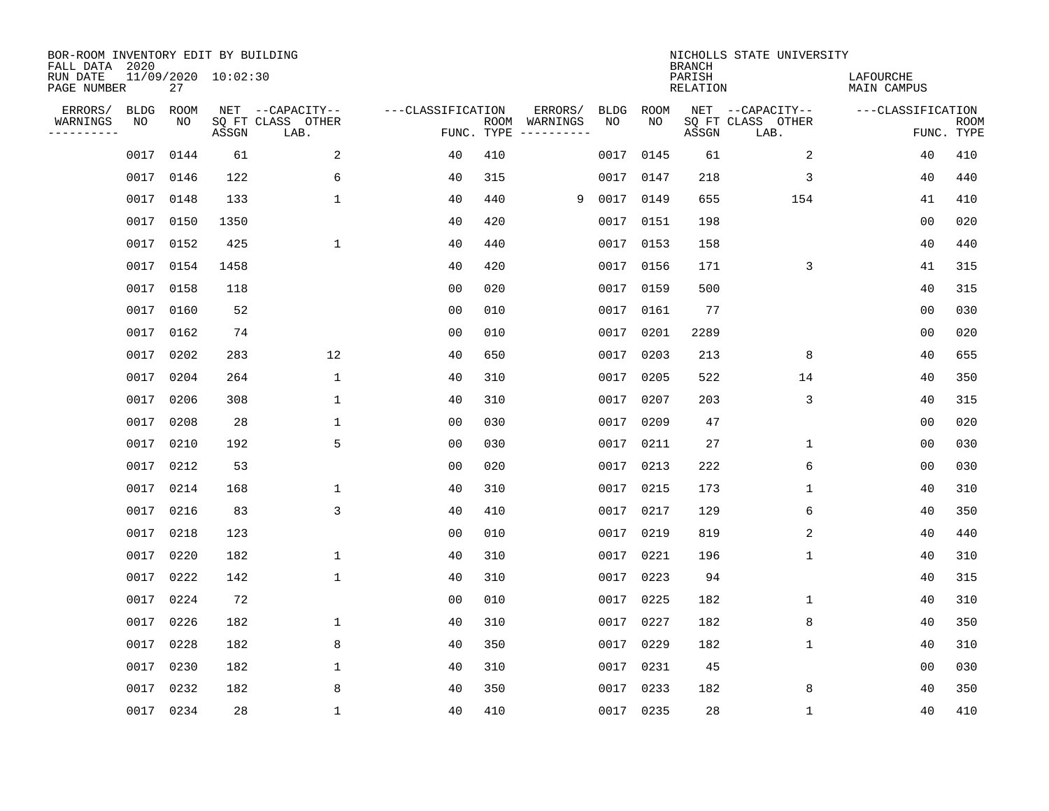BOR-ROOM INVENTORY EDIT BY BUILDING
FALL DATA 2020
RUN DATE 11/09/2020 10:02:30
PAGE NUMBER 27

NICHOLLS STATE UNIVERSITY
BRANCH
PARISH LAFOURCHE
RELATION MAIN CAMPUS

| ERRORS/ WARNINGS | BLDG NO | ROOM NO | NET SQ FT ASSGN | --CAPACITY-- CLASS LAB. | OTHER | ---CLASSIFICATION FUNC. | ROOM TYPE | ERRORS/ WARNINGS | BLDG NO | ROOM NO | NET SQ FT ASSGN | --CAPACITY-- CLASS LAB. | OTHER | ---CLASSIFICATION FUNC. | ROOM TYPE |
|---|---|---|---|---|---|---|---|---|---|---|---|---|---|---|---|
| | 0017 | 0144 | 61 | | 2 | 40 | 410 | | 0017 | 0145 | 61 | | 2 | 40 | 410 |
| | 0017 | 0146 | 122 | | 6 | 40 | 315 | | 0017 | 0147 | 218 | | 3 | 40 | 440 |
| | 0017 | 0148 | 133 | | 1 | 40 | 440 | 9 | 0017 | 0149 | 655 | | 154 | 41 | 410 |
| | 0017 | 0150 | 1350 | | | 40 | 420 | | 0017 | 0151 | 198 | | | 00 | 020 |
| | 0017 | 0152 | 425 | | 1 | 40 | 440 | | 0017 | 0153 | 158 | | | 40 | 440 |
| | 0017 | 0154 | 1458 | | | 40 | 420 | | 0017 | 0156 | 171 | | 3 | 41 | 315 |
| | 0017 | 0158 | 118 | | | 00 | 020 | | 0017 | 0159 | 500 | | | 40 | 315 |
| | 0017 | 0160 | 52 | | | 00 | 010 | | 0017 | 0161 | 77 | | | 00 | 030 |
| | 0017 | 0162 | 74 | | | 00 | 010 | | 0017 | 0201 | 2289 | | | 00 | 020 |
| | 0017 | 0202 | 283 | | 12 | 40 | 650 | | 0017 | 0203 | 213 | | 8 | 40 | 655 |
| | 0017 | 0204 | 264 | | 1 | 40 | 310 | | 0017 | 0205 | 522 | | 14 | 40 | 350 |
| | 0017 | 0206 | 308 | | 1 | 40 | 310 | | 0017 | 0207 | 203 | | 3 | 40 | 315 |
| | 0017 | 0208 | 28 | | 1 | 00 | 030 | | 0017 | 0209 | 47 | | | 00 | 020 |
| | 0017 | 0210 | 192 | | 5 | 00 | 030 | | 0017 | 0211 | 27 | | 1 | 00 | 030 |
| | 0017 | 0212 | 53 | | | 00 | 020 | | 0017 | 0213 | 222 | | 6 | 00 | 030 |
| | 0017 | 0214 | 168 | | 1 | 40 | 310 | | 0017 | 0215 | 173 | | 1 | 40 | 310 |
| | 0017 | 0216 | 83 | | 3 | 40 | 410 | | 0017 | 0217 | 129 | | 6 | 40 | 350 |
| | 0017 | 0218 | 123 | | | 00 | 010 | | 0017 | 0219 | 819 | | 2 | 40 | 440 |
| | 0017 | 0220 | 182 | | 1 | 40 | 310 | | 0017 | 0221 | 196 | | 1 | 40 | 310 |
| | 0017 | 0222 | 142 | | 1 | 40 | 310 | | 0017 | 0223 | 94 | | | 40 | 315 |
| | 0017 | 0224 | 72 | | | 00 | 010 | | 0017 | 0225 | 182 | | 1 | 40 | 310 |
| | 0017 | 0226 | 182 | | 1 | 40 | 310 | | 0017 | 0227 | 182 | | 8 | 40 | 350 |
| | 0017 | 0228 | 182 | | 8 | 40 | 350 | | 0017 | 0229 | 182 | | 1 | 40 | 310 |
| | 0017 | 0230 | 182 | | 1 | 40 | 310 | | 0017 | 0231 | 45 | | | 00 | 030 |
| | 0017 | 0232 | 182 | | 8 | 40 | 350 | | 0017 | 0233 | 182 | | 8 | 40 | 350 |
| | 0017 | 0234 | 28 | | 1 | 40 | 410 | | 0017 | 0235 | 28 | | 1 | 40 | 410 |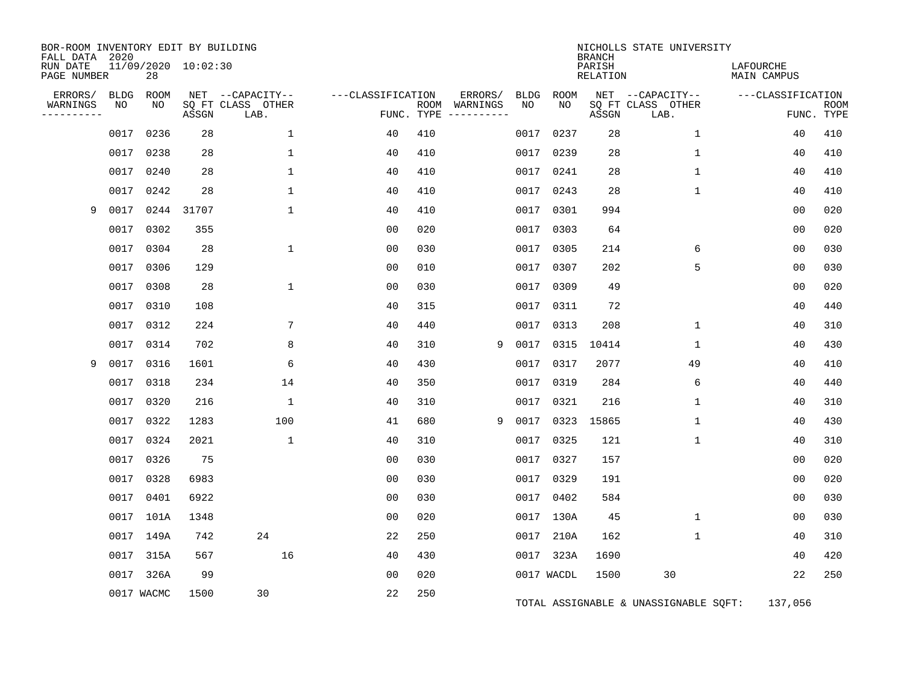BOR-ROOM INVENTORY EDIT BY BUILDING
FALL DATA 2020
RUN DATE 11/09/2020 10:02:30
PAGE NUMBER 28

NICHOLLS STATE UNIVERSITY
BRANCH
PARISH LAFOURCHE
RELATION MAIN CAMPUS

| ERRORS/ WARNINGS | BLDG NO | ROOM NO | NET SQ FT ASSGN | CAPACITY CLASS LAB. | CAPACITY OTHER | CLASSIFICATION FUNC. | ROOM TYPE | ERRORS/ WARNINGS | BLDG NO | ROOM NO | NET SQ FT ASSGN | CAPACITY CLASS LAB. | CAPACITY OTHER | CLASSIFICATION FUNC. | ROOM TYPE |
|---|---|---|---|---|---|---|---|---|---|---|---|---|---|---|---|
| | 0017 | 0236 | 28 | | 1 | 40 | 410 | | 0017 | 0237 | 28 | | 1 | 40 | 410 |
| | 0017 | 0238 | 28 | | 1 | 40 | 410 | | 0017 | 0239 | 28 | | 1 | 40 | 410 |
| | 0017 | 0240 | 28 | | 1 | 40 | 410 | | 0017 | 0241 | 28 | | 1 | 40 | 410 |
| | 0017 | 0242 | 28 | | 1 | 40 | 410 | | 0017 | 0243 | 28 | | 1 | 40 | 410 |
| 9 | 0017 | 0244 | 31707 | | 1 | 40 | 410 | | 0017 | 0301 | 994 | | | 00 | 020 |
| | 0017 | 0302 | 355 | | | 00 | 020 | | 0017 | 0303 | 64 | | | 00 | 020 |
| | 0017 | 0304 | 28 | | 1 | 00 | 030 | | 0017 | 0305 | 214 | | 6 | 00 | 030 |
| | 0017 | 0306 | 129 | | | 00 | 010 | | 0017 | 0307 | 202 | | 5 | 00 | 030 |
| | 0017 | 0308 | 28 | | 1 | 00 | 030 | | 0017 | 0309 | 49 | | | 00 | 020 |
| | 0017 | 0310 | 108 | | | 40 | 315 | | 0017 | 0311 | 72 | | | 40 | 440 |
| | 0017 | 0312 | 224 | | 7 | 40 | 440 | | 0017 | 0313 | 208 | | 1 | 40 | 310 |
| | 0017 | 0314 | 702 | | 8 | 40 | 310 | 9 | 0017 | 0315 | 10414 | | 1 | 40 | 430 |
| 9 | 0017 | 0316 | 1601 | | 6 | 40 | 430 | | 0017 | 0317 | 2077 | | 49 | 40 | 410 |
| | 0017 | 0318 | 234 | | 14 | 40 | 350 | | 0017 | 0319 | 284 | | 6 | 40 | 440 |
| | 0017 | 0320 | 216 | | 1 | 40 | 310 | | 0017 | 0321 | 216 | | 1 | 40 | 310 |
| | 0017 | 0322 | 1283 | | 100 | 41 | 680 | 9 | 0017 | 0323 | 15865 | | 1 | 40 | 430 |
| | 0017 | 0324 | 2021 | | 1 | 40 | 310 | | 0017 | 0325 | 121 | | 1 | 40 | 310 |
| | 0017 | 0326 | 75 | | | 00 | 030 | | 0017 | 0327 | 157 | | | 00 | 020 |
| | 0017 | 0328 | 6983 | | | 00 | 030 | | 0017 | 0329 | 191 | | | 00 | 020 |
| | 0017 | 0401 | 6922 | | | 00 | 030 | | 0017 | 0402 | 584 | | | 00 | 030 |
| | 0017 | 101A | 1348 | | | 00 | 020 | | 0017 | 130A | 45 | | 1 | 00 | 030 |
| | 0017 | 149A | 742 | 24 | | 22 | 250 | | 0017 | 210A | 162 | | 1 | 40 | 310 |
| | 0017 | 315A | 567 | | 16 | 40 | 430 | | 0017 | 323A | 1690 | | | 40 | 420 |
| | 0017 | 326A | 99 | | | 00 | 020 | | 0017 | WACDL | 1500 | 30 | | 22 | 250 |
| | 0017 | WACMC | 1500 | 30 | | 22 | 250 | | | | | | | | |

TOTAL ASSIGNABLE & UNASSIGNABLE SQFT: 137,056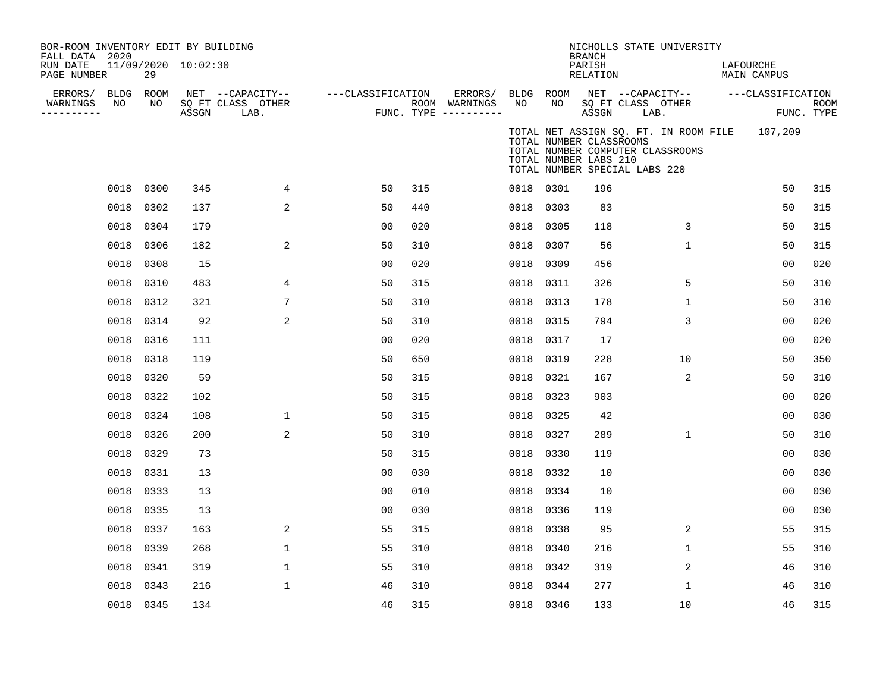BOR-ROOM INVENTORY EDIT BY BUILDING
FALL DATA 2020
RUN DATE 11/09/2020 10:02:30
PAGE NUMBER 29

NICHOLLS STATE UNIVERSITY
BRANCH
PARISH LAFOURCHE
RELATION MAIN CAMPUS

TOTAL NET ASSIGN SQ. FT. IN ROOM FILE 107,209
TOTAL NUMBER CLASSROOMS
TOTAL NUMBER COMPUTER CLASSROOMS
TOTAL NUMBER LABS 210
TOTAL NUMBER SPECIAL LABS 220

| ERRORS/ WARNINGS | BLDG NO | ROOM NO | NET SQ FT ASSGN | CAPACITY CLASS LAB. | CAPACITY OTHER | CLASSIFICATION FUNC. | ROOM TYPE | ERRORS/ WARNINGS | BLDG NO | ROOM NO | NET SQ FT ASSGN | CAPACITY CLASS LAB. | CAPACITY OTHER | CLASSIFICATION FUNC. | ROOM TYPE |
|---|---|---|---|---|---|---|---|---|---|---|---|---|---|---|---|
| | 0018 | 0300 | 345 | | 4 | 50 | 315 | | 0018 | 0301 | 196 | | | 50 | 315 |
| | 0018 | 0302 | 137 | | 2 | 50 | 440 | | 0018 | 0303 | 83 | | | 50 | 315 |
| | 0018 | 0304 | 179 | | | 00 | 020 | | 0018 | 0305 | 118 | | 3 | 50 | 315 |
| | 0018 | 0306 | 182 | | 2 | 50 | 310 | | 0018 | 0307 | 56 | | 1 | 50 | 315 |
| | 0018 | 0308 | 15 | | | 00 | 020 | | 0018 | 0309 | 456 | | | 00 | 020 |
| | 0018 | 0310 | 483 | | 4 | 50 | 315 | | 0018 | 0311 | 326 | | 5 | 50 | 310 |
| | 0018 | 0312 | 321 | | 7 | 50 | 310 | | 0018 | 0313 | 178 | | 1 | 50 | 310 |
| | 0018 | 0314 | 92 | | 2 | 50 | 310 | | 0018 | 0315 | 794 | | 3 | 00 | 020 |
| | 0018 | 0316 | 111 | | | 00 | 020 | | 0018 | 0317 | 17 | | | 00 | 020 |
| | 0018 | 0318 | 119 | | | 50 | 650 | | 0018 | 0319 | 228 | | 10 | 50 | 350 |
| | 0018 | 0320 | 59 | | | 50 | 315 | | 0018 | 0321 | 167 | | 2 | 50 | 310 |
| | 0018 | 0322 | 102 | | | 50 | 315 | | 0018 | 0323 | 903 | | | 00 | 020 |
| | 0018 | 0324 | 108 | | 1 | 50 | 315 | | 0018 | 0325 | 42 | | | 00 | 030 |
| | 0018 | 0326 | 200 | | 2 | 50 | 310 | | 0018 | 0327 | 289 | | 1 | 50 | 310 |
| | 0018 | 0329 | 73 | | | 50 | 315 | | 0018 | 0330 | 119 | | | 00 | 030 |
| | 0018 | 0331 | 13 | | | 00 | 030 | | 0018 | 0332 | 10 | | | 00 | 030 |
| | 0018 | 0333 | 13 | | | 00 | 010 | | 0018 | 0334 | 10 | | | 00 | 030 |
| | 0018 | 0335 | 13 | | | 00 | 030 | | 0018 | 0336 | 119 | | | 00 | 030 |
| | 0018 | 0337 | 163 | | 2 | 55 | 315 | | 0018 | 0338 | 95 | | 2 | 55 | 315 |
| | 0018 | 0339 | 268 | | 1 | 55 | 310 | | 0018 | 0340 | 216 | | 1 | 55 | 310 |
| | 0018 | 0341 | 319 | | 1 | 55 | 310 | | 0018 | 0342 | 319 | | 2 | 46 | 310 |
| | 0018 | 0343 | 216 | | 1 | 46 | 310 | | 0018 | 0344 | 277 | | 1 | 46 | 310 |
| | 0018 | 0345 | 134 | | | 46 | 315 | | 0018 | 0346 | 133 | | 10 | 46 | 315 |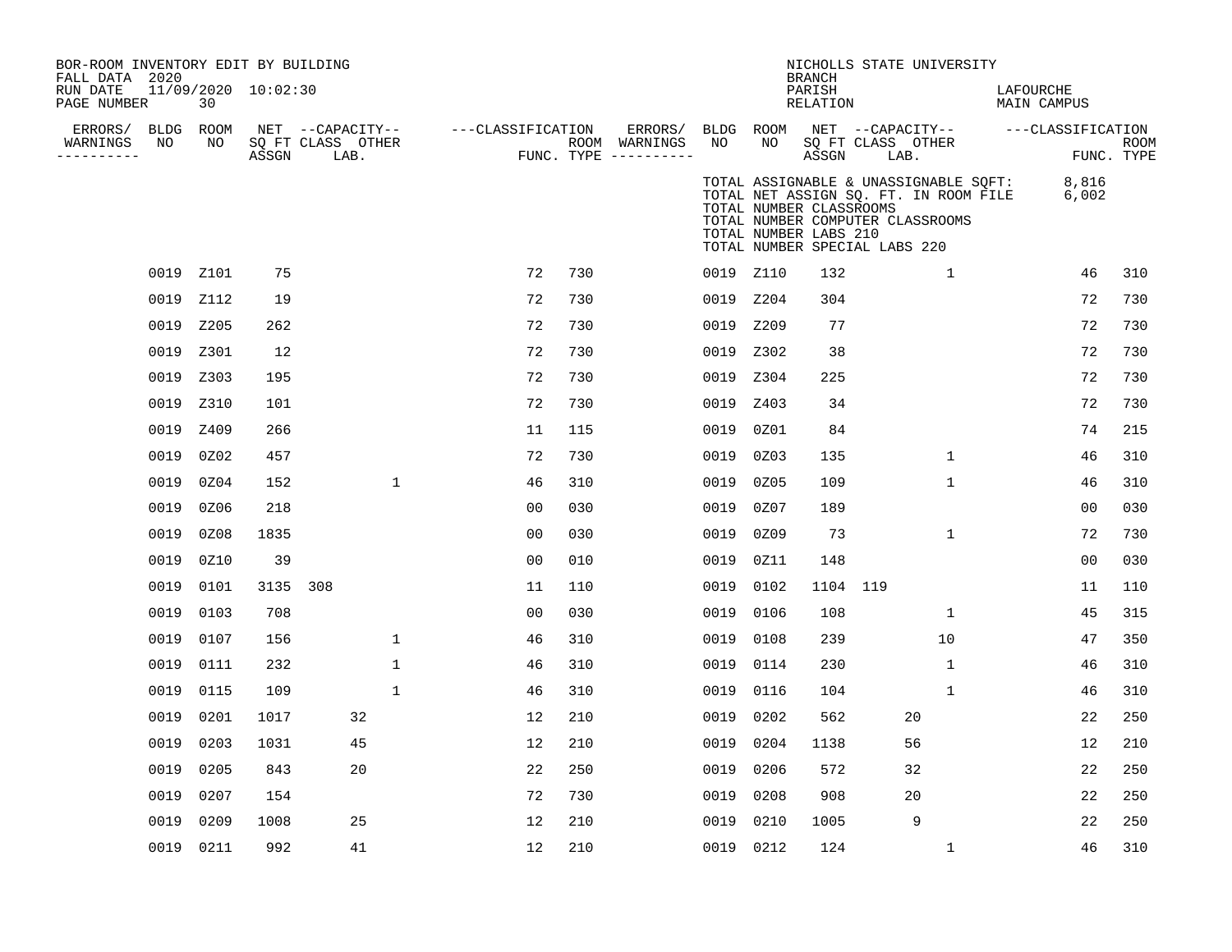BOR-ROOM INVENTORY EDIT BY BUILDING
FALL DATA 2020
RUN DATE 11/09/2020 10:02:30
PAGE NUMBER 30

NICHOLLS STATE UNIVERSITY
BRANCH
PARISH LAFOURCHE
RELATION MAIN CAMPUS

TOTAL ASSIGNABLE & UNASSIGNABLE SQFT: 8,816
TOTAL NET ASSIGN SQ. FT. IN ROOM FILE 6,002
TOTAL NUMBER CLASSROOMS
TOTAL NUMBER COMPUTER CLASSROOMS
TOTAL NUMBER LABS 210
TOTAL NUMBER SPECIAL LABS 220

| ERRORS/ WARNINGS | BLDG NO | ROOM NO | NET SQ FT ASSGN | CAPACITY CLASS | CAPACITY LAB. | CAPACITY OTHER | CLASSIFICATION FUNC. | ROOM TYPE | ERRORS/ WARNINGS | BLDG NO | ROOM NO | NET SQ FT ASSGN | CAPACITY CLASS | CAPACITY LAB. | CAPACITY OTHER | CLASSIFICATION FUNC. | ROOM TYPE |
|---|---|---|---|---|---|---|---|---|---|---|---|---|---|---|---|---|---|
| | 0019 | Z101 | 75 | | | | 72 | 730 | | 0019 | Z110 | 132 | | | 1 | 46 | 310 |
| | 0019 | Z112 | 19 | | | | 72 | 730 | | 0019 | Z204 | 304 | | | | 72 | 730 |
| | 0019 | Z205 | 262 | | | | 72 | 730 | | 0019 | Z209 | 77 | | | | 72 | 730 |
| | 0019 | Z301 | 12 | | | | 72 | 730 | | 0019 | Z302 | 38 | | | | 72 | 730 |
| | 0019 | Z303 | 195 | | | | 72 | 730 | | 0019 | Z304 | 225 | | | | 72 | 730 |
| | 0019 | Z310 | 101 | | | | 72 | 730 | | 0019 | Z403 | 34 | | | | 72 | 730 |
| | 0019 | Z409 | 266 | | | | 11 | 115 | | 0019 | 0Z01 | 84 | | | | 74 | 215 |
| | 0019 | 0Z02 | 457 | | | | 72 | 730 | | 0019 | 0Z03 | 135 | | | 1 | 46 | 310 |
| | 0019 | 0Z04 | 152 | | | 1 | 46 | 310 | | 0019 | 0Z05 | 109 | | | 1 | 46 | 310 |
| | 0019 | 0Z06 | 218 | | | | 00 | 030 | | 0019 | 0Z07 | 189 | | | | 00 | 030 |
| | 0019 | 0Z08 | 1835 | | | | 00 | 030 | | 0019 | 0Z09 | 73 | | | 1 | 72 | 730 |
| | 0019 | 0Z10 | 39 | | | | 00 | 010 | | 0019 | 0Z11 | 148 | | | | 00 | 030 |
| | 0019 | 0101 | 3135 | 308 | | | 11 | 110 | | 0019 | 0102 | 1104 | 119 | | | 11 | 110 |
| | 0019 | 0103 | 708 | | | | 00 | 030 | | 0019 | 0106 | 108 | | | 1 | 45 | 315 |
| | 0019 | 0107 | 156 | | | 1 | 46 | 310 | | 0019 | 0108 | 239 | | | 10 | 47 | 350 |
| | 0019 | 0111 | 232 | | | 1 | 46 | 310 | | 0019 | 0114 | 230 | | | 1 | 46 | 310 |
| | 0019 | 0115 | 109 | | | 1 | 46 | 310 | | 0019 | 0116 | 104 | | | 1 | 46 | 310 |
| | 0019 | 0201 | 1017 | | 32 | | 12 | 210 | | 0019 | 0202 | 562 | | 20 | | 22 | 250 |
| | 0019 | 0203 | 1031 | | 45 | | 12 | 210 | | 0019 | 0204 | 1138 | | 56 | | 12 | 210 |
| | 0019 | 0205 | 843 | | 20 | | 22 | 250 | | 0019 | 0206 | 572 | | 32 | | 22 | 250 |
| | 0019 | 0207 | 154 | | | | 72 | 730 | | 0019 | 0208 | 908 | | 20 | | 22 | 250 |
| | 0019 | 0209 | 1008 | | 25 | | 12 | 210 | | 0019 | 0210 | 1005 | | 9 | | 22 | 250 |
| | 0019 | 0211 | 992 | | 41 | | 12 | 210 | | 0019 | 0212 | 124 | | | 1 | 46 | 310 |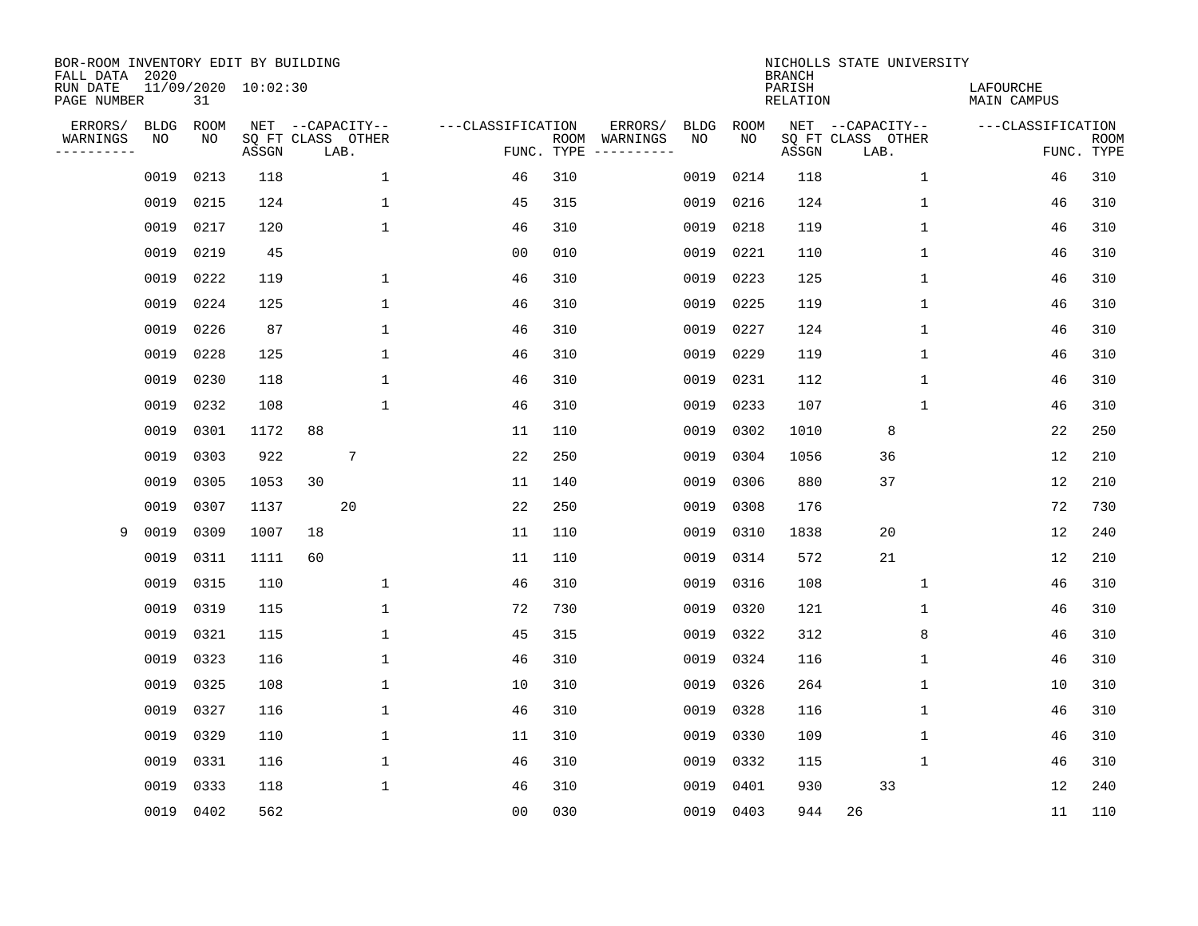BOR-ROOM INVENTORY EDIT BY BUILDING
FALL DATA 2020
RUN DATE 11/09/2020 10:02:30
PAGE NUMBER 31

NICHOLLS STATE UNIVERSITY
BRANCH
PARISH LAFOURCHE
RELATION MAIN CAMPUS

| ERRORS/ WARNINGS | BLDG NO | ROOM NO | NET SQ FT ASSGN | CAPACITY CLASS | CAPACITY LAB. | CAPACITY OTHER | CLASSIFICATION FUNC. | ROOM TYPE | ERRORS/ WARNINGS | BLDG NO | ROOM NO | NET SQ FT ASSGN | CAPACITY CLASS | CAPACITY LAB. | CAPACITY OTHER | CLASSIFICATION FUNC. | ROOM TYPE |
|---|---|---|---|---|---|---|---|---|---|---|---|---|---|---|---|---|---|
| | 0019 | 0213 | 118 | | | 1 | 46 | 310 | | 0019 | 0214 | 118 | | | 1 | 46 | 310 |
| | 0019 | 0215 | 124 | | | 1 | 45 | 315 | | 0019 | 0216 | 124 | | | 1 | 46 | 310 |
| | 0019 | 0217 | 120 | | | 1 | 46 | 310 | | 0019 | 0218 | 119 | | | 1 | 46 | 310 |
| | 0019 | 0219 | 45 | | | | 00 | 010 | | 0019 | 0221 | 110 | | | 1 | 46 | 310 |
| | 0019 | 0222 | 119 | | | 1 | 46 | 310 | | 0019 | 0223 | 125 | | | 1 | 46 | 310 |
| | 0019 | 0224 | 125 | | | 1 | 46 | 310 | | 0019 | 0225 | 119 | | | 1 | 46 | 310 |
| | 0019 | 0226 | 87 | | | 1 | 46 | 310 | | 0019 | 0227 | 124 | | | 1 | 46 | 310 |
| | 0019 | 0228 | 125 | | | 1 | 46 | 310 | | 0019 | 0229 | 119 | | | 1 | 46 | 310 |
| | 0019 | 0230 | 118 | | | 1 | 46 | 310 | | 0019 | 0231 | 112 | | | 1 | 46 | 310 |
| | 0019 | 0232 | 108 | | | 1 | 46 | 310 | | 0019 | 0233 | 107 | | | 1 | 46 | 310 |
| | 0019 | 0301 | 1172 | 88 | | | 11 | 110 | | 0019 | 0302 | 1010 | | 8 | | 22 | 250 |
| | 0019 | 0303 | 922 | | 7 | | 22 | 250 | | 0019 | 0304 | 1056 | | 36 | | 12 | 210 |
| | 0019 | 0305 | 1053 | 30 | | | 11 | 140 | | 0019 | 0306 | 880 | | 37 | | 12 | 210 |
| | 0019 | 0307 | 1137 | | 20 | | 22 | 250 | | 0019 | 0308 | 176 | | | | 72 | 730 |
| 9 | 0019 | 0309 | 1007 | 18 | | | 11 | 110 | | 0019 | 0310 | 1838 | | 20 | | 12 | 240 |
| | 0019 | 0311 | 1111 | 60 | | | 11 | 110 | | 0019 | 0314 | 572 | | 21 | | 12 | 210 |
| | 0019 | 0315 | 110 | | | 1 | 46 | 310 | | 0019 | 0316 | 108 | | | 1 | 46 | 310 |
| | 0019 | 0319 | 115 | | | 1 | 72 | 730 | | 0019 | 0320 | 121 | | | 1 | 46 | 310 |
| | 0019 | 0321 | 115 | | | 1 | 45 | 315 | | 0019 | 0322 | 312 | | | 8 | 46 | 310 |
| | 0019 | 0323 | 116 | | | 1 | 46 | 310 | | 0019 | 0324 | 116 | | | 1 | 46 | 310 |
| | 0019 | 0325 | 108 | | | 1 | 10 | 310 | | 0019 | 0326 | 264 | | | 1 | 10 | 310 |
| | 0019 | 0327 | 116 | | | 1 | 46 | 310 | | 0019 | 0328 | 116 | | | 1 | 46 | 310 |
| | 0019 | 0329 | 110 | | | 1 | 11 | 310 | | 0019 | 0330 | 109 | | | 1 | 46 | 310 |
| | 0019 | 0331 | 116 | | | 1 | 46 | 310 | | 0019 | 0332 | 115 | | | 1 | 46 | 310 |
| | 0019 | 0333 | 118 | | | 1 | 46 | 310 | | 0019 | 0401 | 930 | | 33 | | 12 | 240 |
| | 0019 | 0402 | 562 | | | | 00 | 030 | | 0019 | 0403 | 944 | 26 | | | 11 | 110 |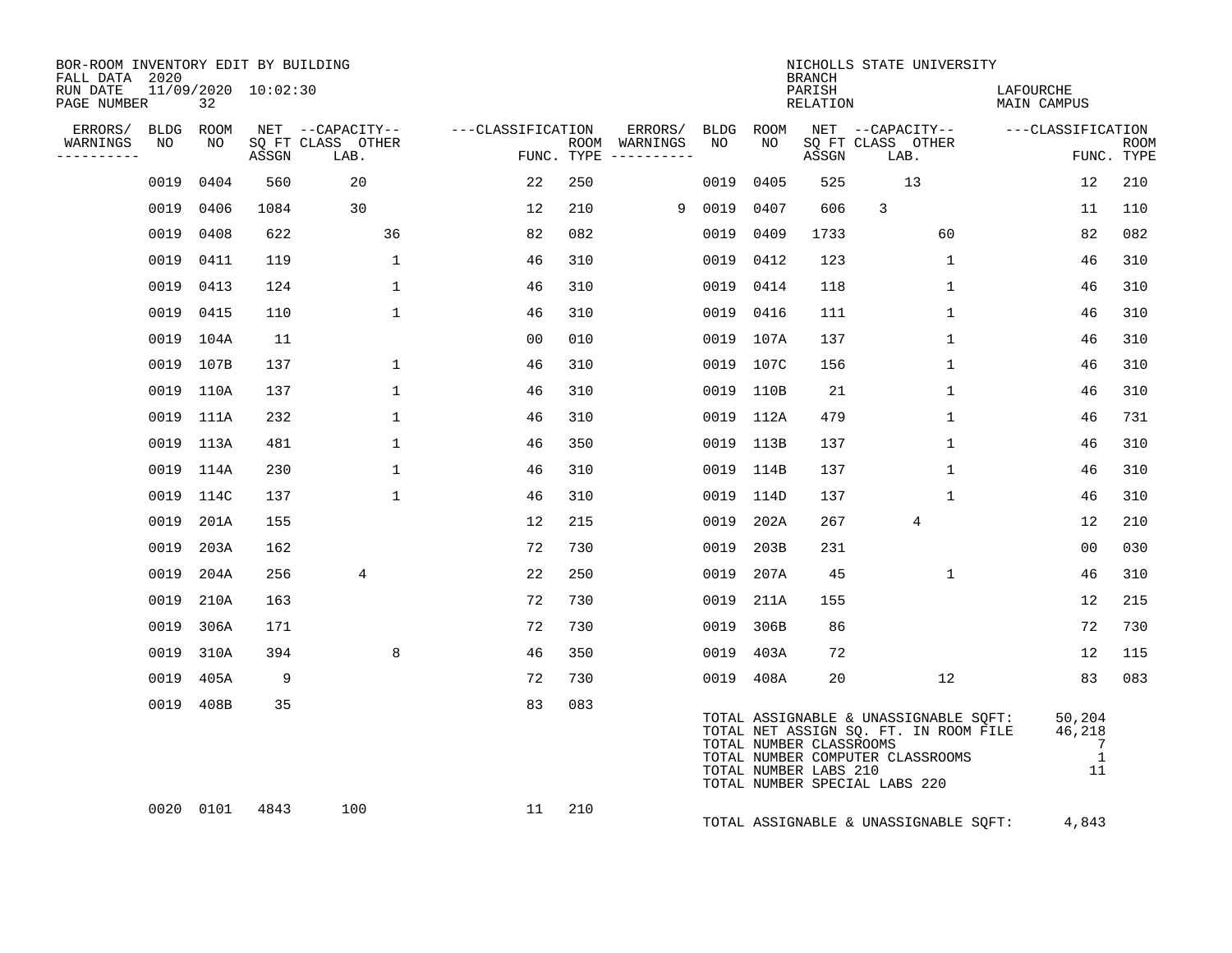BOR-ROOM INVENTORY EDIT BY BUILDING
FALL DATA 2020
RUN DATE 11/09/2020 10:02:30

NICHOLLS STATE UNIVERSITY
BRANCH
PARISH LAFOURCHE
RELATION MAIN CAMPUS

| ERRORS/ WARNINGS | BLDG NO | ROOM NO | NET SQ FT ASSGN | CAPACITY CLASS LAB. | CAPACITY OTHER | CLASSIFICATION FUNC. | ROOM TYPE | ERRORS/ WARNINGS | BLDG NO | ROOM NO | NET SQ FT ASSGN | CAPACITY CLASS LAB. | CAPACITY OTHER | CLASSIFICATION FUNC. | ROOM TYPE |
|---|---|---|---|---|---|---|---|---|---|---|---|---|---|---|---|
| | 0019 | 0404 | 560 | 20 | | 22 | 250 | | 0019 | 0405 | 525 | 13 | | 12 | 210 |
| | 0019 | 0406 | 1084 | 30 | | 12 | 210 | 9 | 0019 | 0407 | 606 | 3 | | 11 | 110 |
| | 0019 | 0408 | 622 | | 36 | 82 | 082 | | 0019 | 0409 | 1733 | | 60 | 82 | 082 |
| | 0019 | 0411 | 119 | | 1 | 46 | 310 | | 0019 | 0412 | 123 | | 1 | 46 | 310 |
| | 0019 | 0413 | 124 | | 1 | 46 | 310 | | 0019 | 0414 | 118 | | 1 | 46 | 310 |
| | 0019 | 0415 | 110 | | 1 | 46 | 310 | | 0019 | 0416 | 111 | | 1 | 46 | 310 |
| | 0019 | 104A | 11 | | | 00 | 010 | | 0019 | 107A | 137 | | 1 | 46 | 310 |
| | 0019 | 107B | 137 | | 1 | 46 | 310 | | 0019 | 107C | 156 | | 1 | 46 | 310 |
| | 0019 | 110A | 137 | | 1 | 46 | 310 | | 0019 | 110B | 21 | | 1 | 46 | 310 |
| | 0019 | 111A | 232 | | 1 | 46 | 310 | | 0019 | 112A | 479 | | 1 | 46 | 731 |
| | 0019 | 113A | 481 | | 1 | 46 | 350 | | 0019 | 113B | 137 | | 1 | 46 | 310 |
| | 0019 | 114A | 230 | | 1 | 46 | 310 | | 0019 | 114B | 137 | | 1 | 46 | 310 |
| | 0019 | 114C | 137 | | 1 | 46 | 310 | | 0019 | 114D | 137 | | 1 | 46 | 310 |
| | 0019 | 201A | 155 | | | 12 | 215 | | 0019 | 202A | 267 | 4 | | 12 | 210 |
| | 0019 | 203A | 162 | | | 72 | 730 | | 0019 | 203B | 231 | | | 00 | 030 |
| | 0019 | 204A | 256 | 4 | | 22 | 250 | | 0019 | 207A | 45 | | 1 | 46 | 310 |
| | 0019 | 210A | 163 | | | 72 | 730 | | 0019 | 211A | 155 | | | 12 | 215 |
| | 0019 | 306A | 171 | | | 72 | 730 | | 0019 | 306B | 86 | | | 72 | 730 |
| | 0019 | 310A | 394 | | 8 | 46 | 350 | | 0019 | 403A | 72 | | | 12 | 115 |
| | 0019 | 405A | 9 | | | 72 | 730 | | 0019 | 408A | 20 | | 12 | 83 | 083 |
| | 0019 | 408B | 35 | | | 83 | 083 | | | | | | | | |

TOTAL ASSIGNABLE & UNASSIGNABLE SQFT: 50,204
TOTAL NET ASSIGN SQ. FT. IN ROOM FILE 46,218
TOTAL NUMBER CLASSROOMS 7
TOTAL NUMBER COMPUTER CLASSROOMS 1
TOTAL NUMBER LABS 210 11
TOTAL NUMBER SPECIAL LABS 220

| ERRORS/ WARNINGS | BLDG NO | ROOM NO | NET SQ FT ASSGN | CAPACITY CLASS LAB. | CAPACITY OTHER | CLASSIFICATION FUNC. | ROOM TYPE |
|---|---|---|---|---|---|---|---|
| | 0020 | 0101 | 4843 | 100 | | 11 | 210 |

TOTAL ASSIGNABLE & UNASSIGNABLE SQFT: 4,843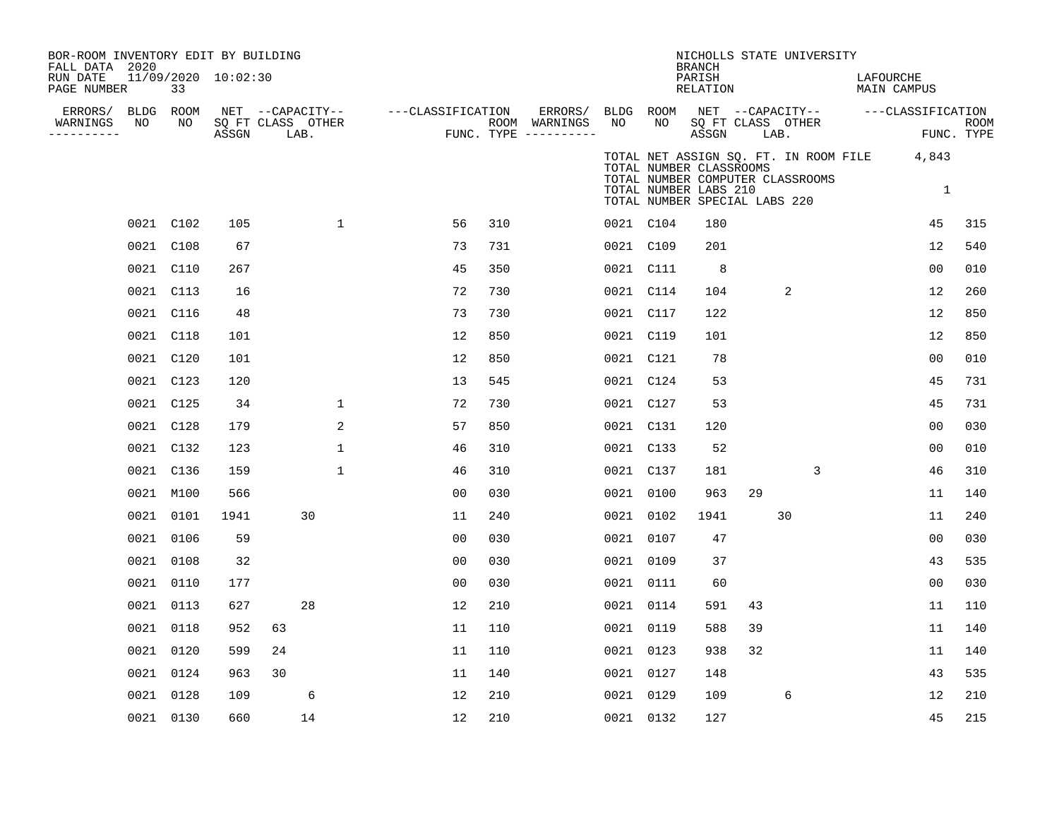BOR-ROOM INVENTORY EDIT BY BUILDING
FALL DATA 2020
RUN DATE 11/09/2020 10:02:30

NICHOLLS STATE UNIVERSITY
BRANCH
PARISH LAFOURCHE
RELATION MAIN CAMPUS

TOTAL NET ASSIGN SQ. FT. IN ROOM FILE 4,843
TOTAL NUMBER CLASSROOMS
TOTAL NUMBER COMPUTER CLASSROOMS
TOTAL NUMBER LABS 210 1
TOTAL NUMBER SPECIAL LABS 220

| ERRORS/ WARNINGS | BLDG NO | ROOM NO | NET SQ FT ASSGN | CAPACITY CLASS | CAPACITY LAB. | CAPACITY OTHER | CLASSIFICATION FUNC. | ROOM TYPE | ERRORS/ WARNINGS | BLDG NO | ROOM NO | NET SQ FT ASSGN | CAPACITY CLASS | CAPACITY LAB. | CAPACITY OTHER | CLASSIFICATION FUNC. | ROOM TYPE |
|---|---|---|---|---|---|---|---|---|---|---|---|---|---|---|---|---|---|
| | 0021 | C102 | 105 | | | 1 | 56 | 310 | | 0021 | C104 | 180 | | | | 45 | 315 |
| | 0021 | C108 | 67 | | | | 73 | 731 | | 0021 | C109 | 201 | | | | 12 | 540 |
| | 0021 | C110 | 267 | | | | 45 | 350 | | 0021 | C111 | 8 | | | | 00 | 010 |
| | 0021 | C113 | 16 | | | | 72 | 730 | | 0021 | C114 | 104 | | 2 | | 12 | 260 |
| | 0021 | C116 | 48 | | | | 73 | 730 | | 0021 | C117 | 122 | | | | 12 | 850 |
| | 0021 | C118 | 101 | | | | 12 | 850 | | 0021 | C119 | 101 | | | | 12 | 850 |
| | 0021 | C120 | 101 | | | | 12 | 850 | | 0021 | C121 | 78 | | | | 00 | 010 |
| | 0021 | C123 | 120 | | | | 13 | 545 | | 0021 | C124 | 53 | | | | 45 | 731 |
| | 0021 | C125 | 34 | | | 1 | 72 | 730 | | 0021 | C127 | 53 | | | | 45 | 731 |
| | 0021 | C128 | 179 | | | 2 | 57 | 850 | | 0021 | C131 | 120 | | | | 00 | 030 |
| | 0021 | C132 | 123 | | | 1 | 46 | 310 | | 0021 | C133 | 52 | | | | 00 | 010 |
| | 0021 | C136 | 159 | | | 1 | 46 | 310 | | 0021 | C137 | 181 | | | 3 | 46 | 310 |
| | 0021 | M100 | 566 | | | | 00 | 030 | | 0021 | 0100 | 963 | 29 | | | 11 | 140 |
| | 0021 | 0101 | 1941 | | 30 | | 11 | 240 | | 0021 | 0102 | 1941 | | 30 | | 11 | 240 |
| | 0021 | 0106 | 59 | | | | 00 | 030 | | 0021 | 0107 | 47 | | | | 00 | 030 |
| | 0021 | 0108 | 32 | | | | 00 | 030 | | 0021 | 0109 | 37 | | | | 43 | 535 |
| | 0021 | 0110 | 177 | | | | 00 | 030 | | 0021 | 0111 | 60 | | | | 00 | 030 |
| | 0021 | 0113 | 627 | | 28 | | 12 | 210 | | 0021 | 0114 | 591 | 43 | | | 11 | 110 |
| | 0021 | 0118 | 952 | 63 | | | 11 | 110 | | 0021 | 0119 | 588 | 39 | | | 11 | 140 |
| | 0021 | 0120 | 599 | 24 | | | 11 | 110 | | 0021 | 0123 | 938 | 32 | | | 11 | 140 |
| | 0021 | 0124 | 963 | 30 | | | 11 | 140 | | 0021 | 0127 | 148 | | | | 43 | 535 |
| | 0021 | 0128 | 109 | | 6 | | 12 | 210 | | 0021 | 0129 | 109 | | 6 | | 12 | 210 |
| | 0021 | 0130 | 660 | | 14 | | 12 | 210 | | 0021 | 0132 | 127 | | | | 45 | 215 |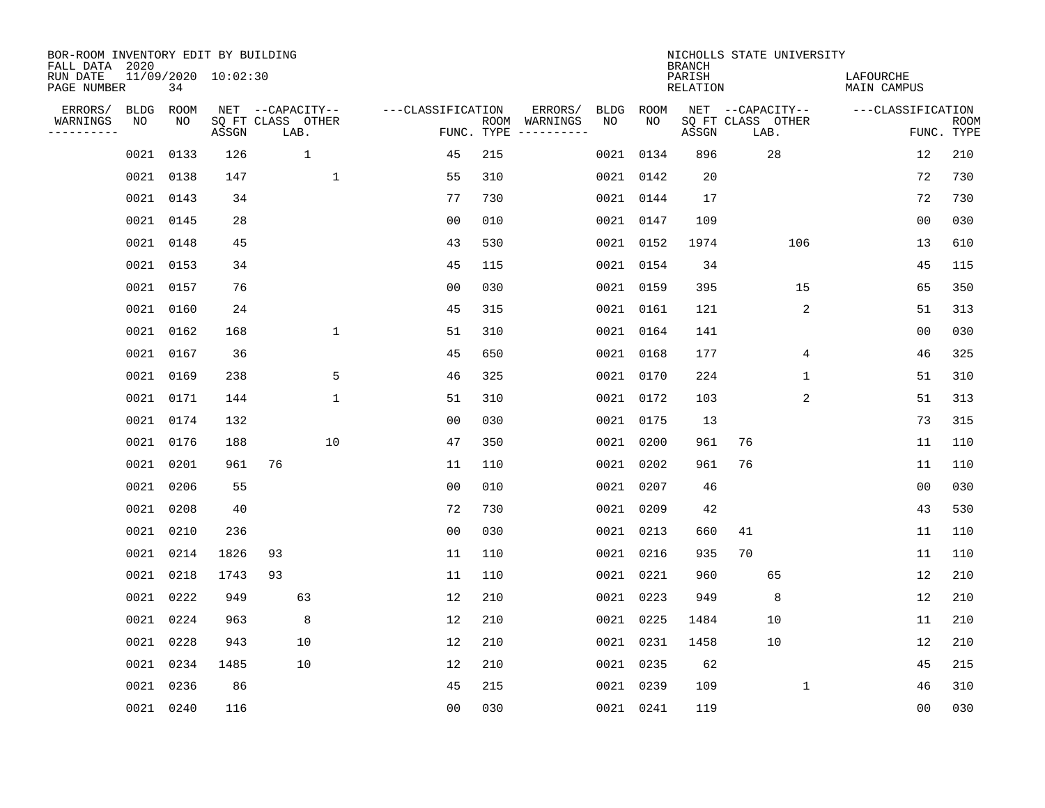BOR-ROOM INVENTORY EDIT BY BUILDING
FALL DATA 2020
RUN DATE 11/09/2020 10:02:30
PAGE NUMBER 34

NICHOLLS STATE UNIVERSITY
BRANCH
PARISH LAFOURCHE
RELATION MAIN CAMPUS

| ERRORS/ WARNINGS | BLDG NO | ROOM NO | NET SQ FT ASSGN | CAPACITY CLASS LAB. | CAPACITY OTHER | FUNC. | ROOM TYPE | ERRORS/ WARNINGS | BLDG NO | ROOM NO | NET SQ FT ASSGN | CAPACITY CLASS LAB. | CAPACITY OTHER | FUNC. | ROOM TYPE |
|---|---|---|---|---|---|---|---|---|---|---|---|---|---|---|---|
| | 0021 | 0133 | 126 | 1 | | 45 | 215 | | 0021 | 0134 | 896 | 28 | | 12 | 210 |
| | 0021 | 0138 | 147 | | 1 | 55 | 310 | | 0021 | 0142 | 20 | | | 72 | 730 |
| | 0021 | 0143 | 34 | | | 77 | 730 | | 0021 | 0144 | 17 | | | 72 | 730 |
| | 0021 | 0145 | 28 | | | 00 | 010 | | 0021 | 0147 | 109 | | | 00 | 030 |
| | 0021 | 0148 | 45 | | | 43 | 530 | | 0021 | 0152 | 1974 | | 106 | 13 | 610 |
| | 0021 | 0153 | 34 | | | 45 | 115 | | 0021 | 0154 | 34 | | | 45 | 115 |
| | 0021 | 0157 | 76 | | | 00 | 030 | | 0021 | 0159 | 395 | | 15 | 65 | 350 |
| | 0021 | 0160 | 24 | | | 45 | 315 | | 0021 | 0161 | 121 | | 2 | 51 | 313 |
| | 0021 | 0162 | 168 | | 1 | 51 | 310 | | 0021 | 0164 | 141 | | | 00 | 030 |
| | 0021 | 0167 | 36 | | | 45 | 650 | | 0021 | 0168 | 177 | | 4 | 46 | 325 |
| | 0021 | 0169 | 238 | | 5 | 46 | 325 | | 0021 | 0170 | 224 | | 1 | 51 | 310 |
| | 0021 | 0171 | 144 | | 1 | 51 | 310 | | 0021 | 0172 | 103 | | 2 | 51 | 313 |
| | 0021 | 0174 | 132 | | | 00 | 030 | | 0021 | 0175 | 13 | | | 73 | 315 |
| | 0021 | 0176 | 188 | | 10 | 47 | 350 | | 0021 | 0200 | 961 | 76 | | 11 | 110 |
| | 0021 | 0201 | 961 | 76 | | 11 | 110 | | 0021 | 0202 | 961 | 76 | | 11 | 110 |
| | 0021 | 0206 | 55 | | | 00 | 010 | | 0021 | 0207 | 46 | | | 00 | 030 |
| | 0021 | 0208 | 40 | | | 72 | 730 | | 0021 | 0209 | 42 | | | 43 | 530 |
| | 0021 | 0210 | 236 | | | 00 | 030 | | 0021 | 0213 | 660 | 41 | | 11 | 110 |
| | 0021 | 0214 | 1826 | 93 | | 11 | 110 | | 0021 | 0216 | 935 | 70 | | 11 | 110 |
| | 0021 | 0218 | 1743 | 93 | | 11 | 110 | | 0021 | 0221 | 960 | 65 | | 12 | 210 |
| | 0021 | 0222 | 949 | 63 | | 12 | 210 | | 0021 | 0223 | 949 | 8 | | 12 | 210 |
| | 0021 | 0224 | 963 | 8 | | 12 | 210 | | 0021 | 0225 | 1484 | 10 | | 11 | 210 |
| | 0021 | 0228 | 943 | 10 | | 12 | 210 | | 0021 | 0231 | 1458 | 10 | | 12 | 210 |
| | 0021 | 0234 | 1485 | 10 | | 12 | 210 | | 0021 | 0235 | 62 | | | 45 | 215 |
| | 0021 | 0236 | 86 | | | 45 | 215 | | 0021 | 0239 | 109 | | 1 | 46 | 310 |
| | 0021 | 0240 | 116 | | | 00 | 030 | | 0021 | 0241 | 119 | | | 00 | 030 |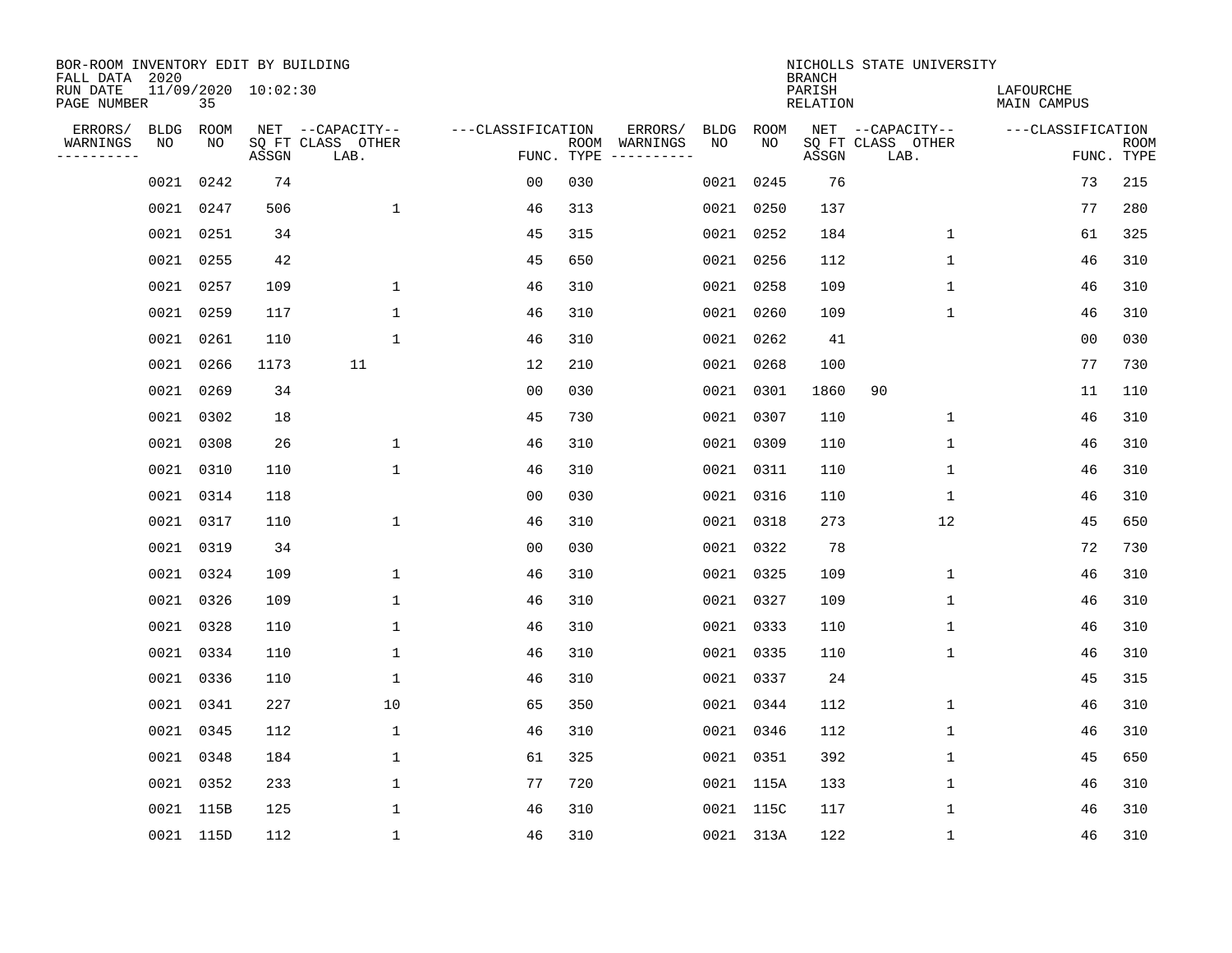BOR-ROOM INVENTORY EDIT BY BUILDING
FALL DATA 2020
RUN DATE 11/09/2020 10:02:30
PAGE NUMBER 35

NICHOLLS STATE UNIVERSITY
BRANCH
PARISH LAFOURCHE
RELATION MAIN CAMPUS

| ERRORS/ WARNINGS | BLDG NO | ROOM NO | NET SQ FT ASSGN | CAPACITY CLASS LAB. | CAPACITY OTHER | CLASSIFICATION FUNC. | ROOM TYPE | ERRORS/ WARNINGS | BLDG NO | ROOM NO | NET SQ FT ASSGN | CAPACITY CLASS LAB. | CAPACITY OTHER | CLASSIFICATION FUNC. | ROOM TYPE |
|---|---|---|---|---|---|---|---|---|---|---|---|---|---|---|---|
| | 0021 | 0242 | 74 | | | 00 | 030 | | 0021 | 0245 | 76 | | | 73 | 215 |
| | 0021 | 0247 | 506 | | 1 | 46 | 313 | | 0021 | 0250 | 137 | | | 77 | 280 |
| | 0021 | 0251 | 34 | | | 45 | 315 | | 0021 | 0252 | 184 | | 1 | 61 | 325 |
| | 0021 | 0255 | 42 | | | 45 | 650 | | 0021 | 0256 | 112 | | 1 | 46 | 310 |
| | 0021 | 0257 | 109 | | 1 | 46 | 310 | | 0021 | 0258 | 109 | | 1 | 46 | 310 |
| | 0021 | 0259 | 117 | | 1 | 46 | 310 | | 0021 | 0260 | 109 | | 1 | 46 | 310 |
| | 0021 | 0261 | 110 | | 1 | 46 | 310 | | 0021 | 0262 | 41 | | | 00 | 030 |
| | 0021 | 0266 | 1173 | 11 | | 12 | 210 | | 0021 | 0268 | 100 | | | 77 | 730 |
| | 0021 | 0269 | 34 | | | 00 | 030 | | 0021 | 0301 | 1860 | 90 | | 11 | 110 |
| | 0021 | 0302 | 18 | | | 45 | 730 | | 0021 | 0307 | 110 | | 1 | 46 | 310 |
| | 0021 | 0308 | 26 | | 1 | 46 | 310 | | 0021 | 0309 | 110 | | 1 | 46 | 310 |
| | 0021 | 0310 | 110 | | 1 | 46 | 310 | | 0021 | 0311 | 110 | | 1 | 46 | 310 |
| | 0021 | 0314 | 118 | | | 00 | 030 | | 0021 | 0316 | 110 | | 1 | 46 | 310 |
| | 0021 | 0317 | 110 | | 1 | 46 | 310 | | 0021 | 0318 | 273 | | 12 | 45 | 650 |
| | 0021 | 0319 | 34 | | | 00 | 030 | | 0021 | 0322 | 78 | | | 72 | 730 |
| | 0021 | 0324 | 109 | | 1 | 46 | 310 | | 0021 | 0325 | 109 | | 1 | 46 | 310 |
| | 0021 | 0326 | 109 | | 1 | 46 | 310 | | 0021 | 0327 | 109 | | 1 | 46 | 310 |
| | 0021 | 0328 | 110 | | 1 | 46 | 310 | | 0021 | 0333 | 110 | | 1 | 46 | 310 |
| | 0021 | 0334 | 110 | | 1 | 46 | 310 | | 0021 | 0335 | 110 | | 1 | 46 | 310 |
| | 0021 | 0336 | 110 | | 1 | 46 | 310 | | 0021 | 0337 | 24 | | | 45 | 315 |
| | 0021 | 0341 | 227 | | 10 | 65 | 350 | | 0021 | 0344 | 112 | | 1 | 46 | 310 |
| | 0021 | 0345 | 112 | | 1 | 46 | 310 | | 0021 | 0346 | 112 | | 1 | 46 | 310 |
| | 0021 | 0348 | 184 | | 1 | 61 | 325 | | 0021 | 0351 | 392 | | 1 | 45 | 650 |
| | 0021 | 0352 | 233 | | 1 | 77 | 720 | | 0021 | 115A | 133 | | 1 | 46 | 310 |
| | 0021 | 115B | 125 | | 1 | 46 | 310 | | 0021 | 115C | 117 | | 1 | 46 | 310 |
| | 0021 | 115D | 112 | | 1 | 46 | 310 | | 0021 | 313A | 122 | | 1 | 46 | 310 |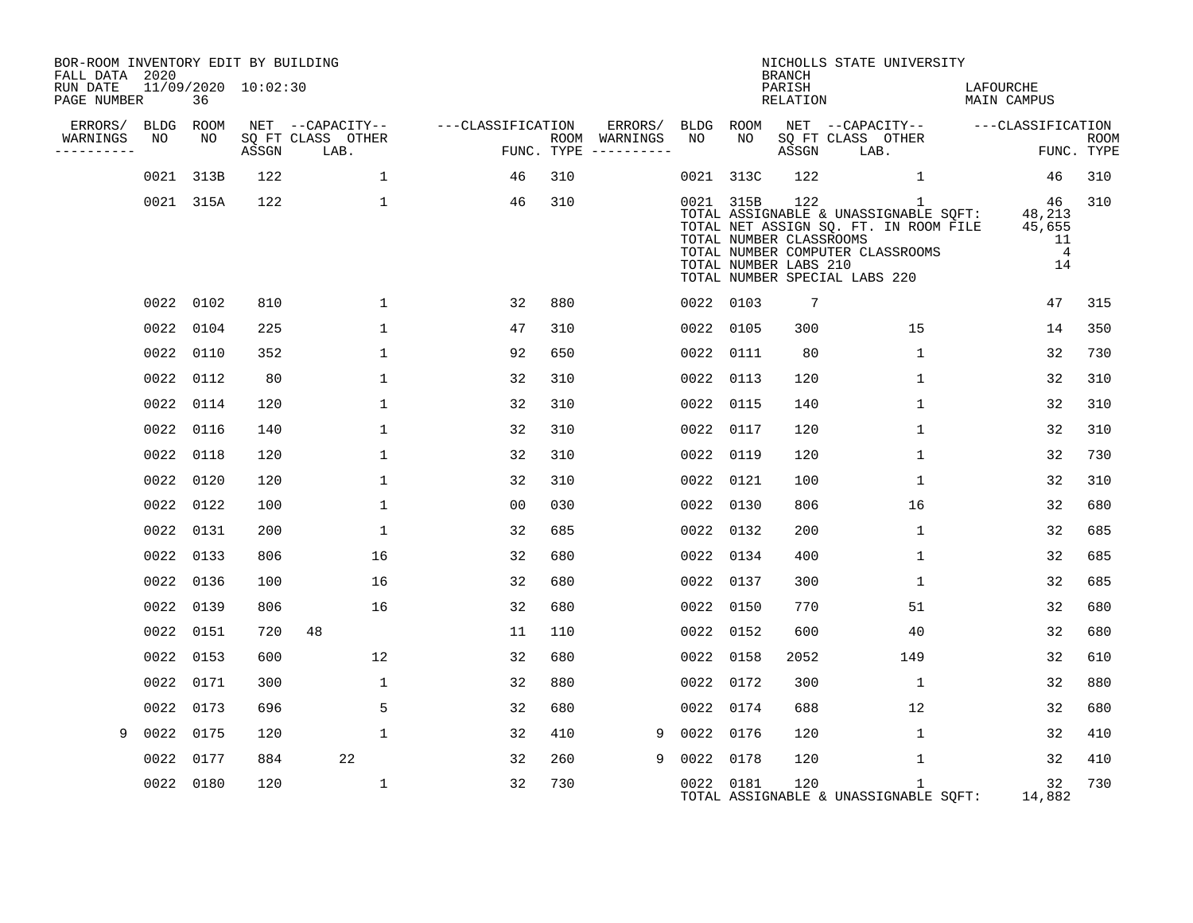BOR-ROOM INVENTORY EDIT BY BUILDING
FALL DATA 2020
RUN DATE 11/09/2020 10:02:30
PAGE NUMBER 36

NICHOLLS STATE UNIVERSITY
BRANCH
PARISH LAFOURCHE
RELATION MAIN CAMPUS

| ERRORS/ WARNINGS | BLDG NO | ROOM NO | NET SQ FT ASSGN | CAPACITY CLASS | CAPACITY OTHER LAB. | CLASSIFICATION FUNC. | ROOM TYPE | ERRORS/ WARNINGS | BLDG NO | ROOM NO | NET SQ FT ASSGN | CAPACITY CLASS | CAPACITY OTHER LAB. | CLASSIFICATION FUNC. | ROOM TYPE |
|---|---|---|---|---|---|---|---|---|---|---|---|---|---|---|---|
| | 0021 | 313B | 122 | | 1 | 46 | 310 | | 0021 | 313C | 122 | | 1 | 46 | 310 |
| | 0021 | 315A | 122 | | 1 | 46 | 310 | | 0021 | 315B | 122 | | 1 | 46 | 310 |

TOTAL ASSIGNABLE & UNASSIGNABLE SQFT: 48,213
TOTAL NET ASSIGN SQ. FT. IN ROOM FILE 45,655
TOTAL NUMBER CLASSROOMS 11
TOTAL NUMBER COMPUTER CLASSROOMS 4
TOTAL NUMBER LABS 210 14
TOTAL NUMBER SPECIAL LABS 220

| ERRORS/ WARNINGS | BLDG NO | ROOM NO | NET SQ FT ASSGN | CAPACITY CLASS | CAPACITY OTHER LAB. | CLASSIFICATION FUNC. | ROOM TYPE | ERRORS/ WARNINGS | BLDG NO | ROOM NO | NET SQ FT ASSGN | CAPACITY CLASS | CAPACITY OTHER LAB. | CLASSIFICATION FUNC. | ROOM TYPE |
|---|---|---|---|---|---|---|---|---|---|---|---|---|---|---|---|
| | 0022 | 0102 | 810 | | 1 | 32 | 880 | | 0022 | 0103 | 7 | | | 47 | 315 |
| | 0022 | 0104 | 225 | | 1 | 47 | 310 | | 0022 | 0105 | 300 | | 15 | 14 | 350 |
| | 0022 | 0110 | 352 | | 1 | 92 | 650 | | 0022 | 0111 | 80 | | 1 | 32 | 730 |
| | 0022 | 0112 | 80 | | 1 | 32 | 310 | | 0022 | 0113 | 120 | | 1 | 32 | 310 |
| | 0022 | 0114 | 120 | | 1 | 32 | 310 | | 0022 | 0115 | 140 | | 1 | 32 | 310 |
| | 0022 | 0116 | 140 | | 1 | 32 | 310 | | 0022 | 0117 | 120 | | 1 | 32 | 310 |
| | 0022 | 0118 | 120 | | 1 | 32 | 310 | | 0022 | 0119 | 120 | | 1 | 32 | 730 |
| | 0022 | 0120 | 120 | | 1 | 32 | 310 | | 0022 | 0121 | 100 | | 1 | 32 | 310 |
| | 0022 | 0122 | 100 | | 1 | 00 | 030 | | 0022 | 0130 | 806 | | 16 | 32 | 680 |
| | 0022 | 0131 | 200 | | 1 | 32 | 685 | | 0022 | 0132 | 200 | | 1 | 32 | 685 |
| | 0022 | 0133 | 806 | | 16 | 32 | 680 | | 0022 | 0134 | 400 | | 1 | 32 | 685 |
| | 0022 | 0136 | 100 | | 16 | 32 | 680 | | 0022 | 0137 | 300 | | 1 | 32 | 685 |
| | 0022 | 0139 | 806 | | 16 | 32 | 680 | | 0022 | 0150 | 770 | | 51 | 32 | 680 |
| | 0022 | 0151 | 720 | 48 | | 11 | 110 | | 0022 | 0152 | 600 | | 40 | 32 | 680 |
| | 0022 | 0153 | 600 | | 12 | 32 | 680 | | 0022 | 0158 | 2052 | | 149 | 32 | 610 |
| | 0022 | 0171 | 300 | | 1 | 32 | 880 | | 0022 | 0172 | 300 | | 1 | 32 | 880 |
| | 0022 | 0173 | 696 | | 5 | 32 | 680 | | 0022 | 0174 | 688 | | 12 | 32 | 680 |
| 9 | 0022 | 0175 | 120 | | 1 | 32 | 410 | 9 | 0022 | 0176 | 120 | | 1 | 32 | 410 |
| | 0022 | 0177 | 884 | | 22 | 32 | 260 | 9 | 0022 | 0178 | 120 | | 1 | 32 | 410 |
| | 0022 | 0180 | 120 | | 1 | 32 | 730 | | 0022 | 0181 | 120 | | 1 | 32 | 730 |

TOTAL ASSIGNABLE & UNASSIGNABLE SQFT: 14,882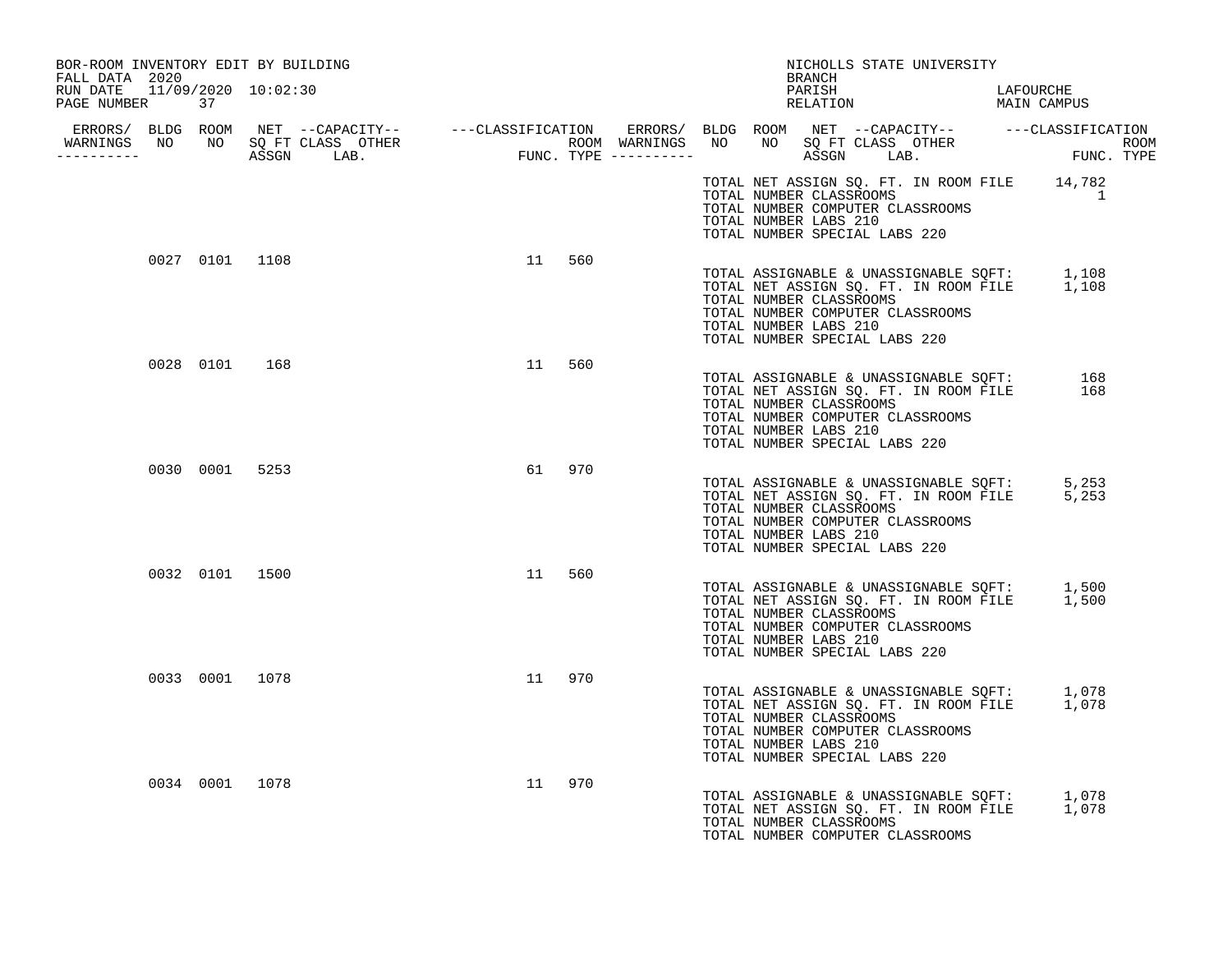BOR-ROOM INVENTORY EDIT BY BUILDING
FALL DATA 2020
RUN DATE 11/09/2020 10:02:30

NICHOLLS STATE UNIVERSITY
BRANCH
PARISH LAFOURCHE
RELATION MAIN CAMPUS

| ERRORS/ WARNINGS | BLDG NO | ROOM NO | NET SQ FT ASSGN | CAPACITY CLASS LAB. | CAPACITY OTHER | CLASSIFICATION FUNC. | ROOM TYPE |
|---|---|---|---|---|---|---|---|

TOTAL NET ASSIGN SQ. FT. IN ROOM FILE 14,782
TOTAL NUMBER CLASSROOMS 1
TOTAL NUMBER COMPUTER CLASSROOMS
TOTAL NUMBER LABS 210
TOTAL NUMBER SPECIAL LABS 220

| ERRORS/ WARNINGS | BLDG NO | ROOM NO | NET SQ FT ASSGN | CAPACITY CLASS LAB. | CAPACITY OTHER | CLASSIFICATION FUNC. | ROOM TYPE |
|---|---|---|---|---|---|---|---|
| | 0027 | 0101 | 1108 | | | 11 | 560 |

TOTAL ASSIGNABLE & UNASSIGNABLE SQFT: 1,108
TOTAL NET ASSIGN SQ. FT. IN ROOM FILE 1,108
TOTAL NUMBER CLASSROOMS
TOTAL NUMBER COMPUTER CLASSROOMS
TOTAL NUMBER LABS 210
TOTAL NUMBER SPECIAL LABS 220

| ERRORS/ WARNINGS | BLDG NO | ROOM NO | NET SQ FT ASSGN | CAPACITY CLASS LAB. | CAPACITY OTHER | CLASSIFICATION FUNC. | ROOM TYPE |
|---|---|---|---|---|---|---|---|
| | 0028 | 0101 | 168 | | | 11 | 560 |

TOTAL ASSIGNABLE & UNASSIGNABLE SQFT: 168
TOTAL NET ASSIGN SQ. FT. IN ROOM FILE 168
TOTAL NUMBER CLASSROOMS
TOTAL NUMBER COMPUTER CLASSROOMS
TOTAL NUMBER LABS 210
TOTAL NUMBER SPECIAL LABS 220

| ERRORS/ WARNINGS | BLDG NO | ROOM NO | NET SQ FT ASSGN | CAPACITY CLASS LAB. | CAPACITY OTHER | CLASSIFICATION FUNC. | ROOM TYPE |
|---|---|---|---|---|---|---|---|
| | 0030 | 0001 | 5253 | | | 61 | 970 |

TOTAL ASSIGNABLE & UNASSIGNABLE SQFT: 5,253
TOTAL NET ASSIGN SQ. FT. IN ROOM FILE 5,253
TOTAL NUMBER CLASSROOMS
TOTAL NUMBER COMPUTER CLASSROOMS
TOTAL NUMBER LABS 210
TOTAL NUMBER SPECIAL LABS 220

| ERRORS/ WARNINGS | BLDG NO | ROOM NO | NET SQ FT ASSGN | CAPACITY CLASS LAB. | CAPACITY OTHER | CLASSIFICATION FUNC. | ROOM TYPE |
|---|---|---|---|---|---|---|---|
| | 0032 | 0101 | 1500 | | | 11 | 560 |

TOTAL ASSIGNABLE & UNASSIGNABLE SQFT: 1,500
TOTAL NET ASSIGN SQ. FT. IN ROOM FILE 1,500
TOTAL NUMBER CLASSROOMS
TOTAL NUMBER COMPUTER CLASSROOMS
TOTAL NUMBER LABS 210
TOTAL NUMBER SPECIAL LABS 220

| ERRORS/ WARNINGS | BLDG NO | ROOM NO | NET SQ FT ASSGN | CAPACITY CLASS LAB. | CAPACITY OTHER | CLASSIFICATION FUNC. | ROOM TYPE |
|---|---|---|---|---|---|---|---|
| | 0033 | 0001 | 1078 | | | 11 | 970 |

TOTAL ASSIGNABLE & UNASSIGNABLE SQFT: 1,078
TOTAL NET ASSIGN SQ. FT. IN ROOM FILE 1,078
TOTAL NUMBER CLASSROOMS
TOTAL NUMBER COMPUTER CLASSROOMS
TOTAL NUMBER LABS 210
TOTAL NUMBER SPECIAL LABS 220

| ERRORS/ WARNINGS | BLDG NO | ROOM NO | NET SQ FT ASSGN | CAPACITY CLASS LAB. | CAPACITY OTHER | CLASSIFICATION FUNC. | ROOM TYPE |
|---|---|---|---|---|---|---|---|
| | 0034 | 0001 | 1078 | | | 11 | 970 |

TOTAL ASSIGNABLE & UNASSIGNABLE SQFT: 1,078
TOTAL NET ASSIGN SQ. FT. IN ROOM FILE 1,078
TOTAL NUMBER CLASSROOMS
TOTAL NUMBER COMPUTER CLASSROOMS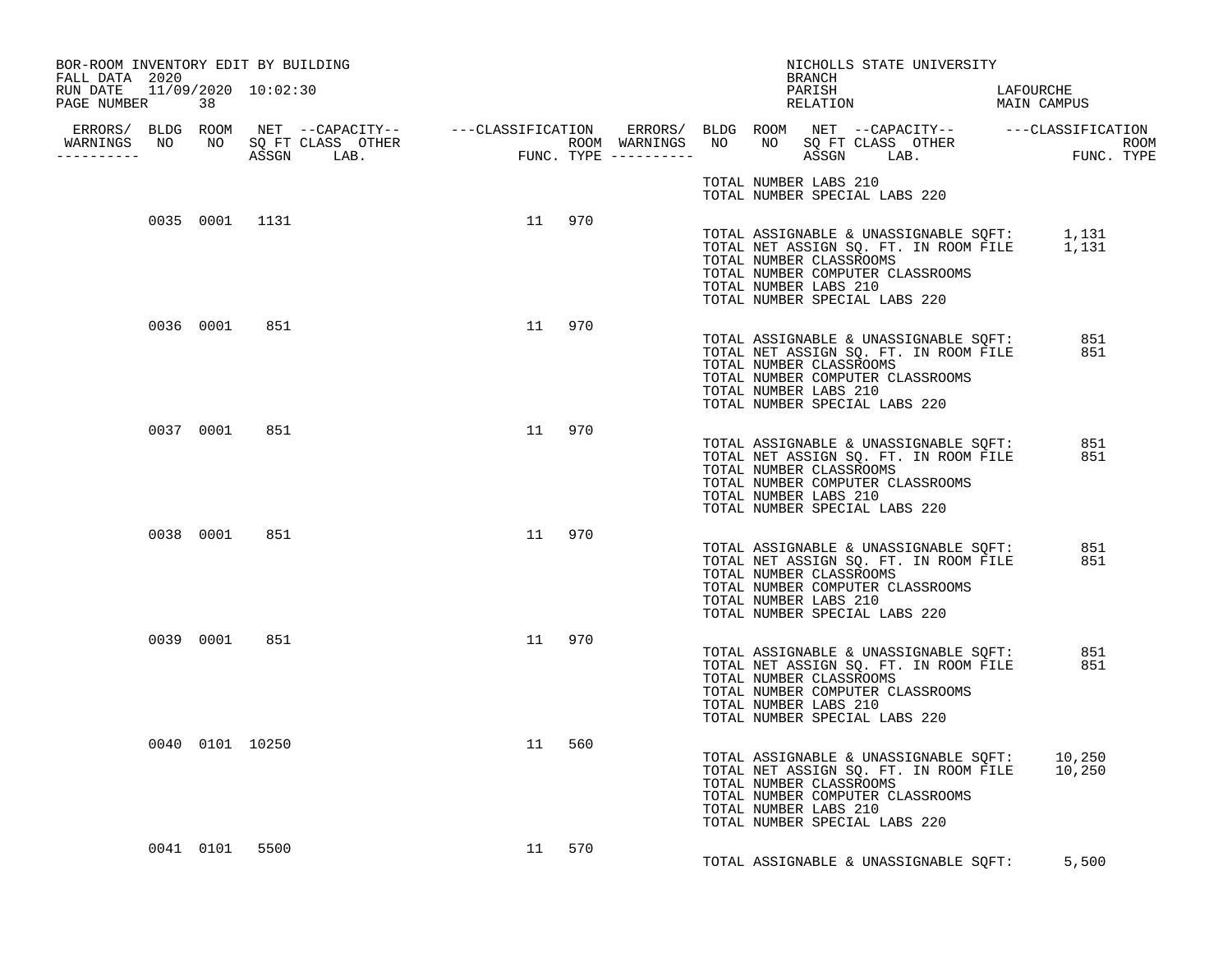BOR-ROOM INVENTORY EDIT BY BUILDING
FALL DATA 2020
RUN DATE 11/09/2020 10:02:30
PAGE NUMBER 38

NICHOLLS STATE UNIVERSITY
BRANCH
PARISH LAFOURCHE
RELATION MAIN CAMPUS

| ERRORS/ WARNINGS | BLDG NO | ROOM NO | NET SQ FT ASSGN | CAPACITY CLASS | CAPACITY LAB. | CAPACITY OTHER | CLASSIFICATION FUNC. | CLASSIFICATION ROOM TYPE | ERRORS/ WARNINGS |
|---|---|---|---|---|---|---|---|---|---|
| | 0035 | 0001 | 1131 | | | | 11 | 970 | |
| | 0036 | 0001 | 851 | | | | 11 | 970 | |
| | 0037 | 0001 | 851 | | | | 11 | 970 | |
| | 0038 | 0001 | 851 | | | | 11 | 970 | |
| | 0039 | 0001 | 851 | | | | 11 | 970 | |
| | 0040 | 0101 | 10250 | | | | 11 | 560 | |
| | 0041 | 0101 | 5500 | | | | 11 | 570 | |

TOTAL NUMBER LABS 210
TOTAL NUMBER SPECIAL LABS 220

TOTAL ASSIGNABLE & UNASSIGNABLE SQFT: 1,131
TOTAL NET ASSIGN SQ. FT. IN ROOM FILE 1,131
TOTAL NUMBER CLASSROOMS
TOTAL NUMBER COMPUTER CLASSROOMS
TOTAL NUMBER LABS 210
TOTAL NUMBER SPECIAL LABS 220

TOTAL ASSIGNABLE & UNASSIGNABLE SQFT: 851
TOTAL NET ASSIGN SQ. FT. IN ROOM FILE 851
TOTAL NUMBER CLASSROOMS
TOTAL NUMBER COMPUTER CLASSROOMS
TOTAL NUMBER LABS 210
TOTAL NUMBER SPECIAL LABS 220

TOTAL ASSIGNABLE & UNASSIGNABLE SQFT: 851
TOTAL NET ASSIGN SQ. FT. IN ROOM FILE 851
TOTAL NUMBER CLASSROOMS
TOTAL NUMBER COMPUTER CLASSROOMS
TOTAL NUMBER LABS 210
TOTAL NUMBER SPECIAL LABS 220

TOTAL ASSIGNABLE & UNASSIGNABLE SQFT: 851
TOTAL NET ASSIGN SQ. FT. IN ROOM FILE 851
TOTAL NUMBER CLASSROOMS
TOTAL NUMBER COMPUTER CLASSROOMS
TOTAL NUMBER LABS 210
TOTAL NUMBER SPECIAL LABS 220

TOTAL ASSIGNABLE & UNASSIGNABLE SQFT: 851
TOTAL NET ASSIGN SQ. FT. IN ROOM FILE 851
TOTAL NUMBER CLASSROOMS
TOTAL NUMBER COMPUTER CLASSROOMS
TOTAL NUMBER LABS 210
TOTAL NUMBER SPECIAL LABS 220

TOTAL ASSIGNABLE & UNASSIGNABLE SQFT: 10,250
TOTAL NET ASSIGN SQ. FT. IN ROOM FILE 10,250
TOTAL NUMBER CLASSROOMS
TOTAL NUMBER COMPUTER CLASSROOMS
TOTAL NUMBER LABS 210
TOTAL NUMBER SPECIAL LABS 220

TOTAL ASSIGNABLE & UNASSIGNABLE SQFT: 5,500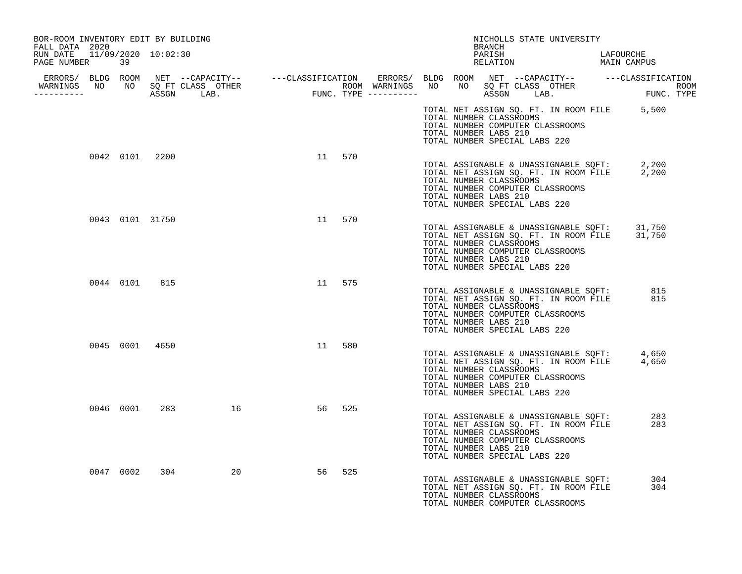BOR-ROOM INVENTORY EDIT BY BUILDING
FALL DATA 2020
RUN DATE 11/09/2020 10:02:30

NICHOLLS STATE UNIVERSITY
BRANCH
PARISH LAFOURCHE
RELATION MAIN CAMPUS

| ERRORS/ WARNINGS | BLDG NO | ROOM NO | NET SQ FT ASSGN | CAPACITY CLASS | CAPACITY LAB. | CAPACITY OTHER | CLASSIFICATION FUNC. | ROOM TYPE |
|---|---|---|---|---|---|---|---|---|
| | 0042 | 0101 | 2200 | | | | 11 | 570 |
| | 0043 | 0101 | 31750 | | | | 11 | 570 |
| | 0044 | 0101 | 815 | | | | 11 | 575 |
| | 0045 | 0001 | 4650 | | | | 11 | 580 |
| | 0046 | 0001 | 283 | | | 16 | 56 | 525 |
| | 0047 | 0002 | 304 | | | 20 | 56 | 525 |

TOTAL NET ASSIGN SQ. FT. IN ROOM FILE 5,500
TOTAL NUMBER CLASSROOMS
TOTAL NUMBER COMPUTER CLASSROOMS
TOTAL NUMBER LABS 210
TOTAL NUMBER SPECIAL LABS 220

Building 0042:
TOTAL ASSIGNABLE & UNASSIGNABLE SQFT: 2,200
TOTAL NET ASSIGN SQ. FT. IN ROOM FILE 2,200
TOTAL NUMBER CLASSROOMS
TOTAL NUMBER COMPUTER CLASSROOMS
TOTAL NUMBER LABS 210
TOTAL NUMBER SPECIAL LABS 220

Building 0043:
TOTAL ASSIGNABLE & UNASSIGNABLE SQFT: 31,750
TOTAL NET ASSIGN SQ. FT. IN ROOM FILE 31,750
TOTAL NUMBER CLASSROOMS
TOTAL NUMBER COMPUTER CLASSROOMS
TOTAL NUMBER LABS 210
TOTAL NUMBER SPECIAL LABS 220

Building 0044:
TOTAL ASSIGNABLE & UNASSIGNABLE SQFT: 815
TOTAL NET ASSIGN SQ. FT. IN ROOM FILE 815
TOTAL NUMBER CLASSROOMS
TOTAL NUMBER COMPUTER CLASSROOMS
TOTAL NUMBER LABS 210
TOTAL NUMBER SPECIAL LABS 220

Building 0045:
TOTAL ASSIGNABLE & UNASSIGNABLE SQFT: 4,650
TOTAL NET ASSIGN SQ. FT. IN ROOM FILE 4,650
TOTAL NUMBER CLASSROOMS
TOTAL NUMBER COMPUTER CLASSROOMS
TOTAL NUMBER LABS 210
TOTAL NUMBER SPECIAL LABS 220

Building 0046:
TOTAL ASSIGNABLE & UNASSIGNABLE SQFT: 283
TOTAL NET ASSIGN SQ. FT. IN ROOM FILE 283
TOTAL NUMBER CLASSROOMS
TOTAL NUMBER COMPUTER CLASSROOMS
TOTAL NUMBER LABS 210
TOTAL NUMBER SPECIAL LABS 220

Building 0047:
TOTAL ASSIGNABLE & UNASSIGNABLE SQFT: 304
TOTAL NET ASSIGN SQ. FT. IN ROOM FILE 304
TOTAL NUMBER CLASSROOMS
TOTAL NUMBER COMPUTER CLASSROOMS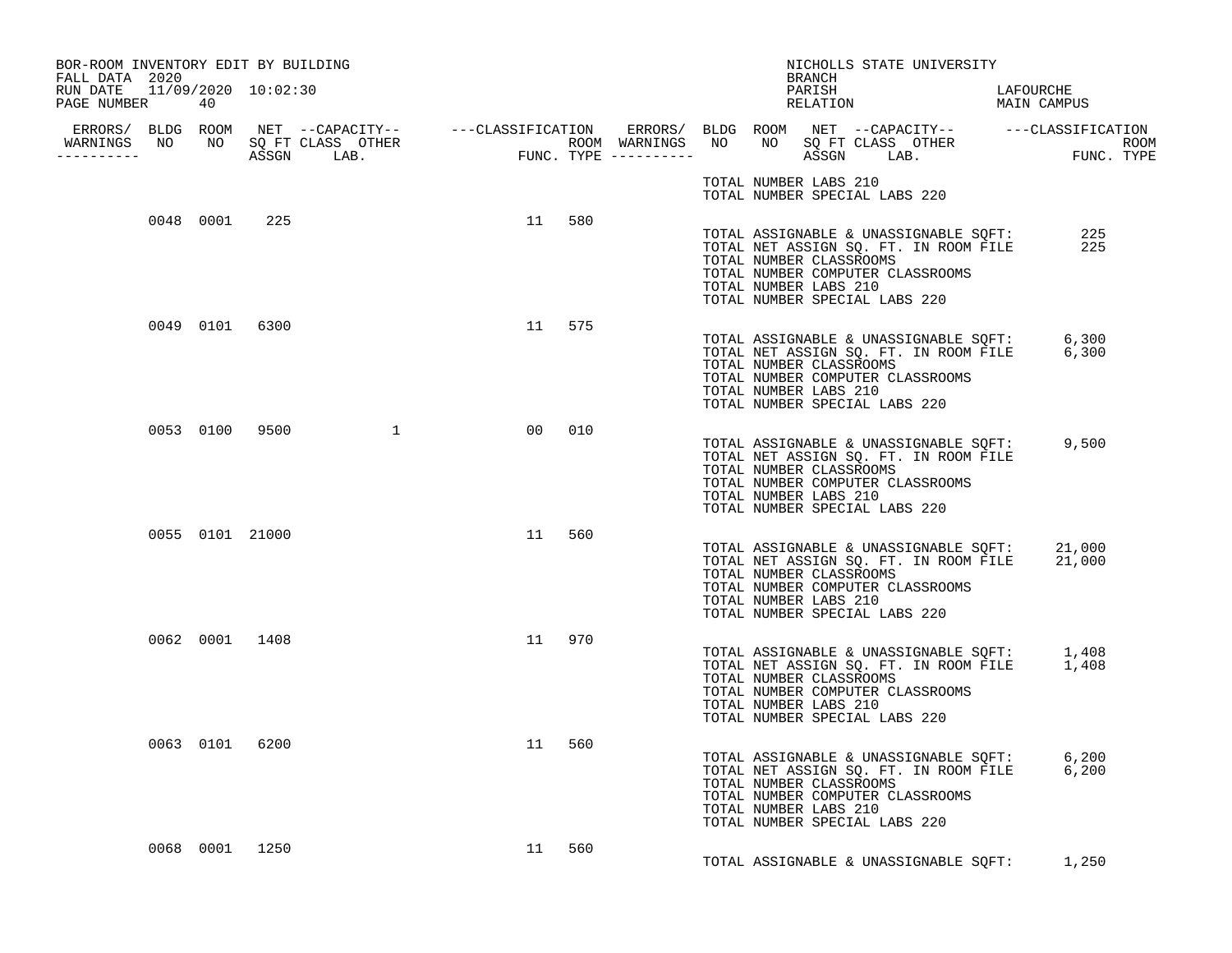BOR-ROOM INVENTORY EDIT BY BUILDING
FALL DATA 2020
RUN DATE 11/09/2020 10:02:30
PAGE NUMBER 40

NICHOLLS STATE UNIVERSITY
BRANCH
PARISH LAFOURCHE
RELATION MAIN CAMPUS

| ERRORS/ WARNINGS | BLDG NO | ROOM NO | NET SQ FT ASSGN | CAPACITY CLASS LAB. | CAPACITY OTHER | CLASSIFICATION FUNC. | ROOM TYPE |
|---|---|---|---|---|---|---|---|
| | 0048 | 0001 | 225 | | | 11 | 580 |
| | 0049 | 0101 | 6300 | | | 11 | 575 |
| | 0053 | 0100 | 9500 | | 1 | 00 | 010 |
| | 0055 | 0101 | 21000 | | | 11 | 560 |
| | 0062 | 0001 | 1408 | | | 11 | 970 |
| | 0063 | 0101 | 6200 | | | 11 | 560 |
| | 0068 | 0001 | 1250 | | | 11 | 560 |

TOTAL NUMBER LABS 210
TOTAL NUMBER SPECIAL LABS 220

**Building 0048**

TOTAL ASSIGNABLE & UNASSIGNABLE SQFT: 225
TOTAL NET ASSIGN SQ. FT. IN ROOM FILE 225
TOTAL NUMBER CLASSROOMS
TOTAL NUMBER COMPUTER CLASSROOMS
TOTAL NUMBER LABS 210
TOTAL NUMBER SPECIAL LABS 220

**Building 0049**

TOTAL ASSIGNABLE & UNASSIGNABLE SQFT: 6,300
TOTAL NET ASSIGN SQ. FT. IN ROOM FILE 6,300
TOTAL NUMBER CLASSROOMS
TOTAL NUMBER COMPUTER CLASSROOMS
TOTAL NUMBER LABS 210
TOTAL NUMBER SPECIAL LABS 220

**Building 0053**

TOTAL ASSIGNABLE & UNASSIGNABLE SQFT: 9,500
TOTAL NET ASSIGN SQ. FT. IN ROOM FILE
TOTAL NUMBER CLASSROOMS
TOTAL NUMBER COMPUTER CLASSROOMS
TOTAL NUMBER LABS 210
TOTAL NUMBER SPECIAL LABS 220

**Building 0055**

TOTAL ASSIGNABLE & UNASSIGNABLE SQFT: 21,000
TOTAL NET ASSIGN SQ. FT. IN ROOM FILE 21,000
TOTAL NUMBER CLASSROOMS
TOTAL NUMBER COMPUTER CLASSROOMS
TOTAL NUMBER LABS 210
TOTAL NUMBER SPECIAL LABS 220

**Building 0062**

TOTAL ASSIGNABLE & UNASSIGNABLE SQFT: 1,408
TOTAL NET ASSIGN SQ. FT. IN ROOM FILE 1,408
TOTAL NUMBER CLASSROOMS
TOTAL NUMBER COMPUTER CLASSROOMS
TOTAL NUMBER LABS 210
TOTAL NUMBER SPECIAL LABS 220

**Building 0063**

TOTAL ASSIGNABLE & UNASSIGNABLE SQFT: 6,200
TOTAL NET ASSIGN SQ. FT. IN ROOM FILE 6,200
TOTAL NUMBER CLASSROOMS
TOTAL NUMBER COMPUTER CLASSROOMS
TOTAL NUMBER LABS 210
TOTAL NUMBER SPECIAL LABS 220

**Building 0068**

TOTAL ASSIGNABLE & UNASSIGNABLE SQFT: 1,250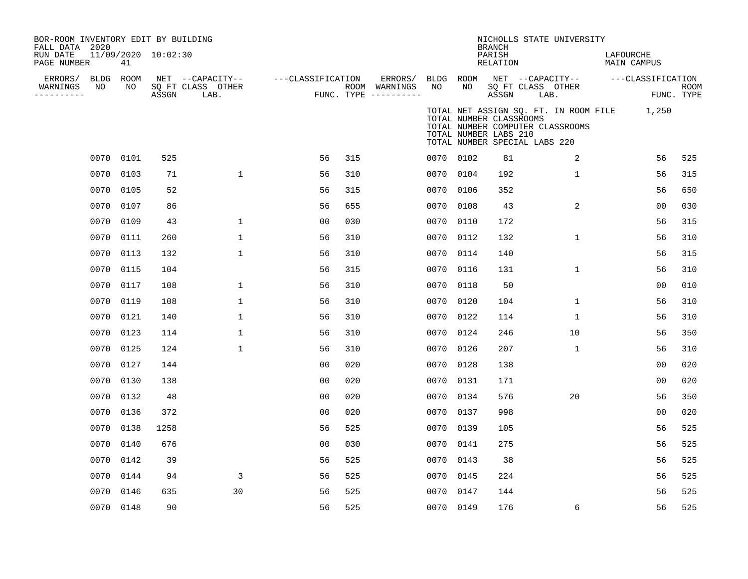BOR-ROOM INVENTORY EDIT BY BUILDING
FALL DATA 2020
RUN DATE 11/09/2020 10:02:30
PAGE NUMBER 41

NICHOLLS STATE UNIVERSITY
BRANCH
PARISH LAFOURCHE
RELATION MAIN CAMPUS

TOTAL NET ASSIGN SQ. FT. IN ROOM FILE 1,250
TOTAL NUMBER CLASSROOMS
TOTAL NUMBER COMPUTER CLASSROOMS
TOTAL NUMBER LABS 210
TOTAL NUMBER SPECIAL LABS 220

| ERRORS/ WARNINGS | BLDG NO | ROOM NO | NET SQ FT ASSGN | CAPACITY CLASS LAB. | CAPACITY OTHER | CLASSIFICATION FUNC. | ROOM TYPE | ERRORS/ WARNINGS | BLDG NO | ROOM NO | NET SQ FT ASSGN | CAPACITY CLASS LAB. | CAPACITY OTHER | CLASSIFICATION FUNC. | ROOM TYPE |
|---|---|---|---|---|---|---|---|---|---|---|---|---|---|---|---|
| | 0070 | 0101 | 525 | | | 56 | 315 | | 0070 | 0102 | 81 | | 2 | 56 | 525 |
| | 0070 | 0103 | 71 | | 1 | 56 | 310 | | 0070 | 0104 | 192 | | 1 | 56 | 315 |
| | 0070 | 0105 | 52 | | | 56 | 315 | | 0070 | 0106 | 352 | | | 56 | 650 |
| | 0070 | 0107 | 86 | | | 56 | 655 | | 0070 | 0108 | 43 | | 2 | 00 | 030 |
| | 0070 | 0109 | 43 | | 1 | 00 | 030 | | 0070 | 0110 | 172 | | | 56 | 315 |
| | 0070 | 0111 | 260 | | 1 | 56 | 310 | | 0070 | 0112 | 132 | | 1 | 56 | 310 |
| | 0070 | 0113 | 132 | | 1 | 56 | 310 | | 0070 | 0114 | 140 | | | 56 | 315 |
| | 0070 | 0115 | 104 | | | 56 | 315 | | 0070 | 0116 | 131 | | 1 | 56 | 310 |
| | 0070 | 0117 | 108 | | 1 | 56 | 310 | | 0070 | 0118 | 50 | | | 00 | 010 |
| | 0070 | 0119 | 108 | | 1 | 56 | 310 | | 0070 | 0120 | 104 | | 1 | 56 | 310 |
| | 0070 | 0121 | 140 | | 1 | 56 | 310 | | 0070 | 0122 | 114 | | 1 | 56 | 310 |
| | 0070 | 0123 | 114 | | 1 | 56 | 310 | | 0070 | 0124 | 246 | | 10 | 56 | 350 |
| | 0070 | 0125 | 124 | | 1 | 56 | 310 | | 0070 | 0126 | 207 | | 1 | 56 | 310 |
| | 0070 | 0127 | 144 | | | 00 | 020 | | 0070 | 0128 | 138 | | | 00 | 020 |
| | 0070 | 0130 | 138 | | | 00 | 020 | | 0070 | 0131 | 171 | | | 00 | 020 |
| | 0070 | 0132 | 48 | | | 00 | 020 | | 0070 | 0134 | 576 | | 20 | 56 | 350 |
| | 0070 | 0136 | 372 | | | 00 | 020 | | 0070 | 0137 | 998 | | | 00 | 020 |
| | 0070 | 0138 | 1258 | | | 56 | 525 | | 0070 | 0139 | 105 | | | 56 | 525 |
| | 0070 | 0140 | 676 | | | 00 | 030 | | 0070 | 0141 | 275 | | | 56 | 525 |
| | 0070 | 0142 | 39 | | | 56 | 525 | | 0070 | 0143 | 38 | | | 56 | 525 |
| | 0070 | 0144 | 94 | | 3 | 56 | 525 | | 0070 | 0145 | 224 | | | 56 | 525 |
| | 0070 | 0146 | 635 | | 30 | 56 | 525 | | 0070 | 0147 | 144 | | | 56 | 525 |
| | 0070 | 0148 | 90 | | | 56 | 525 | | 0070 | 0149 | 176 | | 6 | 56 | 525 |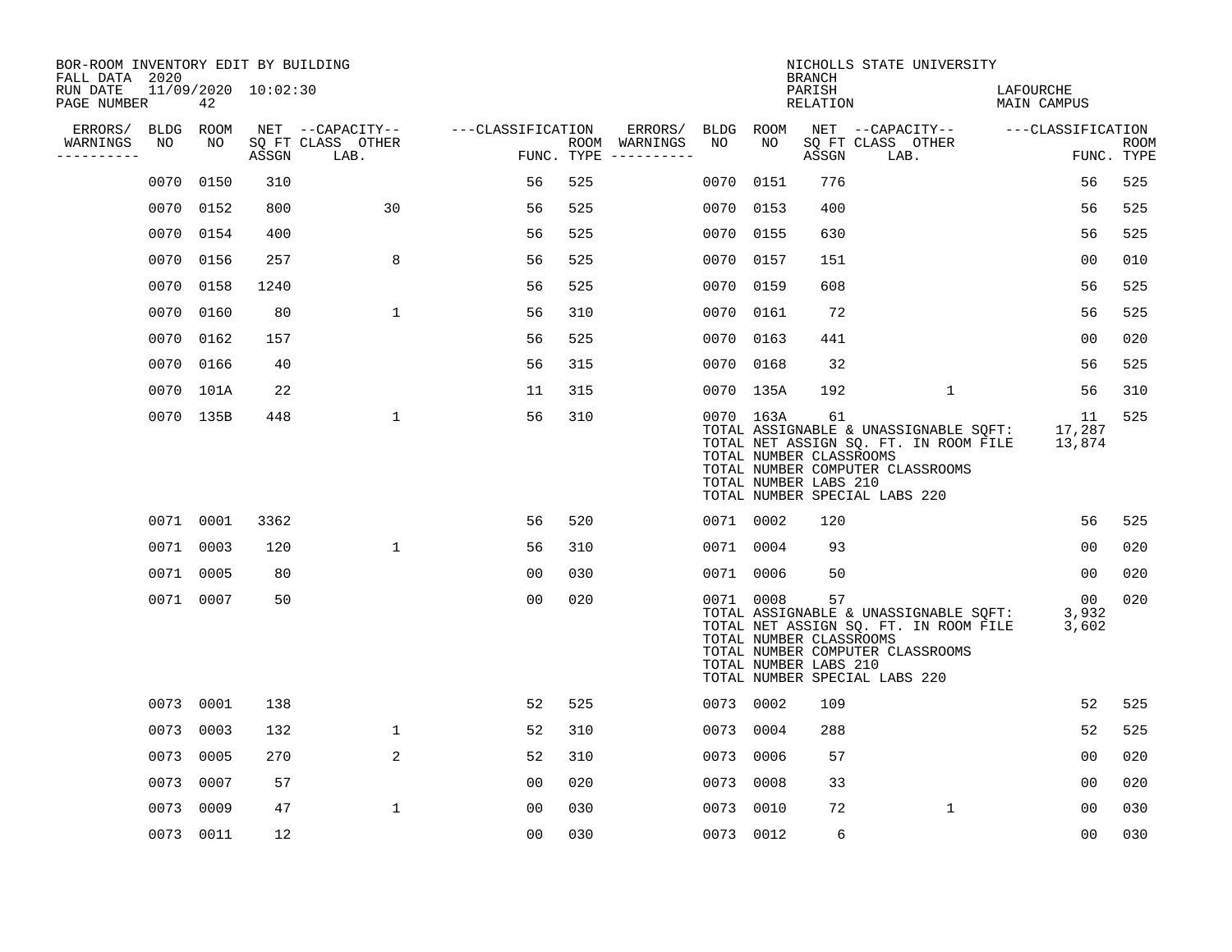BOR-ROOM INVENTORY EDIT BY BUILDING
FALL DATA 2020
RUN DATE 11/09/2020 10:02:30
PAGE NUMBER 42

NICHOLLS STATE UNIVERSITY
BRANCH
PARISH LAFOURCHE
RELATION MAIN CAMPUS

| ERRORS/ WARNINGS | BLDG NO | ROOM NO | NET SQ FT ASSGN | CAPACITY CLASS LAB. | CAPACITY OTHER | CLASSIFICATION FUNC. | ROOM TYPE | ERRORS/ WARNINGS | BLDG NO | ROOM NO | NET SQ FT ASSGN | CAPACITY CLASS LAB. | CAPACITY OTHER | CLASSIFICATION FUNC. | ROOM TYPE |
|---|---|---|---|---|---|---|---|---|---|---|---|---|---|---|---|
| | 0070 | 0150 | 310 | | | 56 | 525 | | 0070 | 0151 | 776 | | | 56 | 525 |
| | 0070 | 0152 | 800 | | 30 | 56 | 525 | | 0070 | 0153 | 400 | | | 56 | 525 |
| | 0070 | 0154 | 400 | | | 56 | 525 | | 0070 | 0155 | 630 | | | 56 | 525 |
| | 0070 | 0156 | 257 | | 8 | 56 | 525 | | 0070 | 0157 | 151 | | | 00 | 010 |
| | 0070 | 0158 | 1240 | | | 56 | 525 | | 0070 | 0159 | 608 | | | 56 | 525 |
| | 0070 | 0160 | 80 | | 1 | 56 | 310 | | 0070 | 0161 | 72 | | | 56 | 525 |
| | 0070 | 0162 | 157 | | | 56 | 525 | | 0070 | 0163 | 441 | | | 00 | 020 |
| | 0070 | 0166 | 40 | | | 56 | 315 | | 0070 | 0168 | 32 | | | 56 | 525 |
| | 0070 | 101A | 22 | | | 11 | 315 | | 0070 | 135A | 192 | | 1 | 56 | 310 |
| | 0070 | 135B | 448 | | 1 | 56 | 310 | | 0070 | 163A | 61 | | | 11 | 525 |

TOTAL ASSIGNABLE & UNASSIGNABLE SQFT: 17,287
TOTAL NET ASSIGN SQ. FT. IN ROOM FILE 13,874
TOTAL NUMBER CLASSROOMS
TOTAL NUMBER COMPUTER CLASSROOMS
TOTAL NUMBER LABS 210
TOTAL NUMBER SPECIAL LABS 220

| ERRORS/ WARNINGS | BLDG NO | ROOM NO | NET SQ FT ASSGN | CAPACITY CLASS LAB. | CAPACITY OTHER | CLASSIFICATION FUNC. | ROOM TYPE | ERRORS/ WARNINGS | BLDG NO | ROOM NO | NET SQ FT ASSGN | CAPACITY CLASS LAB. | CAPACITY OTHER | CLASSIFICATION FUNC. | ROOM TYPE |
|---|---|---|---|---|---|---|---|---|---|---|---|---|---|---|---|
| | 0071 | 0001 | 3362 | | | 56 | 520 | | 0071 | 0002 | 120 | | | 56 | 525 |
| | 0071 | 0003 | 120 | | 1 | 56 | 310 | | 0071 | 0004 | 93 | | | 00 | 020 |
| | 0071 | 0005 | 80 | | | 00 | 030 | | 0071 | 0006 | 50 | | | 00 | 020 |
| | 0071 | 0007 | 50 | | | 00 | 020 | | 0071 | 0008 | 57 | | | 00 | 020 |

TOTAL ASSIGNABLE & UNASSIGNABLE SQFT: 3,932
TOTAL NET ASSIGN SQ. FT. IN ROOM FILE 3,602
TOTAL NUMBER CLASSROOMS
TOTAL NUMBER COMPUTER CLASSROOMS
TOTAL NUMBER LABS 210
TOTAL NUMBER SPECIAL LABS 220

| ERRORS/ WARNINGS | BLDG NO | ROOM NO | NET SQ FT ASSGN | CAPACITY CLASS LAB. | CAPACITY OTHER | CLASSIFICATION FUNC. | ROOM TYPE | ERRORS/ WARNINGS | BLDG NO | ROOM NO | NET SQ FT ASSGN | CAPACITY CLASS LAB. | CAPACITY OTHER | CLASSIFICATION FUNC. | ROOM TYPE |
|---|---|---|---|---|---|---|---|---|---|---|---|---|---|---|---|
| | 0073 | 0001 | 138 | | | 52 | 525 | | 0073 | 0002 | 109 | | | 52 | 525 |
| | 0073 | 0003 | 132 | | 1 | 52 | 310 | | 0073 | 0004 | 288 | | | 52 | 525 |
| | 0073 | 0005 | 270 | | 2 | 52 | 310 | | 0073 | 0006 | 57 | | | 00 | 020 |
| | 0073 | 0007 | 57 | | | 00 | 020 | | 0073 | 0008 | 33 | | | 00 | 020 |
| | 0073 | 0009 | 47 | | 1 | 00 | 030 | | 0073 | 0010 | 72 | | 1 | 00 | 030 |
| | 0073 | 0011 | 12 | | | 00 | 030 | | 0073 | 0012 | 6 | | | 00 | 030 |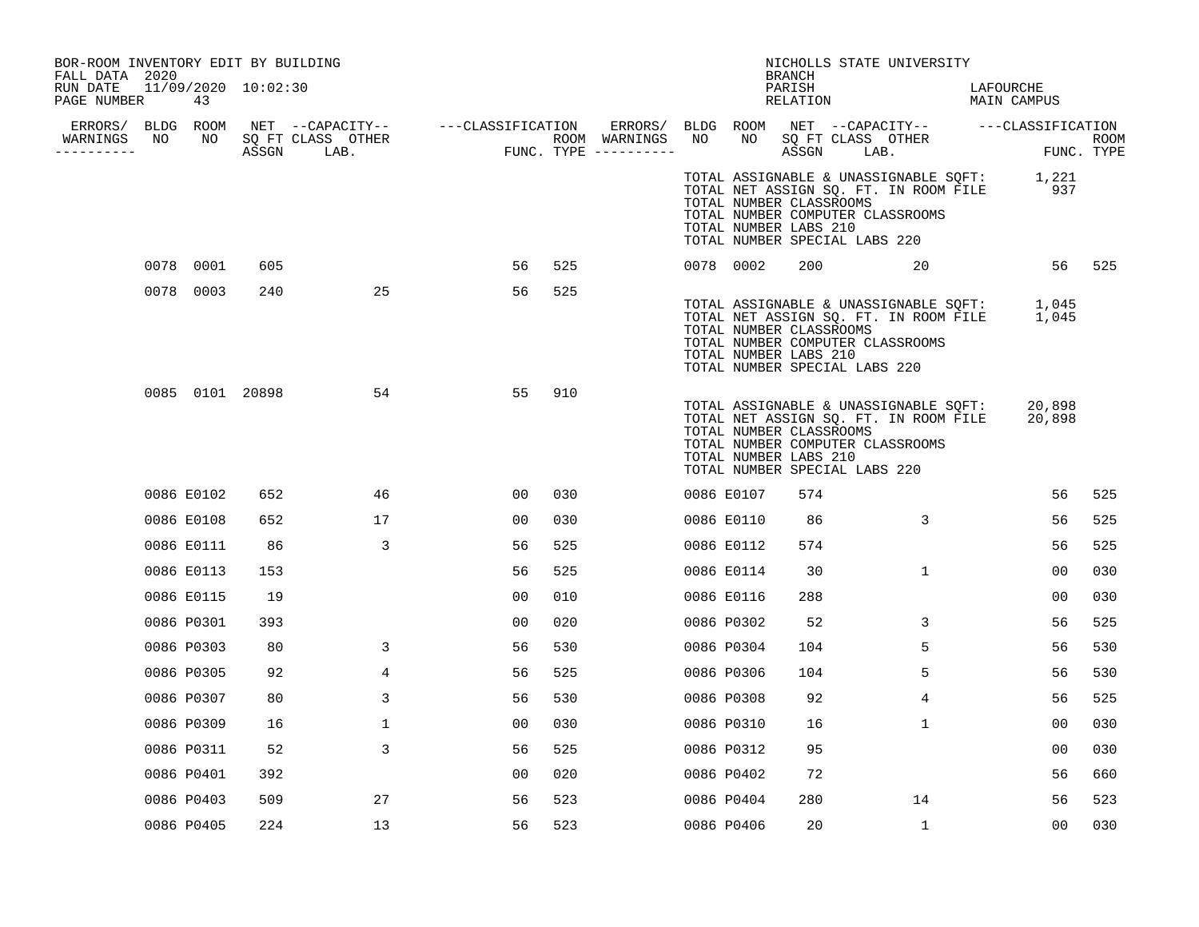BOR-ROOM INVENTORY EDIT BY BUILDING
FALL DATA 2020
RUN DATE 11/09/2020 10:02:30
PAGE NUMBER 43

NICHOLLS STATE UNIVERSITY
BRANCH
PARISH LAFOURCHE
RELATION MAIN CAMPUS

TOTAL ASSIGNABLE & UNASSIGNABLE SQFT: 1,221
TOTAL NET ASSIGN SQ. FT. IN ROOM FILE 937
TOTAL NUMBER CLASSROOMS
TOTAL NUMBER COMPUTER CLASSROOMS
TOTAL NUMBER LABS 210
TOTAL NUMBER SPECIAL LABS 220

| ERRORS/ WARNINGS | BLDG NO | ROOM NO | NET SQ FT ASSGN | CAPACITY CLASS LAB. | CAPACITY OTHER | CLASSIFICATION FUNC. | ROOM TYPE | ERRORS/ WARNINGS | BLDG NO | ROOM NO | NET SQ FT ASSGN | CAPACITY CLASS LAB. | CAPACITY OTHER | CLASSIFICATION FUNC. | ROOM TYPE |
|---|---|---|---|---|---|---|---|---|---|---|---|---|---|---|---|
| | 0078 | 0001 | 605 | | | 56 | 525 | | 0078 | 0002 | 200 | | 20 | 56 | 525 |
| | 0078 | 0003 | 240 | | 25 | 56 | 525 | | | | | | | | |

TOTAL ASSIGNABLE & UNASSIGNABLE SQFT: 1,045
TOTAL NET ASSIGN SQ. FT. IN ROOM FILE 1,045
TOTAL NUMBER CLASSROOMS
TOTAL NUMBER COMPUTER CLASSROOMS
TOTAL NUMBER LABS 210
TOTAL NUMBER SPECIAL LABS 220

| ERRORS/ WARNINGS | BLDG NO | ROOM NO | NET SQ FT ASSGN | CAPACITY CLASS LAB. | CAPACITY OTHER | CLASSIFICATION FUNC. | ROOM TYPE | ERRORS/ WARNINGS | BLDG NO | ROOM NO | NET SQ FT ASSGN | CAPACITY CLASS LAB. | CAPACITY OTHER | CLASSIFICATION FUNC. | ROOM TYPE |
|---|---|---|---|---|---|---|---|---|---|---|---|---|---|---|---|
| | 0085 | 0101 | 20898 | | 54 | 55 | 910 | | | | | | | | |

TOTAL ASSIGNABLE & UNASSIGNABLE SQFT: 20,898
TOTAL NET ASSIGN SQ. FT. IN ROOM FILE 20,898
TOTAL NUMBER CLASSROOMS
TOTAL NUMBER COMPUTER CLASSROOMS
TOTAL NUMBER LABS 210
TOTAL NUMBER SPECIAL LABS 220

| ERRORS/ WARNINGS | BLDG NO | ROOM NO | NET SQ FT ASSGN | CAPACITY CLASS LAB. | CAPACITY OTHER | CLASSIFICATION FUNC. | ROOM TYPE | ERRORS/ WARNINGS | BLDG NO | ROOM NO | NET SQ FT ASSGN | CAPACITY CLASS LAB. | CAPACITY OTHER | CLASSIFICATION FUNC. | ROOM TYPE |
|---|---|---|---|---|---|---|---|---|---|---|---|---|---|---|---|
| | 0086 | E0102 | 652 | | 46 | 00 | 030 | | 0086 | E0107 | 574 | | | 56 | 525 |
| | 0086 | E0108 | 652 | | 17 | 00 | 030 | | 0086 | E0110 | 86 | | 3 | 56 | 525 |
| | 0086 | E0111 | 86 | | 3 | 56 | 525 | | 0086 | E0112 | 574 | | | 56 | 525 |
| | 0086 | E0113 | 153 | | | 56 | 525 | | 0086 | E0114 | 30 | | 1 | 00 | 030 |
| | 0086 | E0115 | 19 | | | 00 | 010 | | 0086 | E0116 | 288 | | | 00 | 030 |
| | 0086 | P0301 | 393 | | | 00 | 020 | | 0086 | P0302 | 52 | | 3 | 56 | 525 |
| | 0086 | P0303 | 80 | | 3 | 56 | 530 | | 0086 | P0304 | 104 | | 5 | 56 | 530 |
| | 0086 | P0305 | 92 | | 4 | 56 | 525 | | 0086 | P0306 | 104 | | 5 | 56 | 530 |
| | 0086 | P0307 | 80 | | 3 | 56 | 530 | | 0086 | P0308 | 92 | | 4 | 56 | 525 |
| | 0086 | P0309 | 16 | | 1 | 00 | 030 | | 0086 | P0310 | 16 | | 1 | 00 | 030 |
| | 0086 | P0311 | 52 | | 3 | 56 | 525 | | 0086 | P0312 | 95 | | | 00 | 030 |
| | 0086 | P0401 | 392 | | | 00 | 020 | | 0086 | P0402 | 72 | | | 56 | 660 |
| | 0086 | P0403 | 509 | | 27 | 56 | 523 | | 0086 | P0404 | 280 | | 14 | 56 | 523 |
| | 0086 | P0405 | 224 | | 13 | 56 | 523 | | 0086 | P0406 | 20 | | 1 | 00 | 030 |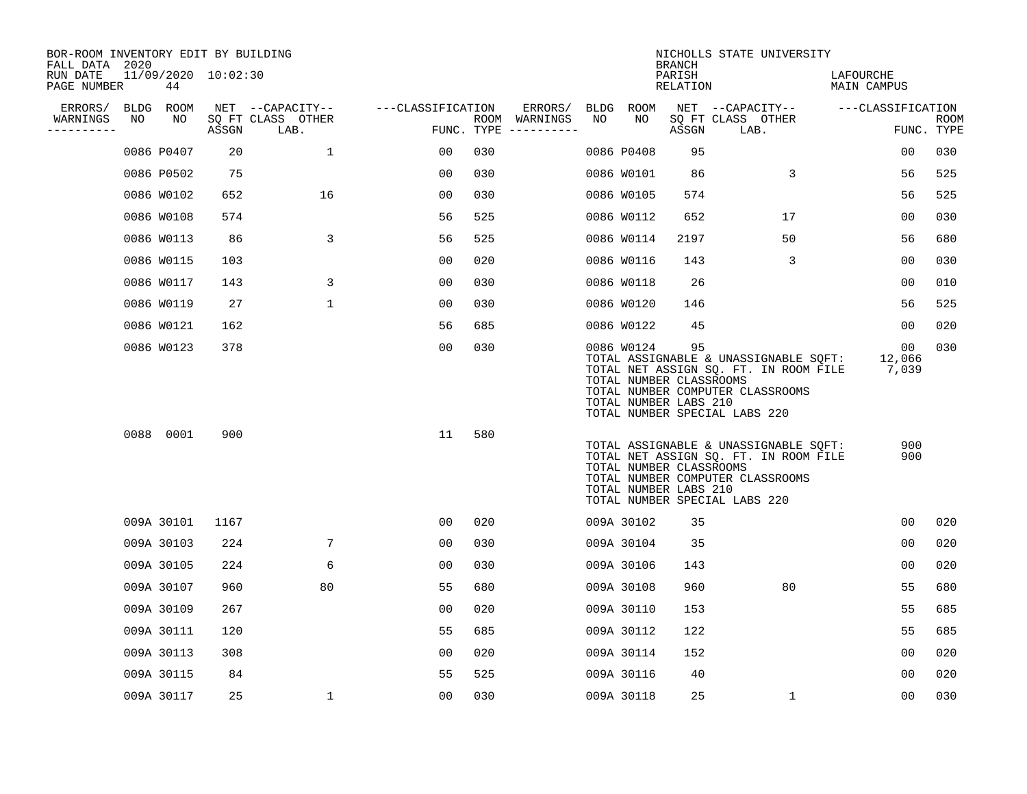BOR-ROOM INVENTORY EDIT BY BUILDING
FALL DATA 2020
RUN DATE 11/09/2020 10:02:30
PAGE NUMBER 44

NICHOLLS STATE UNIVERSITY
BRANCH
PARISH LAFOURCHE
RELATION MAIN CAMPUS

| ERRORS/ WARNINGS | BLDG NO | ROOM NO | NET SQ FT ASSGN | CAPACITY CLASS LAB. | CAPACITY OTHER | CLASSIFICATION FUNC. | ROOM TYPE | ERRORS/ WARNINGS | BLDG NO | ROOM NO | NET SQ FT ASSGN | CAPACITY CLASS LAB. | CAPACITY OTHER | CLASSIFICATION FUNC. | ROOM TYPE |
|---|---|---|---|---|---|---|---|---|---|---|---|---|---|---|---|
| | 0086 | P0407 | 20 | 1 | | 00 | 030 | | 0086 | P0408 | 95 | | | 00 | 030 |
| | 0086 | P0502 | 75 | | | 00 | 030 | | 0086 | W0101 | 86 | 3 | | 56 | 525 |
| | 0086 | W0102 | 652 | 16 | | 00 | 030 | | 0086 | W0105 | 574 | | | 56 | 525 |
| | 0086 | W0108 | 574 | | | 56 | 525 | | 0086 | W0112 | 652 | 17 | | 00 | 030 |
| | 0086 | W0113 | 86 | 3 | | 56 | 525 | | 0086 | W0114 | 2197 | 50 | | 56 | 680 |
| | 0086 | W0115 | 103 | | | 00 | 020 | | 0086 | W0116 | 143 | 3 | | 00 | 030 |
| | 0086 | W0117 | 143 | 3 | | 00 | 030 | | 0086 | W0118 | 26 | | | 00 | 010 |
| | 0086 | W0119 | 27 | 1 | | 00 | 030 | | 0086 | W0120 | 146 | | | 56 | 525 |
| | 0086 | W0121 | 162 | | | 56 | 685 | | 0086 | W0122 | 45 | | | 00 | 020 |
| | 0086 | W0123 | 378 | | | 00 | 030 | | 0086 | W0124 | 95 | | | 00 | 030 |

TOTAL ASSIGNABLE & UNASSIGNABLE SQFT: 12,066
TOTAL NET ASSIGN SQ. FT. IN ROOM FILE 7,039
TOTAL NUMBER CLASSROOMS
TOTAL NUMBER COMPUTER CLASSROOMS
TOTAL NUMBER LABS 210
TOTAL NUMBER SPECIAL LABS 220

| ERRORS/ WARNINGS | BLDG NO | ROOM NO | NET SQ FT ASSGN | CAPACITY CLASS LAB. | CAPACITY OTHER | CLASSIFICATION FUNC. | ROOM TYPE |
|---|---|---|---|---|---|---|---|
| | 0088 | 0001 | 900 | | | 11 | 580 |

TOTAL ASSIGNABLE & UNASSIGNABLE SQFT: 900
TOTAL NET ASSIGN SQ. FT. IN ROOM FILE 900
TOTAL NUMBER CLASSROOMS
TOTAL NUMBER COMPUTER CLASSROOMS
TOTAL NUMBER LABS 210
TOTAL NUMBER SPECIAL LABS 220

| ERRORS/ WARNINGS | BLDG NO | ROOM NO | NET SQ FT ASSGN | CAPACITY CLASS LAB. | CAPACITY OTHER | CLASSIFICATION FUNC. | ROOM TYPE | ERRORS/ WARNINGS | BLDG NO | ROOM NO | NET SQ FT ASSGN | CAPACITY CLASS LAB. | CAPACITY OTHER | CLASSIFICATION FUNC. | ROOM TYPE |
|---|---|---|---|---|---|---|---|---|---|---|---|---|---|---|---|
| | 009A | 30101 | 1167 | | | 00 | 020 | | 009A | 30102 | 35 | | | 00 | 020 |
| | 009A | 30103 | 224 | 7 | | 00 | 030 | | 009A | 30104 | 35 | | | 00 | 020 |
| | 009A | 30105 | 224 | 6 | | 00 | 030 | | 009A | 30106 | 143 | | | 00 | 020 |
| | 009A | 30107 | 960 | 80 | | 55 | 680 | | 009A | 30108 | 960 | 80 | | 55 | 680 |
| | 009A | 30109 | 267 | | | 00 | 020 | | 009A | 30110 | 153 | | | 55 | 685 |
| | 009A | 30111 | 120 | | | 55 | 685 | | 009A | 30112 | 122 | | | 55 | 685 |
| | 009A | 30113 | 308 | | | 00 | 020 | | 009A | 30114 | 152 | | | 00 | 020 |
| | 009A | 30115 | 84 | | | 55 | 525 | | 009A | 30116 | 40 | | | 00 | 020 |
| | 009A | 30117 | 25 | 1 | | 00 | 030 | | 009A | 30118 | 25 | 1 | | 00 | 030 |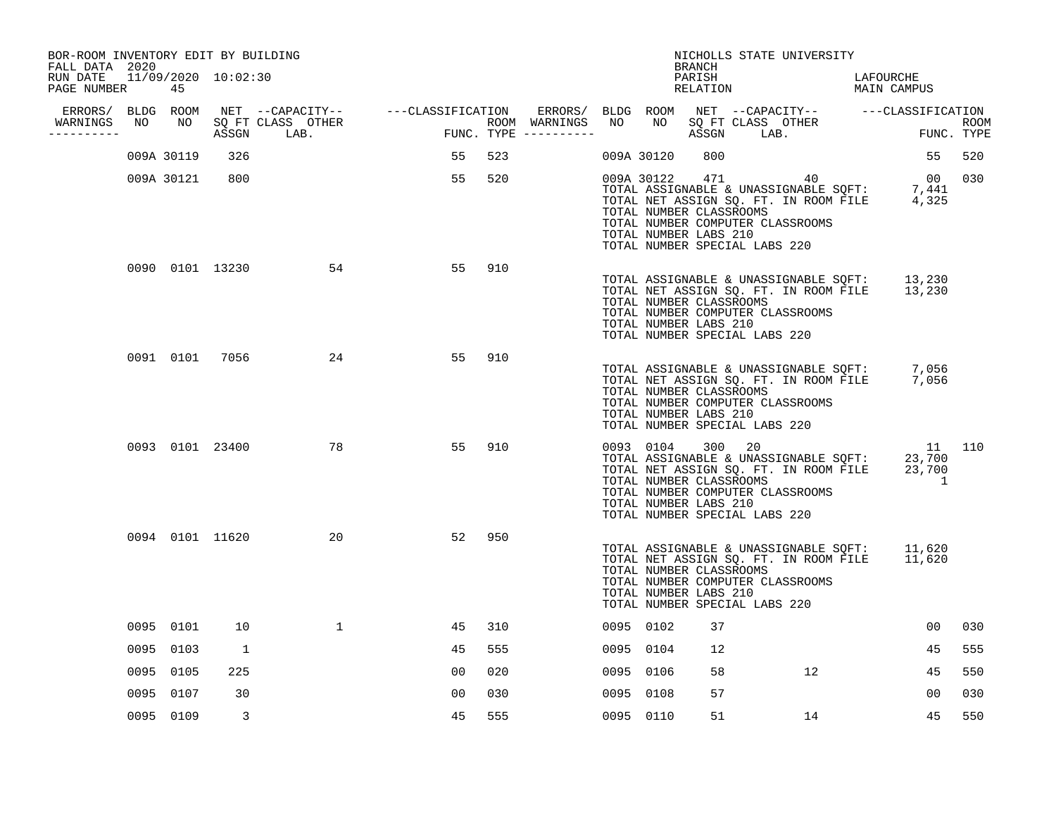BOR-ROOM INVENTORY EDIT BY BUILDING
FALL DATA 2020
RUN DATE 11/09/2020 10:02:30

NICHOLLS STATE UNIVERSITY
BRANCH
PARISH LAFOURCHE
RELATION MAIN CAMPUS

| ERRORS/ WARNINGS | BLDG NO | ROOM NO | NET SQ FT ASSGN | CAPACITY CLASS LAB. | CAPACITY OTHER | CLASSIFICATION FUNC. | ROOM TYPE | ERRORS/ WARNINGS | BLDG NO | ROOM NO | NET SQ FT ASSGN | CAPACITY CLASS LAB. | CAPACITY OTHER | CLASSIFICATION FUNC. | ROOM TYPE |
|---|---|---|---|---|---|---|---|---|---|---|---|---|---|---|---|
| | 009A | 30119 | 326 | | | 55 | 523 | | 009A | 30120 | 800 | | | 55 | 520 |
| | 009A | 30121 | 800 | | | 55 | 520 | | 009A | 30122 | 471 | | 40 | 00 | 030 |

TOTAL ASSIGNABLE & UNASSIGNABLE SQFT: 7,441
TOTAL NET ASSIGN SQ. FT. IN ROOM FILE 4,325
TOTAL NUMBER CLASSROOMS
TOTAL NUMBER COMPUTER CLASSROOMS
TOTAL NUMBER LABS 210
TOTAL NUMBER SPECIAL LABS 220

| ERRORS/ WARNINGS | BLDG NO | ROOM NO | NET SQ FT ASSGN | CAPACITY CLASS LAB. | CAPACITY OTHER | CLASSIFICATION FUNC. | ROOM TYPE |
|---|---|---|---|---|---|---|---|
| | 0090 | 0101 | 13230 | | 54 | 55 | 910 |

TOTAL ASSIGNABLE & UNASSIGNABLE SQFT: 13,230
TOTAL NET ASSIGN SQ. FT. IN ROOM FILE 13,230
TOTAL NUMBER CLASSROOMS
TOTAL NUMBER COMPUTER CLASSROOMS
TOTAL NUMBER LABS 210
TOTAL NUMBER SPECIAL LABS 220

| ERRORS/ WARNINGS | BLDG NO | ROOM NO | NET SQ FT ASSGN | CAPACITY CLASS LAB. | CAPACITY OTHER | CLASSIFICATION FUNC. | ROOM TYPE |
|---|---|---|---|---|---|---|---|
| | 0091 | 0101 | 7056 | | 24 | 55 | 910 |

TOTAL ASSIGNABLE & UNASSIGNABLE SQFT: 7,056
TOTAL NET ASSIGN SQ. FT. IN ROOM FILE 7,056
TOTAL NUMBER CLASSROOMS
TOTAL NUMBER COMPUTER CLASSROOMS
TOTAL NUMBER LABS 210
TOTAL NUMBER SPECIAL LABS 220

| ERRORS/ WARNINGS | BLDG NO | ROOM NO | NET SQ FT ASSGN | CAPACITY CLASS LAB. | CAPACITY OTHER | CLASSIFICATION FUNC. | ROOM TYPE | ERRORS/ WARNINGS | BLDG NO | ROOM NO | NET SQ FT ASSGN | CAPACITY CLASS LAB. | CAPACITY OTHER | CLASSIFICATION FUNC. | ROOM TYPE |
|---|---|---|---|---|---|---|---|---|---|---|---|---|---|---|---|
| | 0093 | 0101 | 23400 | | 78 | 55 | 910 | | 0093 | 0104 | 300 | 20 | | 11 | 110 |

TOTAL ASSIGNABLE & UNASSIGNABLE SQFT: 23,700
TOTAL NET ASSIGN SQ. FT. IN ROOM FILE 23,700
TOTAL NUMBER CLASSROOMS 1
TOTAL NUMBER COMPUTER CLASSROOMS
TOTAL NUMBER LABS 210
TOTAL NUMBER SPECIAL LABS 220

| ERRORS/ WARNINGS | BLDG NO | ROOM NO | NET SQ FT ASSGN | CAPACITY CLASS LAB. | CAPACITY OTHER | CLASSIFICATION FUNC. | ROOM TYPE |
|---|---|---|---|---|---|---|---|
| | 0094 | 0101 | 11620 | | 20 | 52 | 950 |

TOTAL ASSIGNABLE & UNASSIGNABLE SQFT: 11,620
TOTAL NET ASSIGN SQ. FT. IN ROOM FILE 11,620
TOTAL NUMBER CLASSROOMS
TOTAL NUMBER COMPUTER CLASSROOMS
TOTAL NUMBER LABS 210
TOTAL NUMBER SPECIAL LABS 220

| ERRORS/ WARNINGS | BLDG NO | ROOM NO | NET SQ FT ASSGN | CAPACITY CLASS LAB. | CAPACITY OTHER | CLASSIFICATION FUNC. | ROOM TYPE | ERRORS/ WARNINGS | BLDG NO | ROOM NO | NET SQ FT ASSGN | CAPACITY CLASS LAB. | CAPACITY OTHER | CLASSIFICATION FUNC. | ROOM TYPE |
|---|---|---|---|---|---|---|---|---|---|---|---|---|---|---|---|
| | 0095 | 0101 | 10 | | 1 | 45 | 310 | | 0095 | 0102 | 37 | | | 00 | 030 |
| | 0095 | 0103 | 1 | | | 45 | 555 | | 0095 | 0104 | 12 | | | 45 | 555 |
| | 0095 | 0105 | 225 | | | 00 | 020 | | 0095 | 0106 | 58 | | 12 | 45 | 550 |
| | 0095 | 0107 | 30 | | | 00 | 030 | | 0095 | 0108 | 57 | | | 00 | 030 |
| | 0095 | 0109 | 3 | | | 45 | 555 | | 0095 | 0110 | 51 | | 14 | 45 | 550 |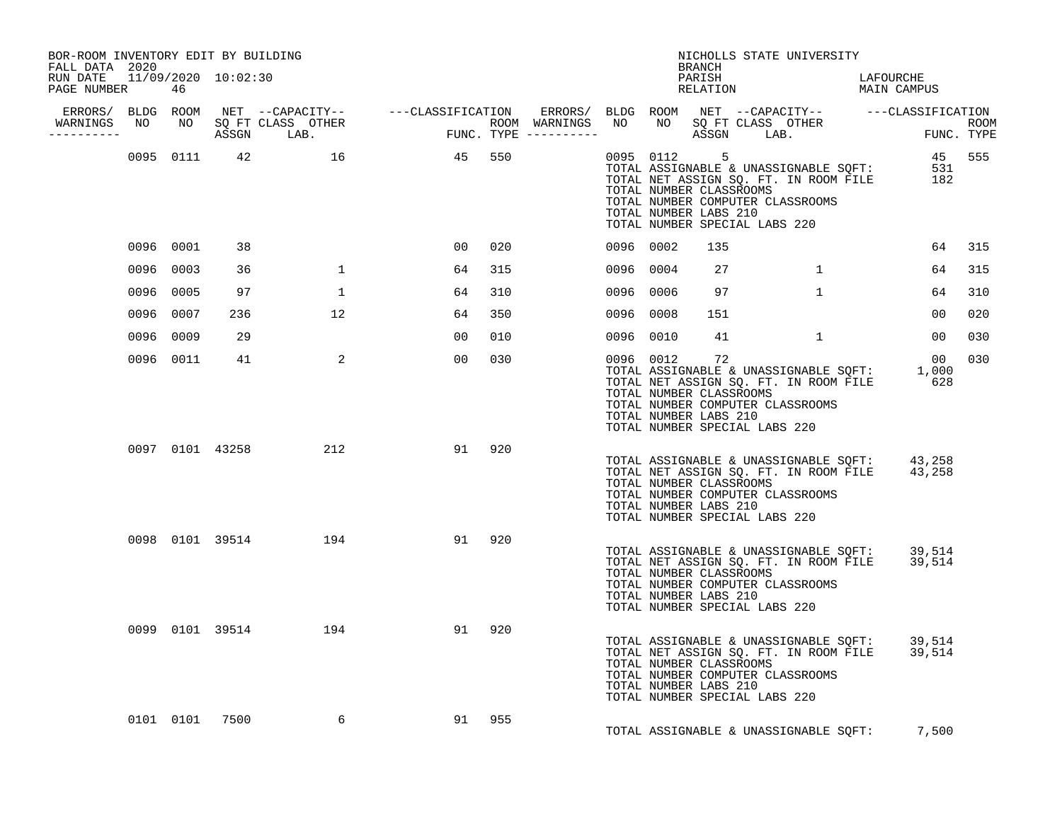BOR-ROOM INVENTORY EDIT BY BUILDING
FALL DATA 2020
RUN DATE 11/09/2020 10:02:30
PAGE NUMBER 46

NICHOLLS STATE UNIVERSITY
BRANCH
PARISH LAFOURCHE
RELATION MAIN CAMPUS

| ERRORS/ WARNINGS | BLDG NO | ROOM NO | NET SQ FT ASSGN | CAPACITY CLASS LAB. | CAPACITY OTHER | CLASSIFICATION FUNC. | ROOM TYPE | ERRORS/ WARNINGS | BLDG NO | ROOM NO | NET SQ FT ASSGN | CAPACITY CLASS LAB. | CAPACITY OTHER | CLASSIFICATION FUNC. | ROOM TYPE |
|---|---|---|---|---|---|---|---|---|---|---|---|---|---|---|---|
| | 0095 | 0111 | 42 | | 16 | 45 | 550 | | 0095 | 0112 | 5 | | | 45 | 555 |

TOTAL ASSIGNABLE & UNASSIGNABLE SQFT: 531
TOTAL NET ASSIGN SQ. FT. IN ROOM FILE 182
TOTAL NUMBER CLASSROOMS
TOTAL NUMBER COMPUTER CLASSROOMS
TOTAL NUMBER LABS 210
TOTAL NUMBER SPECIAL LABS 220

| ERRORS/ WARNINGS | BLDG NO | ROOM NO | NET SQ FT ASSGN | CAPACITY CLASS LAB. | CAPACITY OTHER | CLASSIFICATION FUNC. | ROOM TYPE | ERRORS/ WARNINGS | BLDG NO | ROOM NO | NET SQ FT ASSGN | CAPACITY CLASS LAB. | CAPACITY OTHER | CLASSIFICATION FUNC. | ROOM TYPE |
|---|---|---|---|---|---|---|---|---|---|---|---|---|---|---|---|
| | 0096 | 0001 | 38 | | | 00 | 020 | | 0096 | 0002 | 135 | | | 64 | 315 |
| | 0096 | 0003 | 36 | | 1 | 64 | 315 | | 0096 | 0004 | 27 | | 1 | 64 | 315 |
| | 0096 | 0005 | 97 | | 1 | 64 | 310 | | 0096 | 0006 | 97 | | 1 | 64 | 310 |
| | 0096 | 0007 | 236 | | 12 | 64 | 350 | | 0096 | 0008 | 151 | | | 00 | 020 |
| | 0096 | 0009 | 29 | | | 00 | 010 | | 0096 | 0010 | 41 | | 1 | 00 | 030 |
| | 0096 | 0011 | 41 | | 2 | 00 | 030 | | 0096 | 0012 | 72 | | | 00 | 030 |

TOTAL ASSIGNABLE & UNASSIGNABLE SQFT: 1,000
TOTAL NET ASSIGN SQ. FT. IN ROOM FILE 628
TOTAL NUMBER CLASSROOMS
TOTAL NUMBER COMPUTER CLASSROOMS
TOTAL NUMBER LABS 210
TOTAL NUMBER SPECIAL LABS 220

| ERRORS/ WARNINGS | BLDG NO | ROOM NO | NET SQ FT ASSGN | CAPACITY CLASS LAB. | CAPACITY OTHER | CLASSIFICATION FUNC. | ROOM TYPE |
|---|---|---|---|---|---|---|---|
| | 0097 | 0101 | 43258 | | 212 | 91 | 920 |

TOTAL ASSIGNABLE & UNASSIGNABLE SQFT: 43,258
TOTAL NET ASSIGN SQ. FT. IN ROOM FILE 43,258
TOTAL NUMBER CLASSROOMS
TOTAL NUMBER COMPUTER CLASSROOMS
TOTAL NUMBER LABS 210
TOTAL NUMBER SPECIAL LABS 220

| ERRORS/ WARNINGS | BLDG NO | ROOM NO | NET SQ FT ASSGN | CAPACITY CLASS LAB. | CAPACITY OTHER | CLASSIFICATION FUNC. | ROOM TYPE |
|---|---|---|---|---|---|---|---|
| | 0098 | 0101 | 39514 | | 194 | 91 | 920 |

TOTAL ASSIGNABLE & UNASSIGNABLE SQFT: 39,514
TOTAL NET ASSIGN SQ. FT. IN ROOM FILE 39,514
TOTAL NUMBER CLASSROOMS
TOTAL NUMBER COMPUTER CLASSROOMS
TOTAL NUMBER LABS 210
TOTAL NUMBER SPECIAL LABS 220

| ERRORS/ WARNINGS | BLDG NO | ROOM NO | NET SQ FT ASSGN | CAPACITY CLASS LAB. | CAPACITY OTHER | CLASSIFICATION FUNC. | ROOM TYPE |
|---|---|---|---|---|---|---|---|
| | 0099 | 0101 | 39514 | | 194 | 91 | 920 |

TOTAL ASSIGNABLE & UNASSIGNABLE SQFT: 39,514
TOTAL NET ASSIGN SQ. FT. IN ROOM FILE 39,514
TOTAL NUMBER CLASSROOMS
TOTAL NUMBER COMPUTER CLASSROOMS
TOTAL NUMBER LABS 210
TOTAL NUMBER SPECIAL LABS 220

| ERRORS/ WARNINGS | BLDG NO | ROOM NO | NET SQ FT ASSGN | CAPACITY CLASS LAB. | CAPACITY OTHER | CLASSIFICATION FUNC. | ROOM TYPE |
|---|---|---|---|---|---|---|---|
| | 0101 | 0101 | 7500 | | 6 | 91 | 955 |

TOTAL ASSIGNABLE & UNASSIGNABLE SQFT: 7,500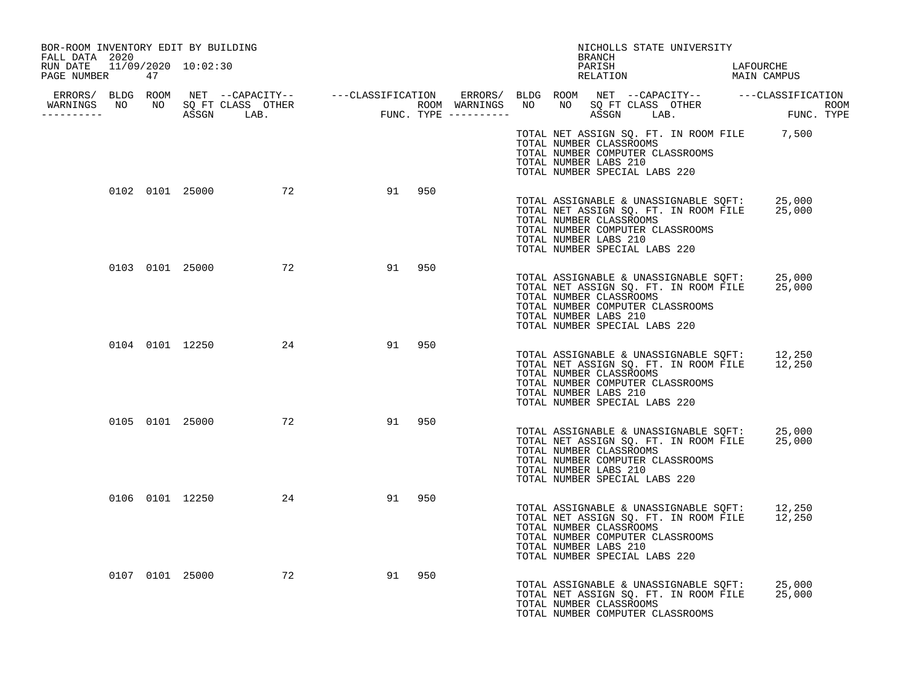BOR-ROOM INVENTORY EDIT BY BUILDING
FALL DATA 2020
RUN DATE 11/09/2020 10:02:30
PAGE NUMBER 47

NICHOLLS STATE UNIVERSITY
BRANCH
PARISH LAFOURCHE
RELATION MAIN CAMPUS

| ERRORS/ WARNINGS | BLDG NO | ROOM NO | NET SQ FT ASSGN | CAPACITY CLASS LAB. | CAPACITY OTHER | CLASSIFICATION FUNC. | ROOM TYPE |
|---|---|---|---|---|---|---|---|
| | 0102 | 0101 | 25000 | | 72 | 91 | 950 |
| | 0103 | 0101 | 25000 | | 72 | 91 | 950 |
| | 0104 | 0101 | 12250 | | 24 | 91 | 950 |
| | 0105 | 0101 | 25000 | | 72 | 91 | 950 |
| | 0106 | 0101 | 12250 | | 24 | 91 | 950 |
| | 0107 | 0101 | 25000 | | 72 | 91 | 950 |

TOTAL NET ASSIGN SQ. FT. IN ROOM FILE 7,500
TOTAL NUMBER CLASSROOMS
TOTAL NUMBER COMPUTER CLASSROOMS
TOTAL NUMBER LABS 210
TOTAL NUMBER SPECIAL LABS 220

(0102)
TOTAL ASSIGNABLE & UNASSIGNABLE SQFT: 25,000
TOTAL NET ASSIGN SQ. FT. IN ROOM FILE 25,000
TOTAL NUMBER CLASSROOMS
TOTAL NUMBER COMPUTER CLASSROOMS
TOTAL NUMBER LABS 210
TOTAL NUMBER SPECIAL LABS 220

(0103)
TOTAL ASSIGNABLE & UNASSIGNABLE SQFT: 25,000
TOTAL NET ASSIGN SQ. FT. IN ROOM FILE 25,000
TOTAL NUMBER CLASSROOMS
TOTAL NUMBER COMPUTER CLASSROOMS
TOTAL NUMBER LABS 210
TOTAL NUMBER SPECIAL LABS 220

(0104)
TOTAL ASSIGNABLE & UNASSIGNABLE SQFT: 12,250
TOTAL NET ASSIGN SQ. FT. IN ROOM FILE 12,250
TOTAL NUMBER CLASSROOMS
TOTAL NUMBER COMPUTER CLASSROOMS
TOTAL NUMBER LABS 210
TOTAL NUMBER SPECIAL LABS 220

(0105)
TOTAL ASSIGNABLE & UNASSIGNABLE SQFT: 25,000
TOTAL NET ASSIGN SQ. FT. IN ROOM FILE 25,000
TOTAL NUMBER CLASSROOMS
TOTAL NUMBER COMPUTER CLASSROOMS
TOTAL NUMBER LABS 210
TOTAL NUMBER SPECIAL LABS 220

(0106)
TOTAL ASSIGNABLE & UNASSIGNABLE SQFT: 12,250
TOTAL NET ASSIGN SQ. FT. IN ROOM FILE 12,250
TOTAL NUMBER CLASSROOMS
TOTAL NUMBER COMPUTER CLASSROOMS
TOTAL NUMBER LABS 210
TOTAL NUMBER SPECIAL LABS 220

(0107)
TOTAL ASSIGNABLE & UNASSIGNABLE SQFT: 25,000
TOTAL NET ASSIGN SQ. FT. IN ROOM FILE 25,000
TOTAL NUMBER CLASSROOMS
TOTAL NUMBER COMPUTER CLASSROOMS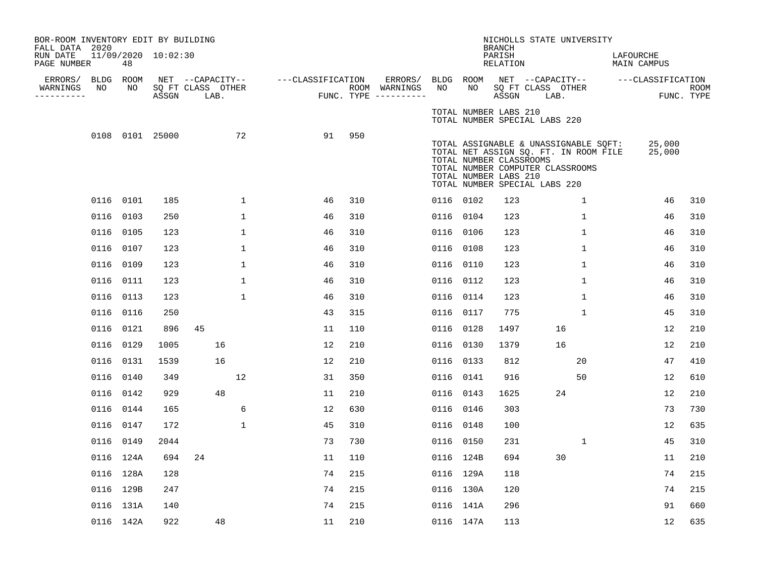BOR-ROOM INVENTORY EDIT BY BUILDING
FALL DATA 2020
RUN DATE 11/09/2020 10:02:30
PAGE NUMBER 48

NICHOLLS STATE UNIVERSITY
BRANCH
PARISH LAFOURCHE
RELATION MAIN CAMPUS

TOTAL NUMBER LABS 210
TOTAL NUMBER SPECIAL LABS 220

| ERRORS/ WARNINGS | BLDG NO | ROOM NO | NET SQ FT ASSGN | CAPACITY CLASS | CAPACITY LAB. | CAPACITY OTHER | CLASSIFICATION FUNC. | ROOM TYPE | ERRORS/ WARNINGS | BLDG NO | ROOM NO | NET SQ FT ASSGN | CAPACITY CLASS | CAPACITY LAB. | CAPACITY OTHER | CLASSIFICATION FUNC. | ROOM TYPE |
|---|---|---|---|---|---|---|---|---|---|---|---|---|---|---|---|---|---|
| | 0108 | 0101 | 25000 | | | 72 | 91 | 950 | | | | | | | | | |

TOTAL ASSIGNABLE & UNASSIGNABLE SQFT: 25,000
TOTAL NET ASSIGN SQ. FT. IN ROOM FILE 25,000
TOTAL NUMBER CLASSROOMS
TOTAL NUMBER COMPUTER CLASSROOMS
TOTAL NUMBER LABS 210
TOTAL NUMBER SPECIAL LABS 220

| ERRORS/ WARNINGS | BLDG NO | ROOM NO | NET SQ FT ASSGN | CAPACITY CLASS | CAPACITY LAB. | CAPACITY OTHER | CLASSIFICATION FUNC. | ROOM TYPE | ERRORS/ WARNINGS | BLDG NO | ROOM NO | NET SQ FT ASSGN | CAPACITY CLASS | CAPACITY LAB. | CAPACITY OTHER | CLASSIFICATION FUNC. | ROOM TYPE |
|---|---|---|---|---|---|---|---|---|---|---|---|---|---|---|---|---|---|
| | 0116 | 0101 | 185 | | | 1 | 46 | 310 | | 0116 | 0102 | 123 | | | 1 | 46 | 310 |
| | 0116 | 0103 | 250 | | | 1 | 46 | 310 | | 0116 | 0104 | 123 | | | 1 | 46 | 310 |
| | 0116 | 0105 | 123 | | | 1 | 46 | 310 | | 0116 | 0106 | 123 | | | 1 | 46 | 310 |
| | 0116 | 0107 | 123 | | | 1 | 46 | 310 | | 0116 | 0108 | 123 | | | 1 | 46 | 310 |
| | 0116 | 0109 | 123 | | | 1 | 46 | 310 | | 0116 | 0110 | 123 | | | 1 | 46 | 310 |
| | 0116 | 0111 | 123 | | | 1 | 46 | 310 | | 0116 | 0112 | 123 | | | 1 | 46 | 310 |
| | 0116 | 0113 | 123 | | | 1 | 46 | 310 | | 0116 | 0114 | 123 | | | 1 | 46 | 310 |
| | 0116 | 0116 | 250 | | | | 43 | 315 | | 0116 | 0117 | 775 | | | 1 | 45 | 310 |
| | 0116 | 0121 | 896 | 45 | | | 11 | 110 | | 0116 | 0128 | 1497 | | 16 | | 12 | 210 |
| | 0116 | 0129 | 1005 | | 16 | | 12 | 210 | | 0116 | 0130 | 1379 | | 16 | | 12 | 210 |
| | 0116 | 0131 | 1539 | | 16 | | 12 | 210 | | 0116 | 0133 | 812 | | | 20 | 47 | 410 |
| | 0116 | 0140 | 349 | | | 12 | 31 | 350 | | 0116 | 0141 | 916 | | | 50 | 12 | 610 |
| | 0116 | 0142 | 929 | | 48 | | 11 | 210 | | 0116 | 0143 | 1625 | | 24 | | 12 | 210 |
| | 0116 | 0144 | 165 | | | 6 | 12 | 630 | | 0116 | 0146 | 303 | | | | 73 | 730 |
| | 0116 | 0147 | 172 | | | 1 | 45 | 310 | | 0116 | 0148 | 100 | | | | 12 | 635 |
| | 0116 | 0149 | 2044 | | | | 73 | 730 | | 0116 | 0150 | 231 | | | 1 | 45 | 310 |
| | 0116 | 124A | 694 | 24 | | | 11 | 110 | | 0116 | 124B | 694 | | 30 | | 11 | 210 |
| | 0116 | 128A | 128 | | | | 74 | 215 | | 0116 | 129A | 118 | | | | 74 | 215 |
| | 0116 | 129B | 247 | | | | 74 | 215 | | 0116 | 130A | 120 | | | | 74 | 215 |
| | 0116 | 131A | 140 | | | | 74 | 215 | | 0116 | 141A | 296 | | | | 91 | 660 |
| | 0116 | 142A | 922 | | 48 | | 11 | 210 | | 0116 | 147A | 113 | | | | 12 | 635 |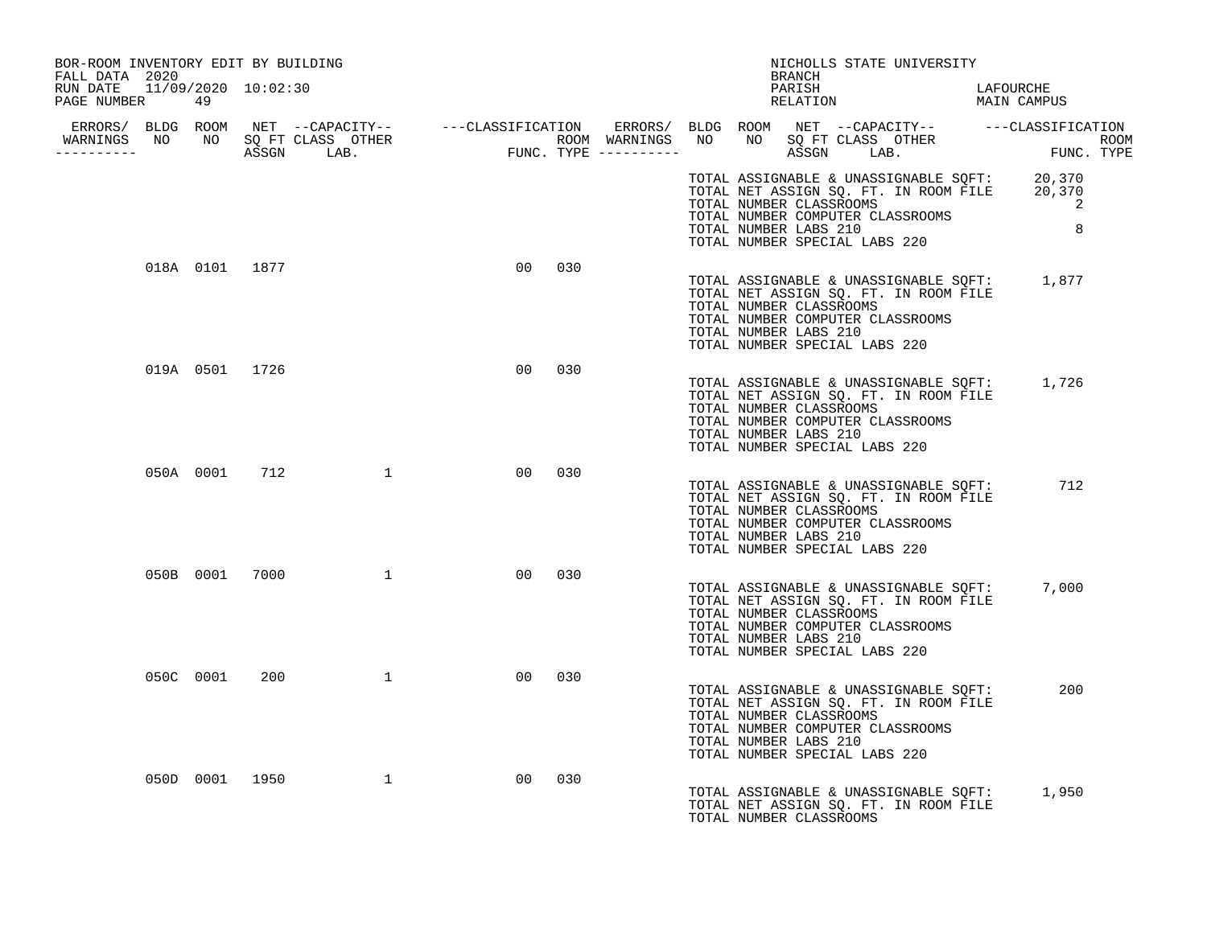BOR-ROOM INVENTORY EDIT BY BUILDING
FALL DATA 2020
RUN DATE 11/09/2020 10:02:30
PAGE NUMBER 49

NICHOLLS STATE UNIVERSITY
BRANCH
PARISH LAFOURCHE
RELATION MAIN CAMPUS

| ERRORS/ WARNINGS | BLDG NO | ROOM NO | NET SQ FT ASSGN | CAPACITY CLASS | CAPACITY OTHER LAB. | CLASSIFICATION FUNC. | ROOM TYPE | |
|---|---|---|---|---|---|---|---|---|
| | | | | | | | | TOTAL ASSIGNABLE & UNASSIGNABLE SQFT: 20,370<br>TOTAL NET ASSIGN SQ. FT. IN ROOM FILE 20,370<br>TOTAL NUMBER CLASSROOMS 2<br>TOTAL NUMBER COMPUTER CLASSROOMS<br>TOTAL NUMBER LABS 210 8<br>TOTAL NUMBER SPECIAL LABS 220 |
| | 018A | 0101 | 1877 | | | 00 | 030 | TOTAL ASSIGNABLE & UNASSIGNABLE SQFT: 1,877<br>TOTAL NET ASSIGN SQ. FT. IN ROOM FILE<br>TOTAL NUMBER CLASSROOMS<br>TOTAL NUMBER COMPUTER CLASSROOMS<br>TOTAL NUMBER LABS 210<br>TOTAL NUMBER SPECIAL LABS 220 |
| | 019A | 0501 | 1726 | | | 00 | 030 | TOTAL ASSIGNABLE & UNASSIGNABLE SQFT: 1,726<br>TOTAL NET ASSIGN SQ. FT. IN ROOM FILE<br>TOTAL NUMBER CLASSROOMS<br>TOTAL NUMBER COMPUTER CLASSROOMS<br>TOTAL NUMBER LABS 210<br>TOTAL NUMBER SPECIAL LABS 220 |
| | 050A | 0001 | 712 | | 1 | 00 | 030 | TOTAL ASSIGNABLE & UNASSIGNABLE SQFT: 712<br>TOTAL NET ASSIGN SQ. FT. IN ROOM FILE<br>TOTAL NUMBER CLASSROOMS<br>TOTAL NUMBER COMPUTER CLASSROOMS<br>TOTAL NUMBER LABS 210<br>TOTAL NUMBER SPECIAL LABS 220 |
| | 050B | 0001 | 7000 | | 1 | 00 | 030 | TOTAL ASSIGNABLE & UNASSIGNABLE SQFT: 7,000<br>TOTAL NET ASSIGN SQ. FT. IN ROOM FILE<br>TOTAL NUMBER CLASSROOMS<br>TOTAL NUMBER COMPUTER CLASSROOMS<br>TOTAL NUMBER LABS 210<br>TOTAL NUMBER SPECIAL LABS 220 |
| | 050C | 0001 | 200 | | 1 | 00 | 030 | TOTAL ASSIGNABLE & UNASSIGNABLE SQFT: 200<br>TOTAL NET ASSIGN SQ. FT. IN ROOM FILE<br>TOTAL NUMBER CLASSROOMS<br>TOTAL NUMBER COMPUTER CLASSROOMS<br>TOTAL NUMBER LABS 210<br>TOTAL NUMBER SPECIAL LABS 220 |
| | 050D | 0001 | 1950 | | 1 | 00 | 030 | TOTAL ASSIGNABLE & UNASSIGNABLE SQFT: 1,950<br>TOTAL NET ASSIGN SQ. FT. IN ROOM FILE<br>TOTAL NUMBER CLASSROOMS |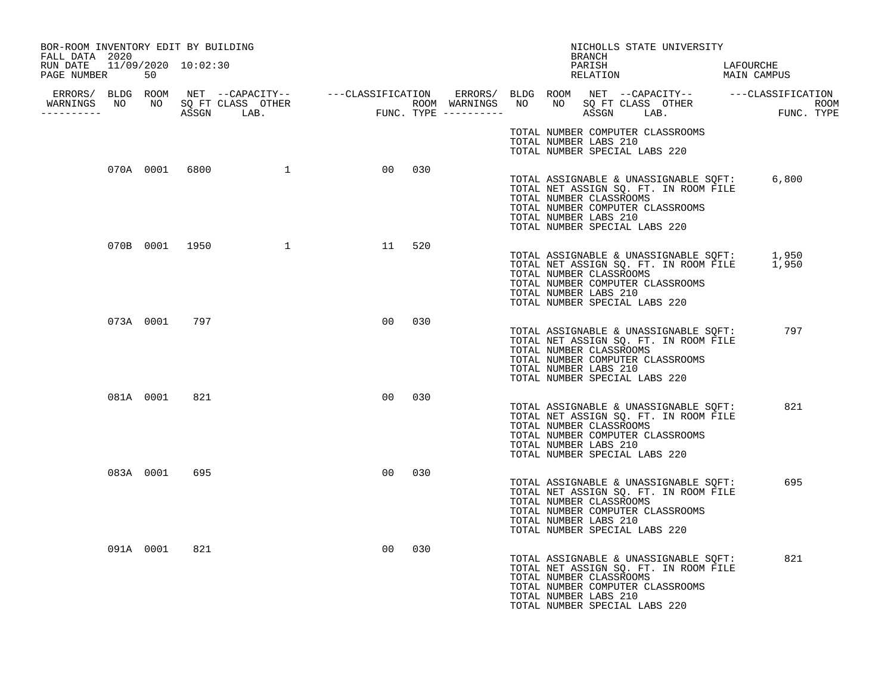BOR-ROOM INVENTORY EDIT BY BUILDING
FALL DATA 2020
RUN DATE 11/09/2020 10:02:30

NICHOLLS STATE UNIVERSITY
BRANCH
PARISH LAFOURCHE
RELATION MAIN CAMPUS

| ERRORS/ WARNINGS | BLDG NO | ROOM NO | NET SQ FT ASSGN | CAPACITY CLASS | CAPACITY LAB. | CAPACITY OTHER | CLASSIFICATION FUNC. | ROOM TYPE |
|---|---|---|---|---|---|---|---|---|
| | | | | | | | | |

TOTAL NUMBER COMPUTER CLASSROOMS
TOTAL NUMBER LABS 210
TOTAL NUMBER SPECIAL LABS 220

| ERRORS/ WARNINGS | BLDG NO | ROOM NO | NET SQ FT ASSGN | CAPACITY CLASS | CAPACITY LAB. | CAPACITY OTHER | CLASSIFICATION FUNC. | ROOM TYPE |
|---|---|---|---|---|---|---|---|---|
| | 070A | 0001 | 6800 | | | 1 | 00 | 030 |

TOTAL ASSIGNABLE & UNASSIGNABLE SQFT: 6,800
TOTAL NET ASSIGN SQ. FT. IN ROOM FILE
TOTAL NUMBER CLASSROOMS
TOTAL NUMBER COMPUTER CLASSROOMS
TOTAL NUMBER LABS 210
TOTAL NUMBER SPECIAL LABS 220

| ERRORS/ WARNINGS | BLDG NO | ROOM NO | NET SQ FT ASSGN | CAPACITY CLASS | CAPACITY LAB. | CAPACITY OTHER | CLASSIFICATION FUNC. | ROOM TYPE |
|---|---|---|---|---|---|---|---|---|
| | 070B | 0001 | 1950 | | | 1 | 11 | 520 |

TOTAL ASSIGNABLE & UNASSIGNABLE SQFT: 1,950
TOTAL NET ASSIGN SQ. FT. IN ROOM FILE 1,950
TOTAL NUMBER CLASSROOMS
TOTAL NUMBER COMPUTER CLASSROOMS
TOTAL NUMBER LABS 210
TOTAL NUMBER SPECIAL LABS 220

| ERRORS/ WARNINGS | BLDG NO | ROOM NO | NET SQ FT ASSGN | CAPACITY CLASS | CAPACITY LAB. | CAPACITY OTHER | CLASSIFICATION FUNC. | ROOM TYPE |
|---|---|---|---|---|---|---|---|---|
| | 073A | 0001 | 797 | | | | 00 | 030 |

TOTAL ASSIGNABLE & UNASSIGNABLE SQFT: 797
TOTAL NET ASSIGN SQ. FT. IN ROOM FILE
TOTAL NUMBER CLASSROOMS
TOTAL NUMBER COMPUTER CLASSROOMS
TOTAL NUMBER LABS 210
TOTAL NUMBER SPECIAL LABS 220

| ERRORS/ WARNINGS | BLDG NO | ROOM NO | NET SQ FT ASSGN | CAPACITY CLASS | CAPACITY LAB. | CAPACITY OTHER | CLASSIFICATION FUNC. | ROOM TYPE |
|---|---|---|---|---|---|---|---|---|
| | 081A | 0001 | 821 | | | | 00 | 030 |

TOTAL ASSIGNABLE & UNASSIGNABLE SQFT: 821
TOTAL NET ASSIGN SQ. FT. IN ROOM FILE
TOTAL NUMBER CLASSROOMS
TOTAL NUMBER COMPUTER CLASSROOMS
TOTAL NUMBER LABS 210
TOTAL NUMBER SPECIAL LABS 220

| ERRORS/ WARNINGS | BLDG NO | ROOM NO | NET SQ FT ASSGN | CAPACITY CLASS | CAPACITY LAB. | CAPACITY OTHER | CLASSIFICATION FUNC. | ROOM TYPE |
|---|---|---|---|---|---|---|---|---|
| | 083A | 0001 | 695 | | | | 00 | 030 |

TOTAL ASSIGNABLE & UNASSIGNABLE SQFT: 695
TOTAL NET ASSIGN SQ. FT. IN ROOM FILE
TOTAL NUMBER CLASSROOMS
TOTAL NUMBER COMPUTER CLASSROOMS
TOTAL NUMBER LABS 210
TOTAL NUMBER SPECIAL LABS 220

| ERRORS/ WARNINGS | BLDG NO | ROOM NO | NET SQ FT ASSGN | CAPACITY CLASS | CAPACITY LAB. | CAPACITY OTHER | CLASSIFICATION FUNC. | ROOM TYPE |
|---|---|---|---|---|---|---|---|---|
| | 091A | 0001 | 821 | | | | 00 | 030 |

TOTAL ASSIGNABLE & UNASSIGNABLE SQFT: 821
TOTAL NET ASSIGN SQ. FT. IN ROOM FILE
TOTAL NUMBER CLASSROOMS
TOTAL NUMBER COMPUTER CLASSROOMS
TOTAL NUMBER LABS 210
TOTAL NUMBER SPECIAL LABS 220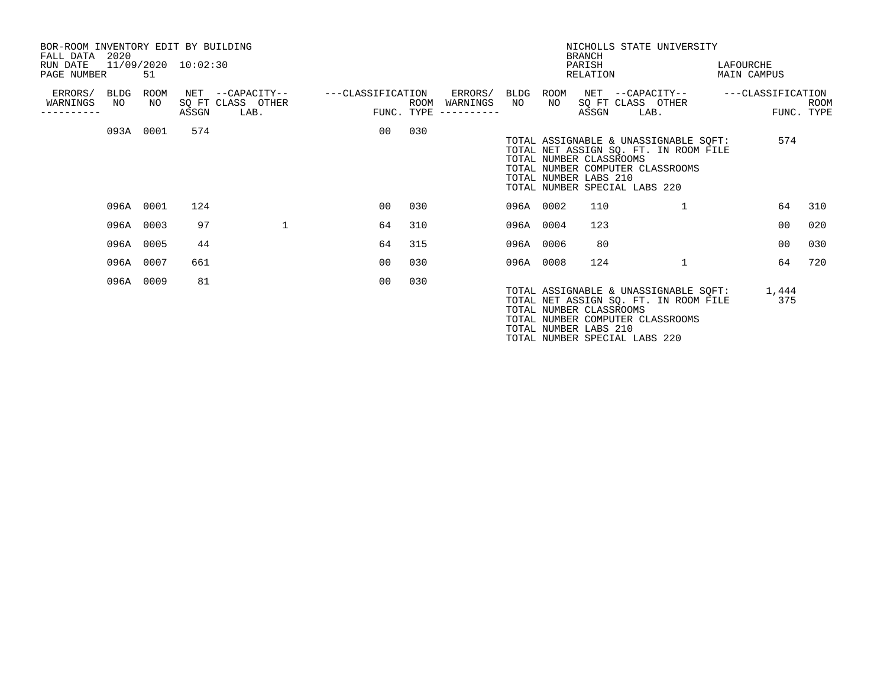BOR-ROOM INVENTORY EDIT BY BUILDING
FALL DATA 2020
RUN DATE 11/09/2020 10:02:30
PAGE NUMBER 51

NICHOLLS STATE UNIVERSITY
BRANCH
PARISH LAFOURCHE
RELATION MAIN CAMPUS

| ERRORS/ WARNINGS | BLDG NO | ROOM NO | NET SQ FT ASSGN | CAPACITY CLASS | CAPACITY OTHER LAB. | CLASSIFICATION FUNC. | ROOM TYPE | ERRORS/ WARNINGS | BLDG NO | ROOM NO | NET SQ FT ASSGN | CAPACITY CLASS | CAPACITY OTHER LAB. | CLASSIFICATION FUNC. | ROOM TYPE |
|---|---|---|---|---|---|---|---|---|---|---|---|---|---|---|---|
| | 093A | 0001 | 574 | | | 00 | 030 | | | | | | | | |

TOTAL ASSIGNABLE & UNASSIGNABLE SQFT: 574
TOTAL NET ASSIGN SQ. FT. IN ROOM FILE
TOTAL NUMBER CLASSROOMS
TOTAL NUMBER COMPUTER CLASSROOMS
TOTAL NUMBER LABS 210
TOTAL NUMBER SPECIAL LABS 220

| ERRORS/ WARNINGS | BLDG NO | ROOM NO | NET SQ FT ASSGN | CAPACITY CLASS | CAPACITY OTHER LAB. | CLASSIFICATION FUNC. | ROOM TYPE | ERRORS/ WARNINGS | BLDG NO | ROOM NO | NET SQ FT ASSGN | CAPACITY CLASS | CAPACITY OTHER LAB. | CLASSIFICATION FUNC. | ROOM TYPE |
|---|---|---|---|---|---|---|---|---|---|---|---|---|---|---|---|
| | 096A | 0001 | 124 | | | 00 | 030 | | 096A | 0002 | 110 | | 1 | 64 | 310 |
| | 096A | 0003 | 97 | | 1 | 64 | 310 | | 096A | 0004 | 123 | | | 00 | 020 |
| | 096A | 0005 | 44 | | | 64 | 315 | | 096A | 0006 | 80 | | | 00 | 030 |
| | 096A | 0007 | 661 | | | 00 | 030 | | 096A | 0008 | 124 | | 1 | 64 | 720 |
| | 096A | 0009 | 81 | | | 00 | 030 | | | | | | | | |

TOTAL ASSIGNABLE & UNASSIGNABLE SQFT: 1,444
TOTAL NET ASSIGN SQ. FT. IN ROOM FILE 375
TOTAL NUMBER CLASSROOMS
TOTAL NUMBER COMPUTER CLASSROOMS
TOTAL NUMBER LABS 210
TOTAL NUMBER SPECIAL LABS 220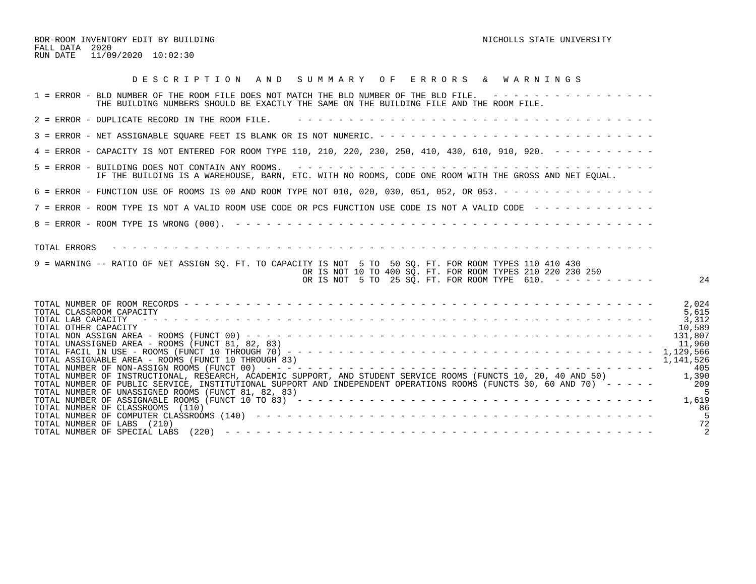BOR-ROOM INVENTORY EDIT BY BUILDING NICHOLLS STATE UNIVERSITY
FALL DATA 2020
RUN DATE 11/09/2020 10:02:30

## D E S C R I P T I O N   A N D   S U M M A R Y   O F   E R R O R S   &   W A R N I N G S

1 = ERROR - BLD NUMBER OF THE ROOM FILE DOES NOT MATCH THE BLD NUMBER OF THE BLD FILE.
THE BUILDING NUMBERS SHOULD BE EXACTLY THE SAME ON THE BUILDING FILE AND THE ROOM FILE.

2 = ERROR - DUPLICATE RECORD IN THE ROOM FILE.

3 = ERROR - NET ASSIGNABLE SQUARE FEET IS BLANK OR IS NOT NUMERIC.

4 = ERROR - CAPACITY IS NOT ENTERED FOR ROOM TYPE 110, 210, 220, 230, 250, 410, 430, 610, 910, 920.

5 = ERROR - BUILDING DOES NOT CONTAIN ANY ROOMS.
IF THE BUILDING IS A WAREHOUSE, BARN, ETC. WITH NO ROOMS, CODE ONE ROOM WITH THE GROSS AND NET EQUAL.

6 = ERROR - FUNCTION USE OF ROOMS IS 00 AND ROOM TYPE NOT 010, 020, 030, 051, 052, OR 053.

7 = ERROR - ROOM TYPE IS NOT A VALID ROOM USE CODE OR PCS FUNCTION USE CODE IS NOT A VALID CODE

8 = ERROR - ROOM TYPE IS WRONG (000).

TOTAL ERRORS

9 = WARNING -- RATIO OF NET ASSIGN SQ. FT. TO CAPACITY IS NOT 5 TO 50 SQ. FT. FOR ROOM TYPES 110 410 430
OR IS NOT 10 TO 400 SQ. FT. FOR ROOM TYPES 210 220 230 250
OR IS NOT 5 TO 25 SQ. FT. FOR ROOM TYPE 610. — 24

| | |
|---|---|
| TOTAL NUMBER OF ROOM RECORDS | 2,024 |
| TOTAL CLASSROOM CAPACITY | 5,615 |
| TOTAL LAB CAPACITY | 3,312 |
| TOTAL OTHER CAPACITY | 10,589 |
| TOTAL NON ASSIGN AREA - ROOMS (FUNCT 00) | 131,807 |
| TOTAL UNASSIGNED AREA - ROOMS (FUNCT 81, 82, 83) | 11,960 |
| TOTAL FACIL IN USE - ROOMS (FUNCT 10 THROUGH 70) | 1,129,566 |
| TOTAL ASSIGNABLE AREA - ROOMS (FUNCT 10 THROUGH 83) | 1,141,526 |
| TOTAL NUMBER OF NON-ASSIGN ROOMS (FUNCT 00) | 405 |
| TOTAL NUMBER OF INSTRUCTIONAL, RESEARCH, ACADEMIC SUPPORT, AND STUDENT SERVICE ROOMS (FUNCTS 10, 20, 40 AND 50) | 1,390 |
| TOTAL NUMBER OF PUBLIC SERVICE, INSTITUTIONAL SUPPORT AND INDEPENDENT OPERATIONS ROOMS (FUNCTS 30, 60 AND 70) | 209 |
| TOTAL NUMBER OF UNASSIGNED ROOMS (FUNCT 81, 82, 83) | 5 |
| TOTAL NUMBER OF ASSIGNABLE ROOMS (FUNCT 10 TO 83) | 1,619 |
| TOTAL NUMBER OF CLASSROOMS (110) | 86 |
| TOTAL NUMBER OF COMPUTER CLASSROOMS (140) | 5 |
| TOTAL NUMBER OF LABS (210) | 72 |
| TOTAL NUMBER OF SPECIAL LABS (220) | 2 |